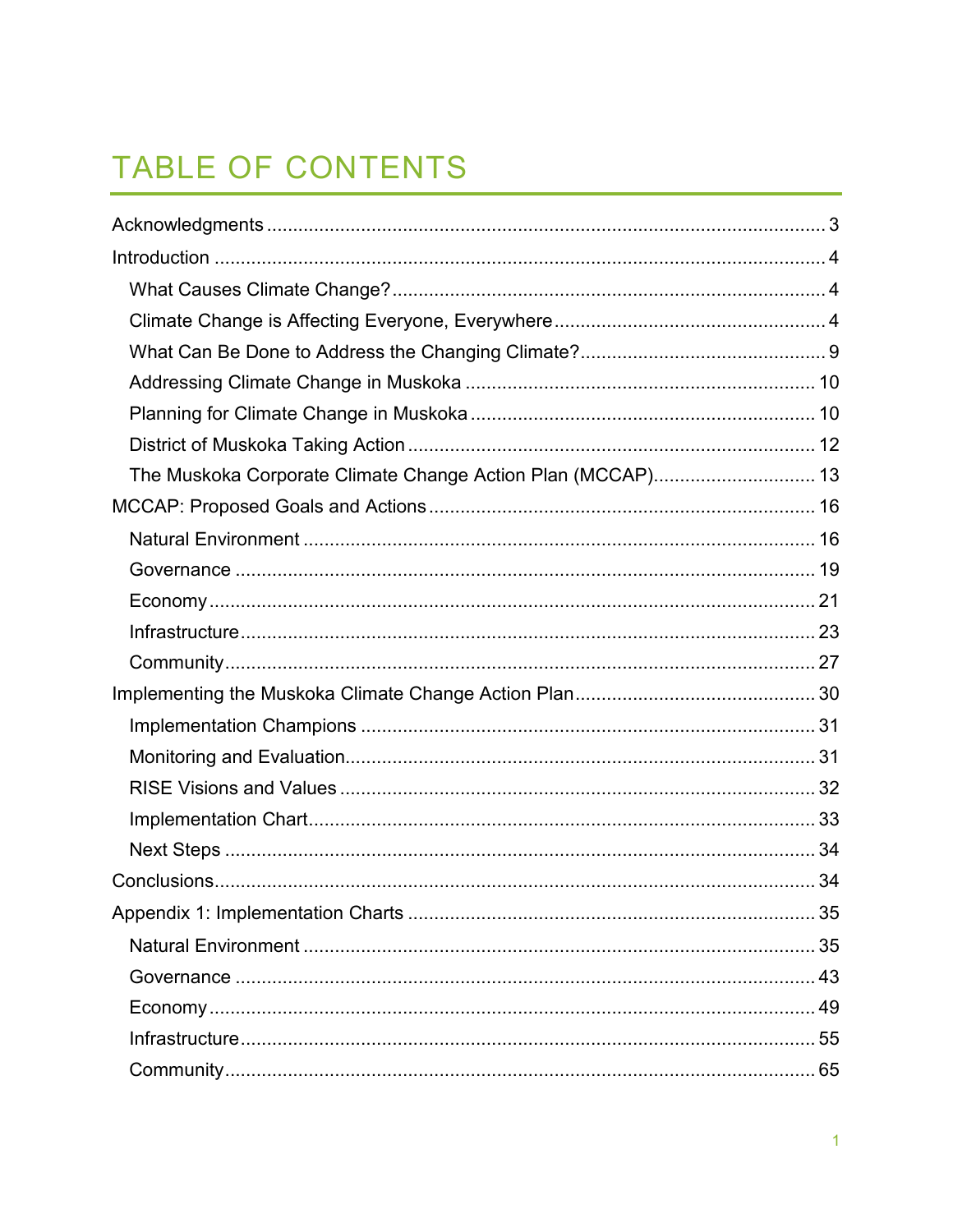# TABLE OF CONTENTS

Acknowledgments .......... 3

Introduction .......... 4

- What Causes Climate Change? .......... 4
- Climate Change is Affecting Everyone, Everywhere .......... 4
- What Can Be Done to Address the Changing Climate? .......... 9
- Addressing Climate Change in Muskoka .......... 10
- Planning for Climate Change in Muskoka .......... 10
- District of Muskoka Taking Action .......... 12
- The Muskoka Corporate Climate Change Action Plan (MCCAP) .......... 13

MCCAP: Proposed Goals and Actions .......... 16

- Natural Environment .......... 16
- Governance .......... 19
- Economy .......... 21
- Infrastructure .......... 23
- Community .......... 27

Implementing the Muskoka Climate Change Action Plan .......... 30

- Implementation Champions .......... 31
- Monitoring and Evaluation .......... 31
- RISE Visions and Values .......... 32
- Implementation Chart .......... 33
- Next Steps .......... 34

Conclusions .......... 34

Appendix 1: Implementation Charts .......... 35

- Natural Environment .......... 35
- Governance .......... 43
- Economy .......... 49
- Infrastructure .......... 55
- Community .......... 65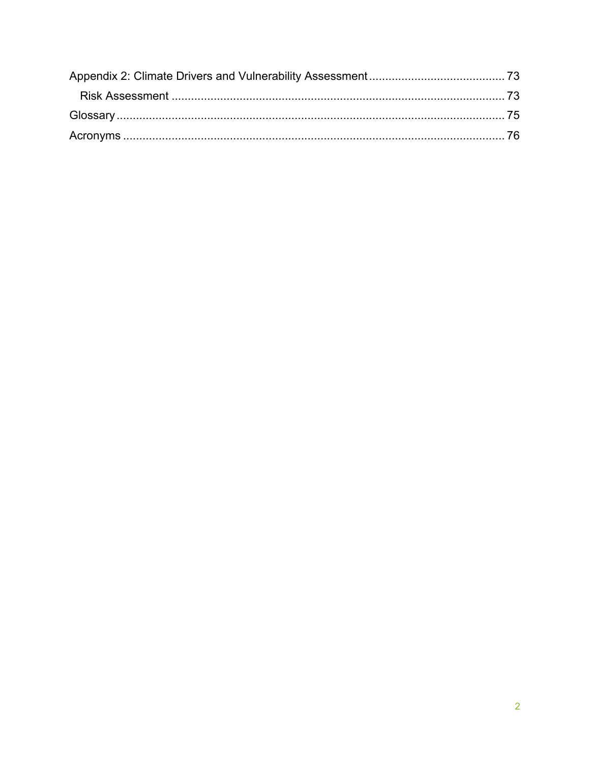Appendix 2: Climate Drivers and Vulnerability Assessment .......................................... 73

Risk Assessment ...................................................................................................... 73

Glossary ........................................................................................................................ 75

Acronyms ....................................................................................................................... 76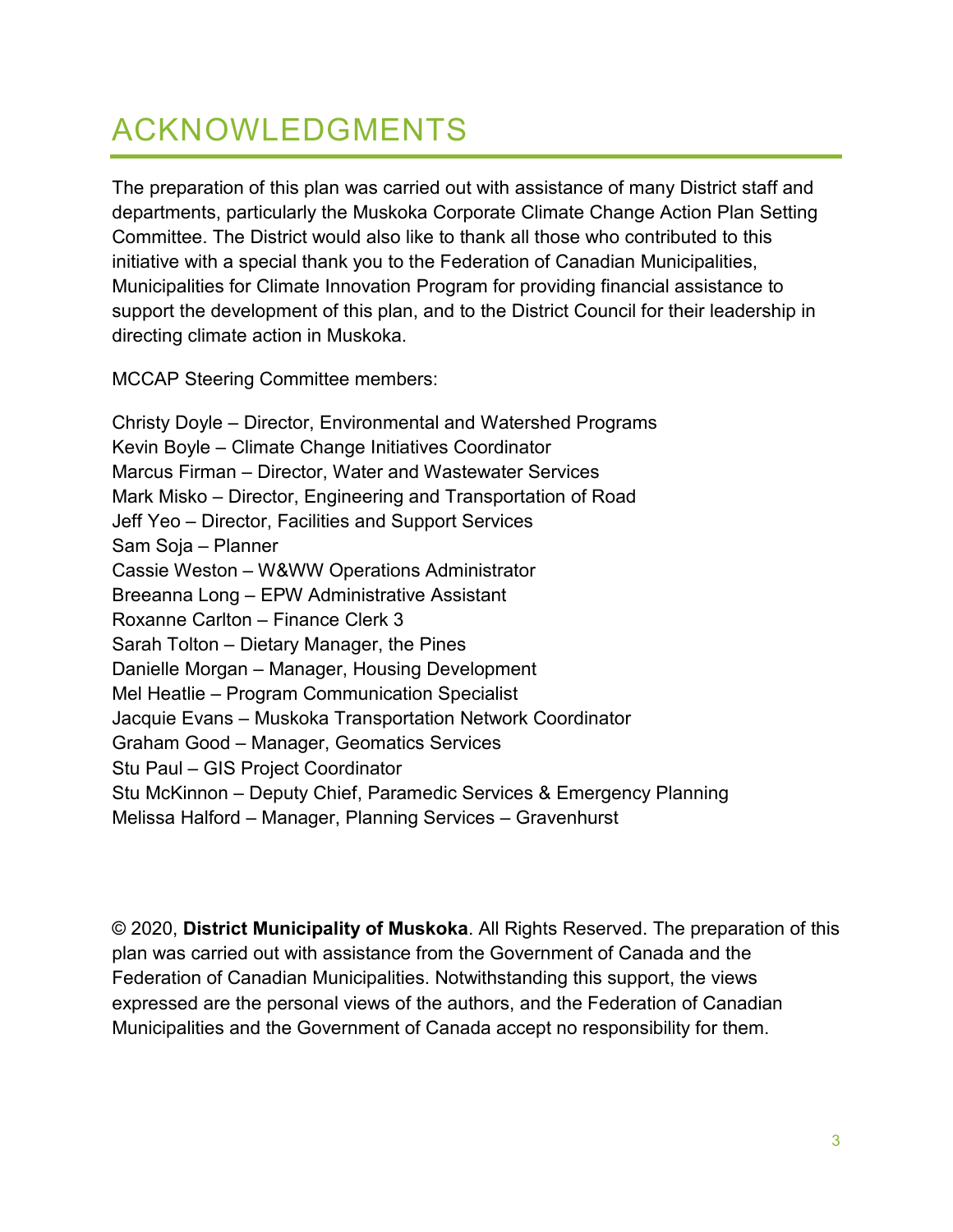# ACKNOWLEDGMENTS

The preparation of this plan was carried out with assistance of many District staff and departments, particularly the Muskoka Corporate Climate Change Action Plan Setting Committee. The District would also like to thank all those who contributed to this initiative with a special thank you to the Federation of Canadian Municipalities, Municipalities for Climate Innovation Program for providing financial assistance to support the development of this plan, and to the District Council for their leadership in directing climate action in Muskoka.

MCCAP Steering Committee members:

Christy Doyle – Director, Environmental and Watershed Programs
Kevin Boyle – Climate Change Initiatives Coordinator
Marcus Firman – Director, Water and Wastewater Services
Mark Misko – Director, Engineering and Transportation of Road
Jeff Yeo – Director, Facilities and Support Services
Sam Soja – Planner
Cassie Weston – W&WW Operations Administrator
Breeanna Long – EPW Administrative Assistant
Roxanne Carlton – Finance Clerk 3
Sarah Tolton – Dietary Manager, the Pines
Danielle Morgan – Manager, Housing Development
Mel Heatlie – Program Communication Specialist
Jacquie Evans – Muskoka Transportation Network Coordinator
Graham Good – Manager, Geomatics Services
Stu Paul – GIS Project Coordinator
Stu McKinnon – Deputy Chief, Paramedic Services & Emergency Planning
Melissa Halford – Manager, Planning Services – Gravenhurst

© 2020, **District Municipality of Muskoka**. All Rights Reserved. The preparation of this plan was carried out with assistance from the Government of Canada and the Federation of Canadian Municipalities. Notwithstanding this support, the views expressed are the personal views of the authors, and the Federation of Canadian Municipalities and the Government of Canada accept no responsibility for them.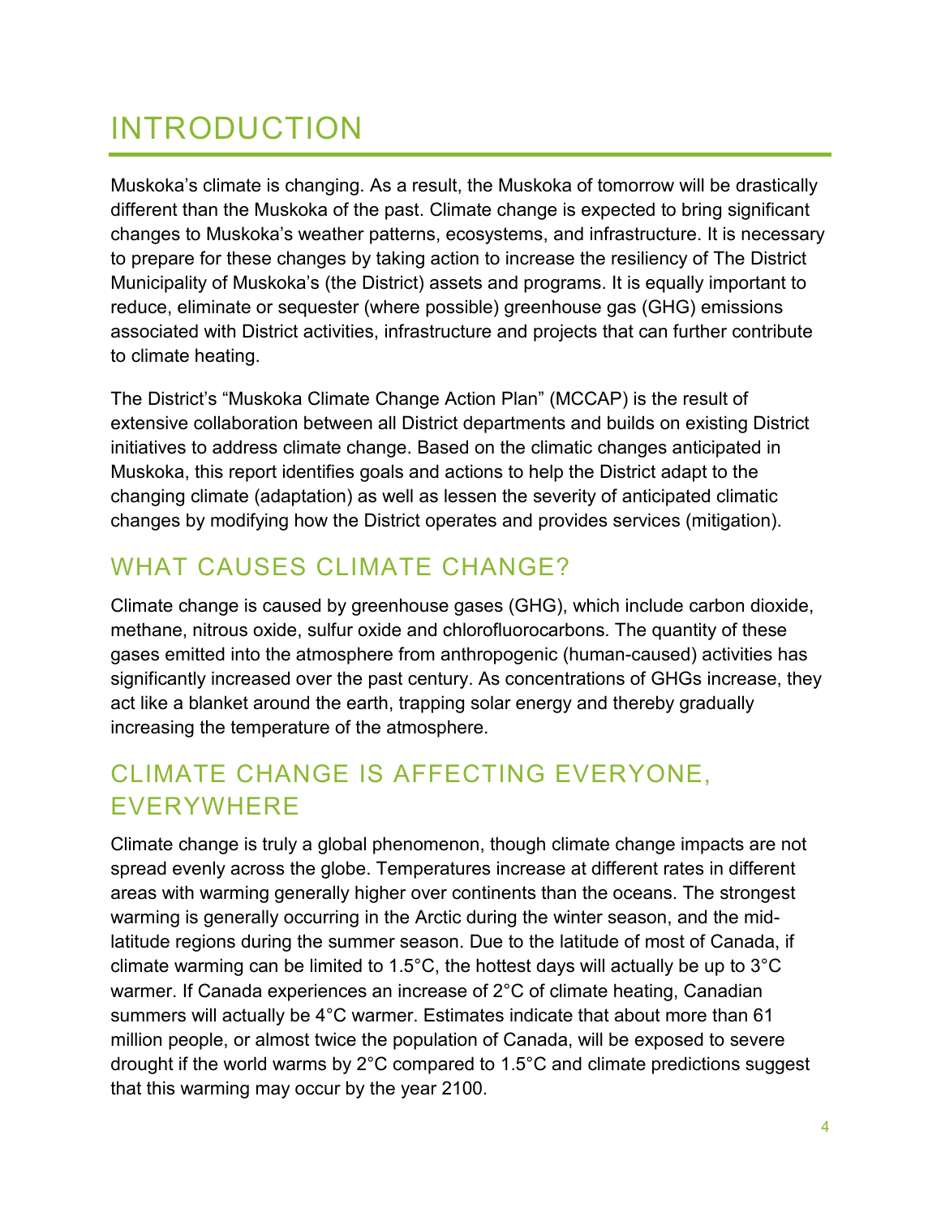# INTRODUCTION

Muskoka's climate is changing. As a result, the Muskoka of tomorrow will be drastically different than the Muskoka of the past. Climate change is expected to bring significant changes to Muskoka's weather patterns, ecosystems, and infrastructure. It is necessary to prepare for these changes by taking action to increase the resiliency of The District Municipality of Muskoka's (the District) assets and programs. It is equally important to reduce, eliminate or sequester (where possible) greenhouse gas (GHG) emissions associated with District activities, infrastructure and projects that can further contribute to climate heating.

The District's "Muskoka Climate Change Action Plan" (MCCAP) is the result of extensive collaboration between all District departments and builds on existing District initiatives to address climate change. Based on the climatic changes anticipated in Muskoka, this report identifies goals and actions to help the District adapt to the changing climate (adaptation) as well as lessen the severity of anticipated climatic changes by modifying how the District operates and provides services (mitigation).

## WHAT CAUSES CLIMATE CHANGE?

Climate change is caused by greenhouse gases (GHG), which include carbon dioxide, methane, nitrous oxide, sulfur oxide and chlorofluorocarbons. The quantity of these gases emitted into the atmosphere from anthropogenic (human-caused) activities has significantly increased over the past century. As concentrations of GHGs increase, they act like a blanket around the earth, trapping solar energy and thereby gradually increasing the temperature of the atmosphere.

## CLIMATE CHANGE IS AFFECTING EVERYONE, EVERYWHERE

Climate change is truly a global phenomenon, though climate change impacts are not spread evenly across the globe. Temperatures increase at different rates in different areas with warming generally higher over continents than the oceans. The strongest warming is generally occurring in the Arctic during the winter season, and the mid-latitude regions during the summer season. Due to the latitude of most of Canada, if climate warming can be limited to 1.5°C, the hottest days will actually be up to 3°C warmer. If Canada experiences an increase of 2°C of climate heating, Canadian summers will actually be 4°C warmer. Estimates indicate that about more than 61 million people, or almost twice the population of Canada, will be exposed to severe drought if the world warms by 2°C compared to 1.5°C and climate predictions suggest that this warming may occur by the year 2100.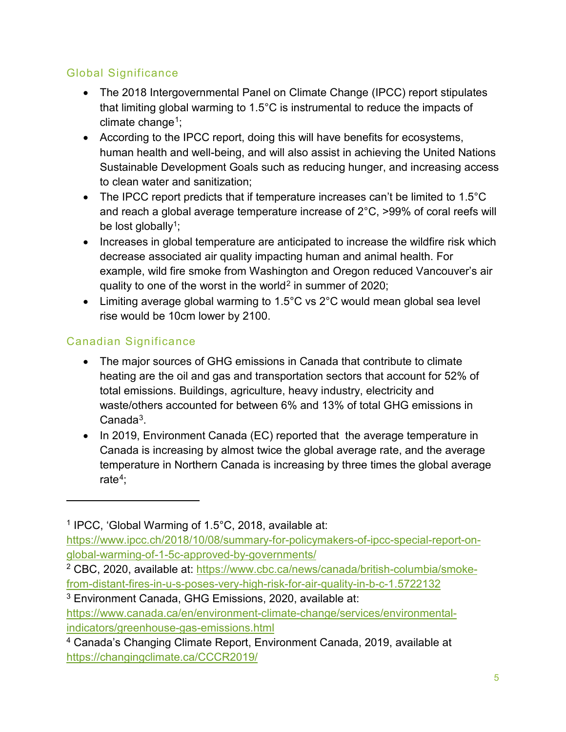## Global Significance

- The 2018 Intergovernmental Panel on Climate Change (IPCC) report stipulates that limiting global warming to 1.5°C is instrumental to reduce the impacts of climate change[1];
- According to the IPCC report, doing this will have benefits for ecosystems, human health and well-being, and will also assist in achieving the United Nations Sustainable Development Goals such as reducing hunger, and increasing access to clean water and sanitization;
- The IPCC report predicts that if temperature increases can't be limited to 1.5°C and reach a global average temperature increase of 2°C, >99% of coral reefs will be lost globally[1];
- Increases in global temperature are anticipated to increase the wildfire risk which decrease associated air quality impacting human and animal health. For example, wild fire smoke from Washington and Oregon reduced Vancouver's air quality to one of the worst in the world[2] in summer of 2020;
- Limiting average global warming to 1.5°C vs 2°C would mean global sea level rise would be 10cm lower by 2100.

## Canadian Significance

- The major sources of GHG emissions in Canada that contribute to climate heating are the oil and gas and transportation sectors that account for 52% of total emissions. Buildings, agriculture, heavy industry, electricity and waste/others accounted for between 6% and 13% of total GHG emissions in Canada[3].
- In 2019, Environment Canada (EC) reported that the average temperature in Canada is increasing by almost twice the global average rate, and the average temperature in Northern Canada is increasing by three times the global average rate[4];

---

[1] IPCC, 'Global Warming of 1.5°C, 2018, available at: https://www.ipcc.ch/2018/10/08/summary-for-policymakers-of-ipcc-special-report-on-global-warming-of-1-5c-approved-by-governments/

[2] CBC, 2020, available at: https://www.cbc.ca/news/canada/british-columbia/smoke-from-distant-fires-in-u-s-poses-very-high-risk-for-air-quality-in-b-c-1.5722132

[3] Environment Canada, GHG Emissions, 2020, available at: https://www.canada.ca/en/environment-climate-change/services/environmental-indicators/greenhouse-gas-emissions.html

[4] Canada's Changing Climate Report, Environment Canada, 2019, available at https://changingclimate.ca/CCCR2019/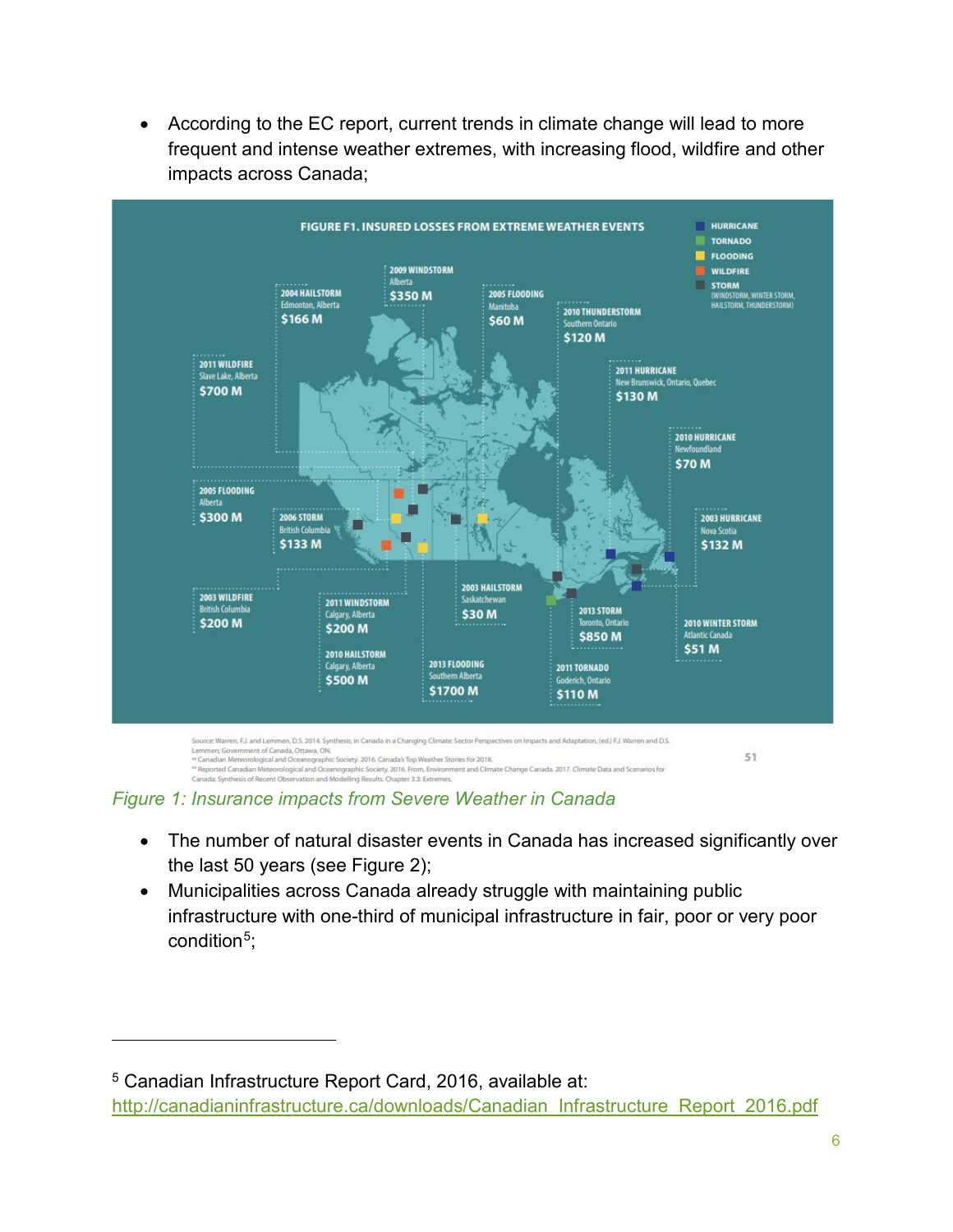- According to the EC report, current trends in climate change will lead to more frequent and intense weather extremes, with increasing flood, wildfire and other impacts across Canada;

*Figure 1: Insurance impacts from Severe Weather in Canada*

- The number of natural disaster events in Canada has increased significantly over the last 50 years (see Figure 2);
- Municipalities across Canada already struggle with maintaining public infrastructure with one-third of municipal infrastructure in fair, poor or very poor condition[5];

---

[5] Canadian Infrastructure Report Card, 2016, available at: http://canadianinfrastructure.ca/downloads/Canadian_Infrastructure_Report_2016.pdf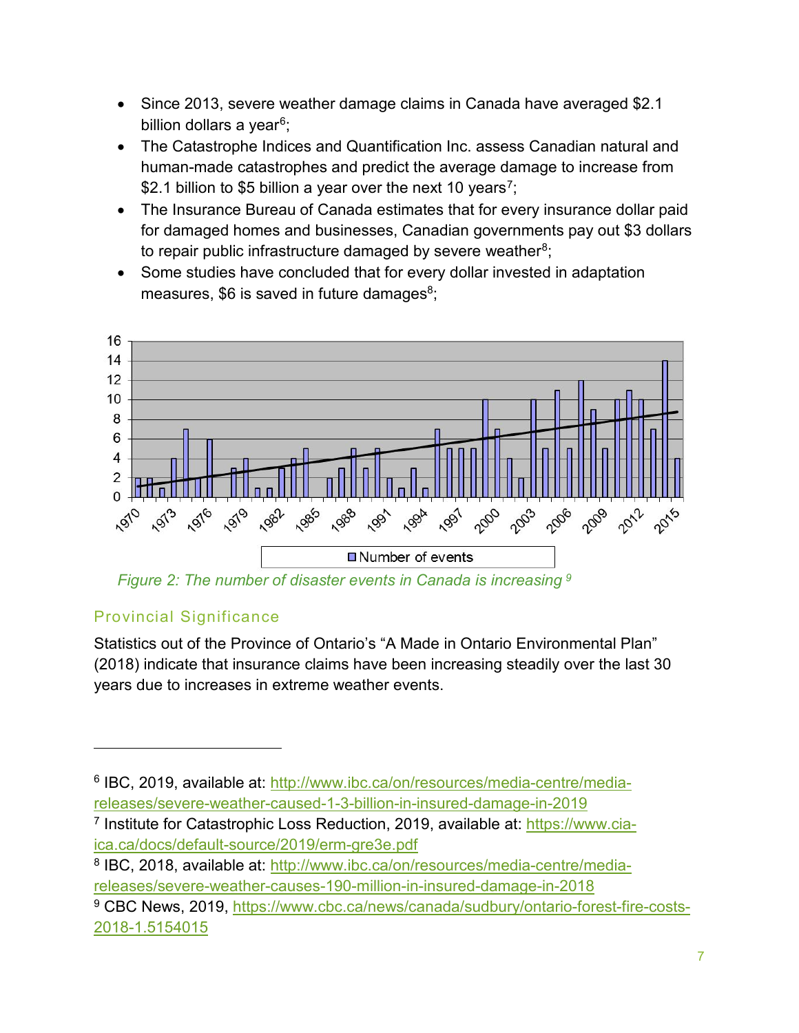- Since 2013, severe weather damage claims in Canada have averaged \$2.1 billion dollars a year[6];
- The Catastrophe Indices and Quantification Inc. assess Canadian natural and human-made catastrophes and predict the average damage to increase from \$2.1 billion to \$5 billion a year over the next 10 years[7];
- The Insurance Bureau of Canada estimates that for every insurance dollar paid for damaged homes and businesses, Canadian governments pay out \$3 dollars to repair public infrastructure damaged by severe weather[8];
- Some studies have concluded that for every dollar invested in adaptation measures, \$6 is saved in future damages[8];

*Figure 2: The number of disaster events in Canada is increasing [9]*

## Provincial Significance

Statistics out of the Province of Ontario's "A Made in Ontario Environmental Plan" (2018) indicate that insurance claims have been increasing steadily over the last 30 years due to increases in extreme weather events.

---

[6] IBC, 2019, available at: http://www.ibc.ca/on/resources/media-centre/media-releases/severe-weather-caused-1-3-billion-in-insured-damage-in-2019

[7] Institute for Catastrophic Loss Reduction, 2019, available at: https://www.cia-ica.ca/docs/default-source/2019/erm-gre3e.pdf

[8] IBC, 2018, available at: http://www.ibc.ca/on/resources/media-centre/media-releases/severe-weather-causes-190-million-in-insured-damage-in-2018

[9] CBC News, 2019, https://www.cbc.ca/news/canada/sudbury/ontario-forest-fire-costs-2018-1.5154015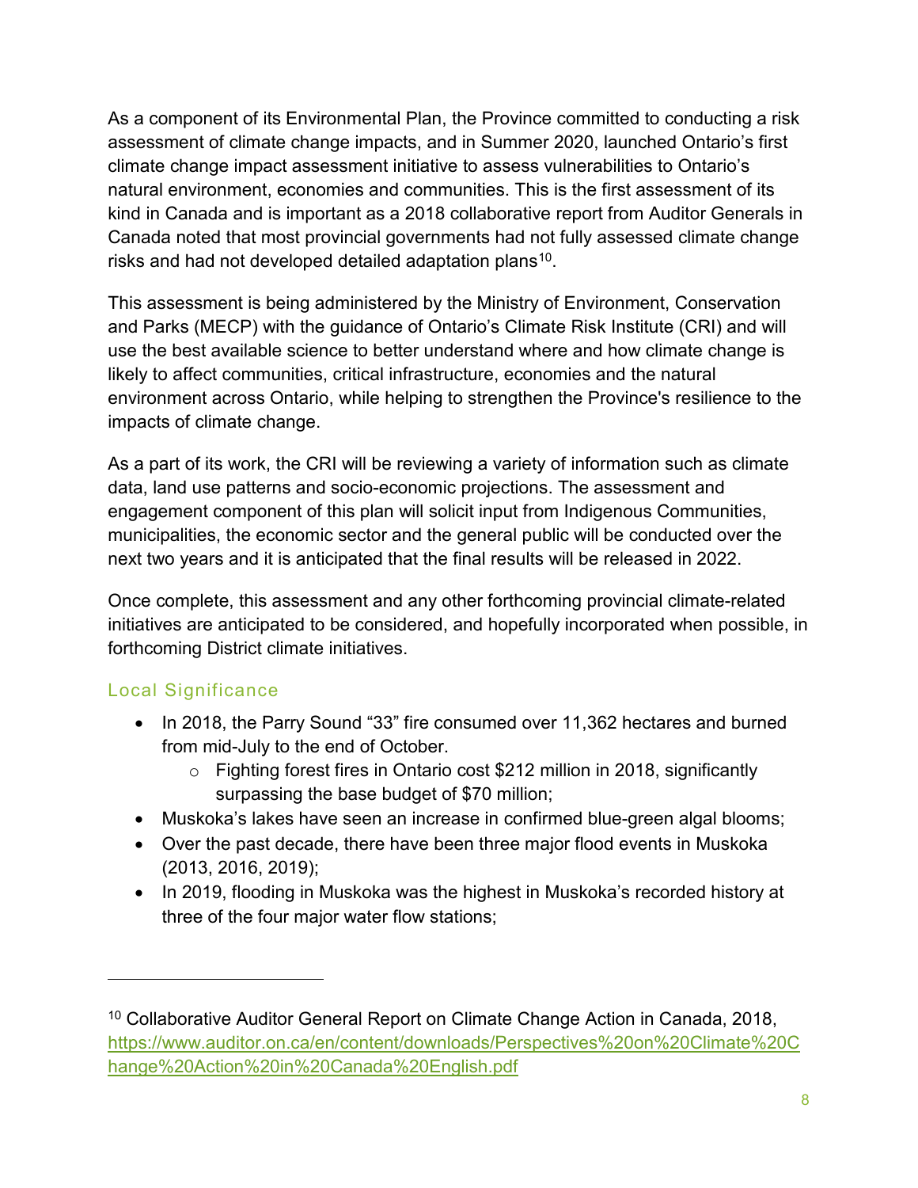As a component of its Environmental Plan, the Province committed to conducting a risk assessment of climate change impacts, and in Summer 2020, launched Ontario's first climate change impact assessment initiative to assess vulnerabilities to Ontario's natural environment, economies and communities. This is the first assessment of its kind in Canada and is important as a 2018 collaborative report from Auditor Generals in Canada noted that most provincial governments had not fully assessed climate change risks and had not developed detailed adaptation plans[10].

This assessment is being administered by the Ministry of Environment, Conservation and Parks (MECP) with the guidance of Ontario's Climate Risk Institute (CRI) and will use the best available science to better understand where and how climate change is likely to affect communities, critical infrastructure, economies and the natural environment across Ontario, while helping to strengthen the Province's resilience to the impacts of climate change.

As a part of its work, the CRI will be reviewing a variety of information such as climate data, land use patterns and socio-economic projections. The assessment and engagement component of this plan will solicit input from Indigenous Communities, municipalities, the economic sector and the general public will be conducted over the next two years and it is anticipated that the final results will be released in 2022.

Once complete, this assessment and any other forthcoming provincial climate-related initiatives are anticipated to be considered, and hopefully incorporated when possible, in forthcoming District climate initiatives.

### Local Significance

- In 2018, the Parry Sound "33" fire consumed over 11,362 hectares and burned from mid-July to the end of October.
  - Fighting forest fires in Ontario cost $212 million in 2018, significantly surpassing the base budget of $70 million;
- Muskoka's lakes have seen an increase in confirmed blue-green algal blooms;
- Over the past decade, there have been three major flood events in Muskoka (2013, 2016, 2019);
- In 2019, flooding in Muskoka was the highest in Muskoka's recorded history at three of the four major water flow stations;

---

[10] Collaborative Auditor General Report on Climate Change Action in Canada, 2018, https://www.auditor.on.ca/en/content/downloads/Perspectives%20on%20Climate%20Change%20Action%20in%20Canada%20English.pdf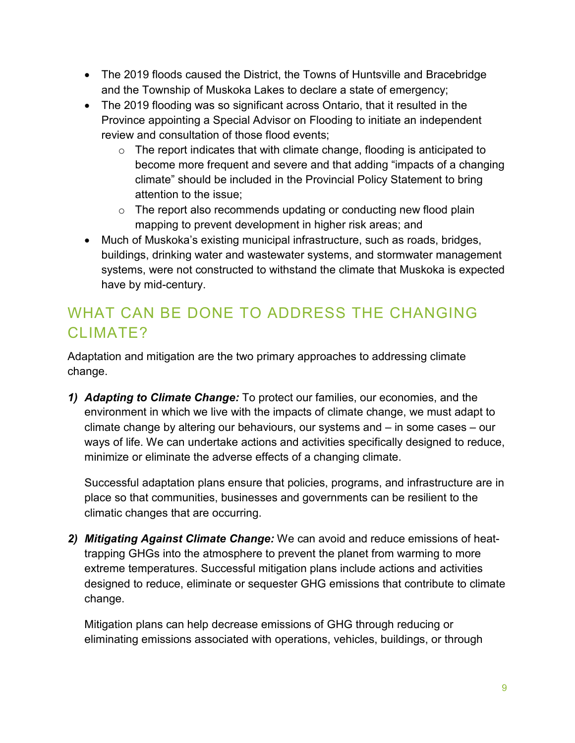- The 2019 floods caused the District, the Towns of Huntsville and Bracebridge and the Township of Muskoka Lakes to declare a state of emergency;
- The 2019 flooding was so significant across Ontario, that it resulted in the Province appointing a Special Advisor on Flooding to initiate an independent review and consultation of those flood events;
  - The report indicates that with climate change, flooding is anticipated to become more frequent and severe and that adding "impacts of a changing climate" should be included in the Provincial Policy Statement to bring attention to the issue;
  - The report also recommends updating or conducting new flood plain mapping to prevent development in higher risk areas; and
- Much of Muskoka's existing municipal infrastructure, such as roads, bridges, buildings, drinking water and wastewater systems, and stormwater management systems, were not constructed to withstand the climate that Muskoka is expected have by mid-century.

## WHAT CAN BE DONE TO ADDRESS THE CHANGING CLIMATE?

Adaptation and mitigation are the two primary approaches to addressing climate change.

1) ***Adapting to Climate Change:*** To protect our families, our economies, and the environment in which we live with the impacts of climate change, we must adapt to climate change by altering our behaviours, our systems and – in some cases – our ways of life. We can undertake actions and activities specifically designed to reduce, minimize or eliminate the adverse effects of a changing climate.

   Successful adaptation plans ensure that policies, programs, and infrastructure are in place so that communities, businesses and governments can be resilient to the climatic changes that are occurring.

2) ***Mitigating Against Climate Change:*** We can avoid and reduce emissions of heat-trapping GHGs into the atmosphere to prevent the planet from warming to more extreme temperatures. Successful mitigation plans include actions and activities designed to reduce, eliminate or sequester GHG emissions that contribute to climate change.

   Mitigation plans can help decrease emissions of GHG through reducing or eliminating emissions associated with operations, vehicles, buildings, or through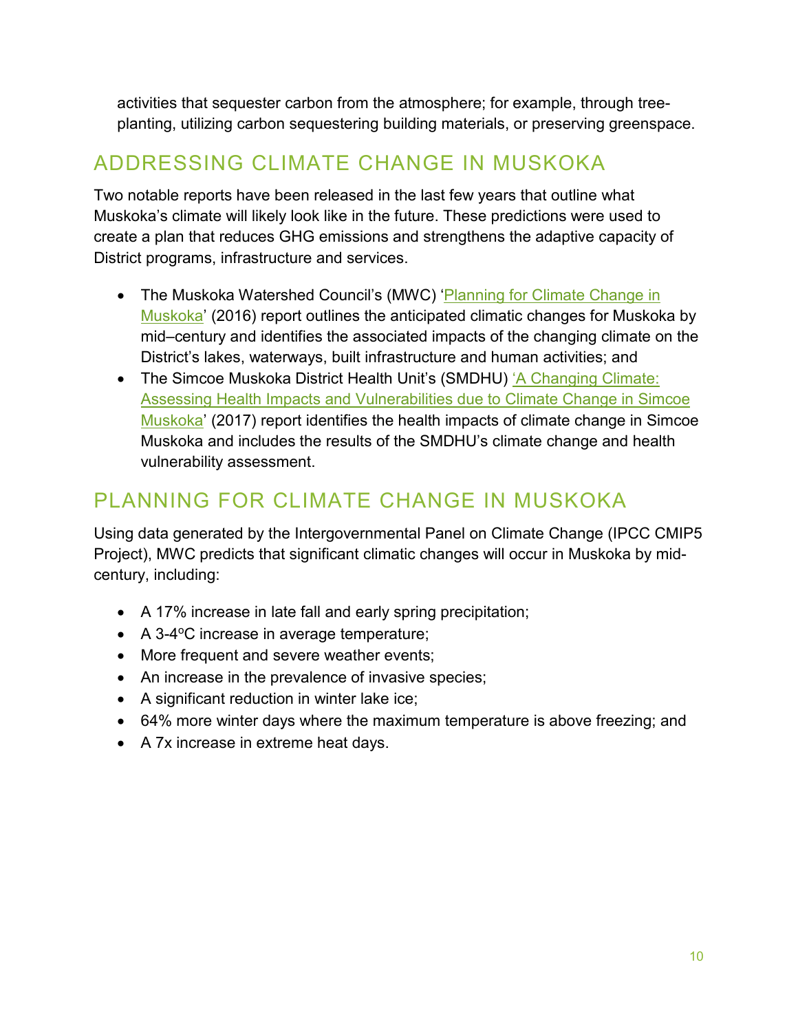activities that sequester carbon from the atmosphere; for example, through tree-planting, utilizing carbon sequestering building materials, or preserving greenspace.

## ADDRESSING CLIMATE CHANGE IN MUSKOKA

Two notable reports have been released in the last few years that outline what Muskoka's climate will likely look like in the future. These predictions were used to create a plan that reduces GHG emissions and strengthens the adaptive capacity of District programs, infrastructure and services.

- The Muskoka Watershed Council's (MWC) 'Planning for Climate Change in Muskoka' (2016) report outlines the anticipated climatic changes for Muskoka by mid–century and identifies the associated impacts of the changing climate on the District's lakes, waterways, built infrastructure and human activities; and
- The Simcoe Muskoka District Health Unit's (SMDHU) 'A Changing Climate: Assessing Health Impacts and Vulnerabilities due to Climate Change in Simcoe Muskoka' (2017) report identifies the health impacts of climate change in Simcoe Muskoka and includes the results of the SMDHU's climate change and health vulnerability assessment.

## PLANNING FOR CLIMATE CHANGE IN MUSKOKA

Using data generated by the Intergovernmental Panel on Climate Change (IPCC CMIP5 Project), MWC predicts that significant climatic changes will occur in Muskoka by mid-century, including:

- A 17% increase in late fall and early spring precipitation;
- A 3-4°C increase in average temperature;
- More frequent and severe weather events;
- An increase in the prevalence of invasive species;
- A significant reduction in winter lake ice;
- 64% more winter days where the maximum temperature is above freezing; and
- A 7x increase in extreme heat days.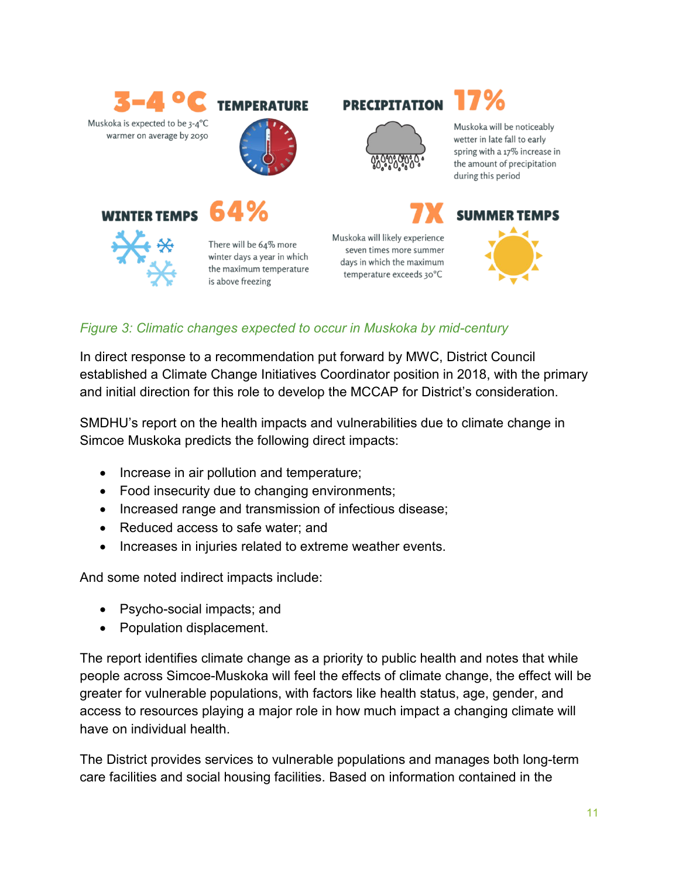**3-4 °C** TEMPERATURE

Muskoka is expected to be 3-4°C warmer on average by 2050

PRECIPITATION **17%**

Muskoka will be noticeably wetter in late fall to early spring with a 17% increase in the amount of precipitation during this period

WINTER TEMPS **64%**

There will be 64% more winter days a year in which the maximum temperature is above freezing

**7X** SUMMER TEMPS

Muskoka will likely experience seven times more summer days in which the maximum temperature exceeds 30°C

*Figure 3: Climatic changes expected to occur in Muskoka by mid-century*

In direct response to a recommendation put forward by MWC, District Council established a Climate Change Initiatives Coordinator position in 2018, with the primary and initial direction for this role to develop the MCCAP for District's consideration.

SMDHU's report on the health impacts and vulnerabilities due to climate change in Simcoe Muskoka predicts the following direct impacts:

- Increase in air pollution and temperature;
- Food insecurity due to changing environments;
- Increased range and transmission of infectious disease;
- Reduced access to safe water; and
- Increases in injuries related to extreme weather events.

And some noted indirect impacts include:

- Psycho-social impacts; and
- Population displacement.

The report identifies climate change as a priority to public health and notes that while people across Simcoe-Muskoka will feel the effects of climate change, the effect will be greater for vulnerable populations, with factors like health status, age, gender, and access to resources playing a major role in how much impact a changing climate will have on individual health.

The District provides services to vulnerable populations and manages both long-term care facilities and social housing facilities. Based on information contained in the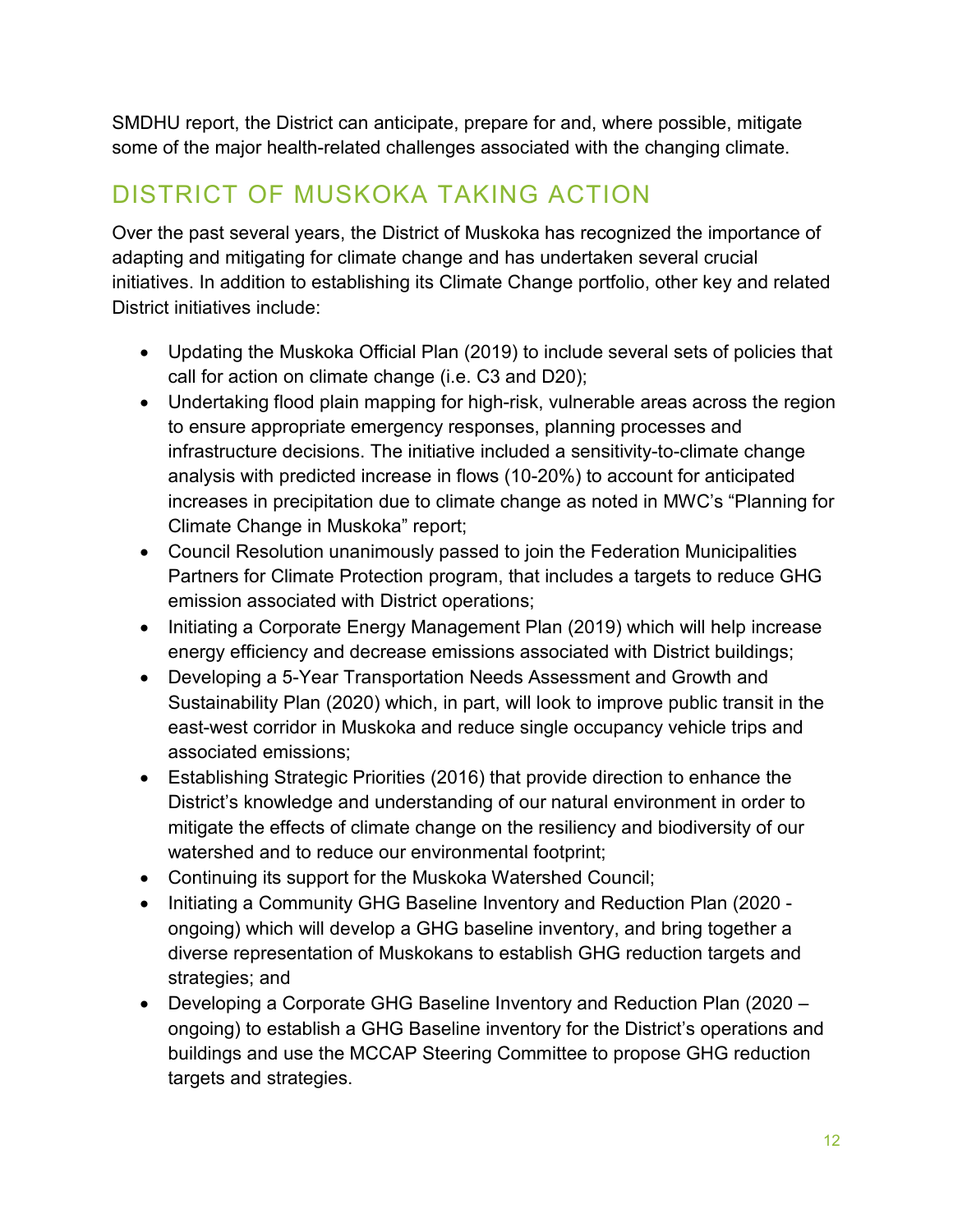SMDHU report, the District can anticipate, prepare for and, where possible, mitigate some of the major health-related challenges associated with the changing climate.

## DISTRICT OF MUSKOKA TAKING ACTION

Over the past several years, the District of Muskoka has recognized the importance of adapting and mitigating for climate change and has undertaken several crucial initiatives. In addition to establishing its Climate Change portfolio, other key and related District initiatives include:

- Updating the Muskoka Official Plan (2019) to include several sets of policies that call for action on climate change (i.e. C3 and D20);
- Undertaking flood plain mapping for high-risk, vulnerable areas across the region to ensure appropriate emergency responses, planning processes and infrastructure decisions. The initiative included a sensitivity-to-climate change analysis with predicted increase in flows (10-20%) to account for anticipated increases in precipitation due to climate change as noted in MWC's "Planning for Climate Change in Muskoka" report;
- Council Resolution unanimously passed to join the Federation Municipalities Partners for Climate Protection program, that includes a targets to reduce GHG emission associated with District operations;
- Initiating a Corporate Energy Management Plan (2019) which will help increase energy efficiency and decrease emissions associated with District buildings;
- Developing a 5-Year Transportation Needs Assessment and Growth and Sustainability Plan (2020) which, in part, will look to improve public transit in the east-west corridor in Muskoka and reduce single occupancy vehicle trips and associated emissions;
- Establishing Strategic Priorities (2016) that provide direction to enhance the District's knowledge and understanding of our natural environment in order to mitigate the effects of climate change on the resiliency and biodiversity of our watershed and to reduce our environmental footprint;
- Continuing its support for the Muskoka Watershed Council;
- Initiating a Community GHG Baseline Inventory and Reduction Plan (2020 - ongoing) which will develop a GHG baseline inventory, and bring together a diverse representation of Muskokans to establish GHG reduction targets and strategies; and
- Developing a Corporate GHG Baseline Inventory and Reduction Plan (2020 – ongoing) to establish a GHG Baseline inventory for the District's operations and buildings and use the MCCAP Steering Committee to propose GHG reduction targets and strategies.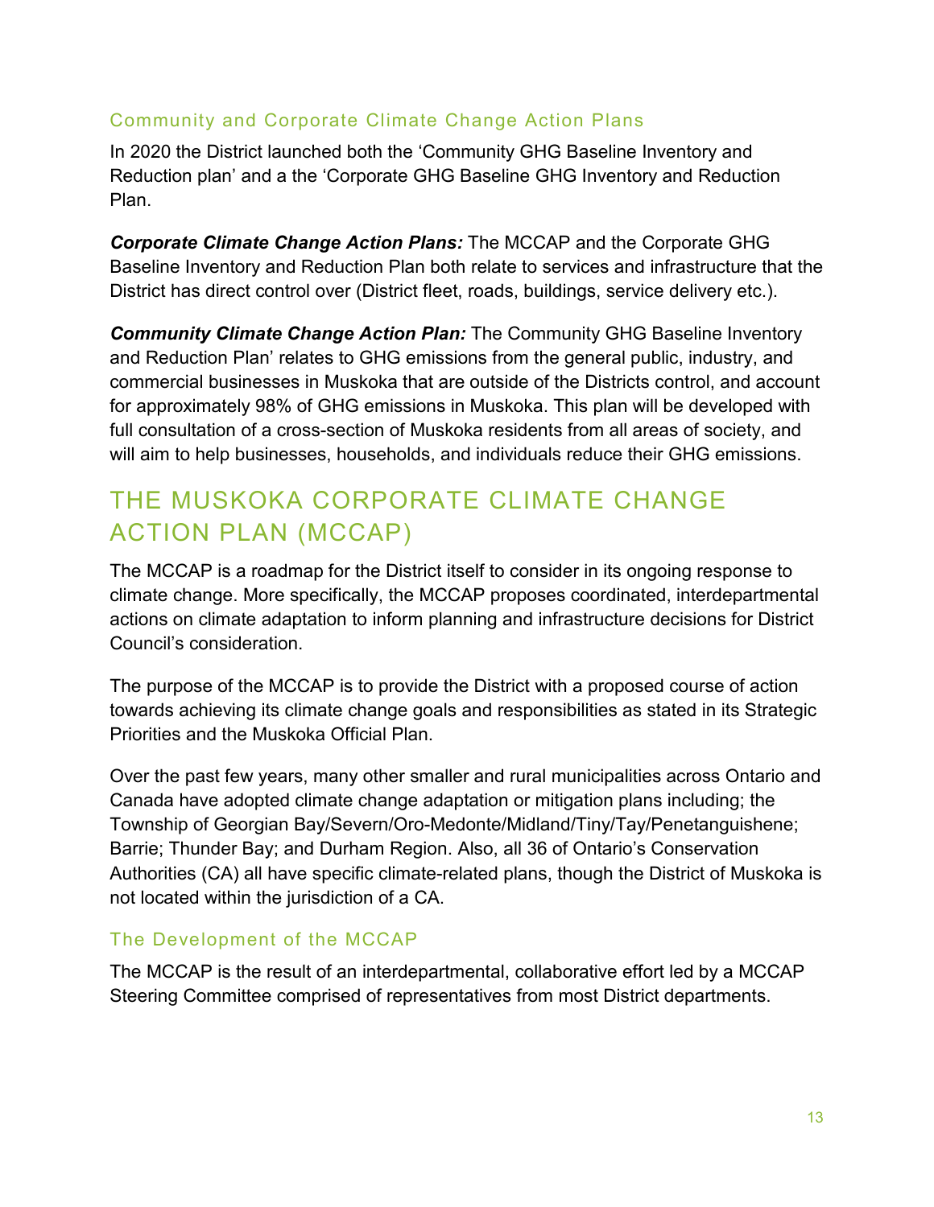### Community and Corporate Climate Change Action Plans

In 2020 the District launched both the 'Community GHG Baseline Inventory and Reduction plan' and a the 'Corporate GHG Baseline GHG Inventory and Reduction Plan.

***Corporate Climate Change Action Plans:*** The MCCAP and the Corporate GHG Baseline Inventory and Reduction Plan both relate to services and infrastructure that the District has direct control over (District fleet, roads, buildings, service delivery etc.).

***Community Climate Change Action Plan:*** The Community GHG Baseline Inventory and Reduction Plan' relates to GHG emissions from the general public, industry, and commercial businesses in Muskoka that are outside of the Districts control, and account for approximately 98% of GHG emissions in Muskoka. This plan will be developed with full consultation of a cross-section of Muskoka residents from all areas of society, and will aim to help businesses, households, and individuals reduce their GHG emissions.

## THE MUSKOKA CORPORATE CLIMATE CHANGE ACTION PLAN (MCCAP)

The MCCAP is a roadmap for the District itself to consider in its ongoing response to climate change. More specifically, the MCCAP proposes coordinated, interdepartmental actions on climate adaptation to inform planning and infrastructure decisions for District Council's consideration.

The purpose of the MCCAP is to provide the District with a proposed course of action towards achieving its climate change goals and responsibilities as stated in its Strategic Priorities and the Muskoka Official Plan.

Over the past few years, many other smaller and rural municipalities across Ontario and Canada have adopted climate change adaptation or mitigation plans including; the Township of Georgian Bay/Severn/Oro-Medonte/Midland/Tiny/Tay/Penetanguishene; Barrie; Thunder Bay; and Durham Region. Also, all 36 of Ontario's Conservation Authorities (CA) all have specific climate-related plans, though the District of Muskoka is not located within the jurisdiction of a CA.

### The Development of the MCCAP

The MCCAP is the result of an interdepartmental, collaborative effort led by a MCCAP Steering Committee comprised of representatives from most District departments.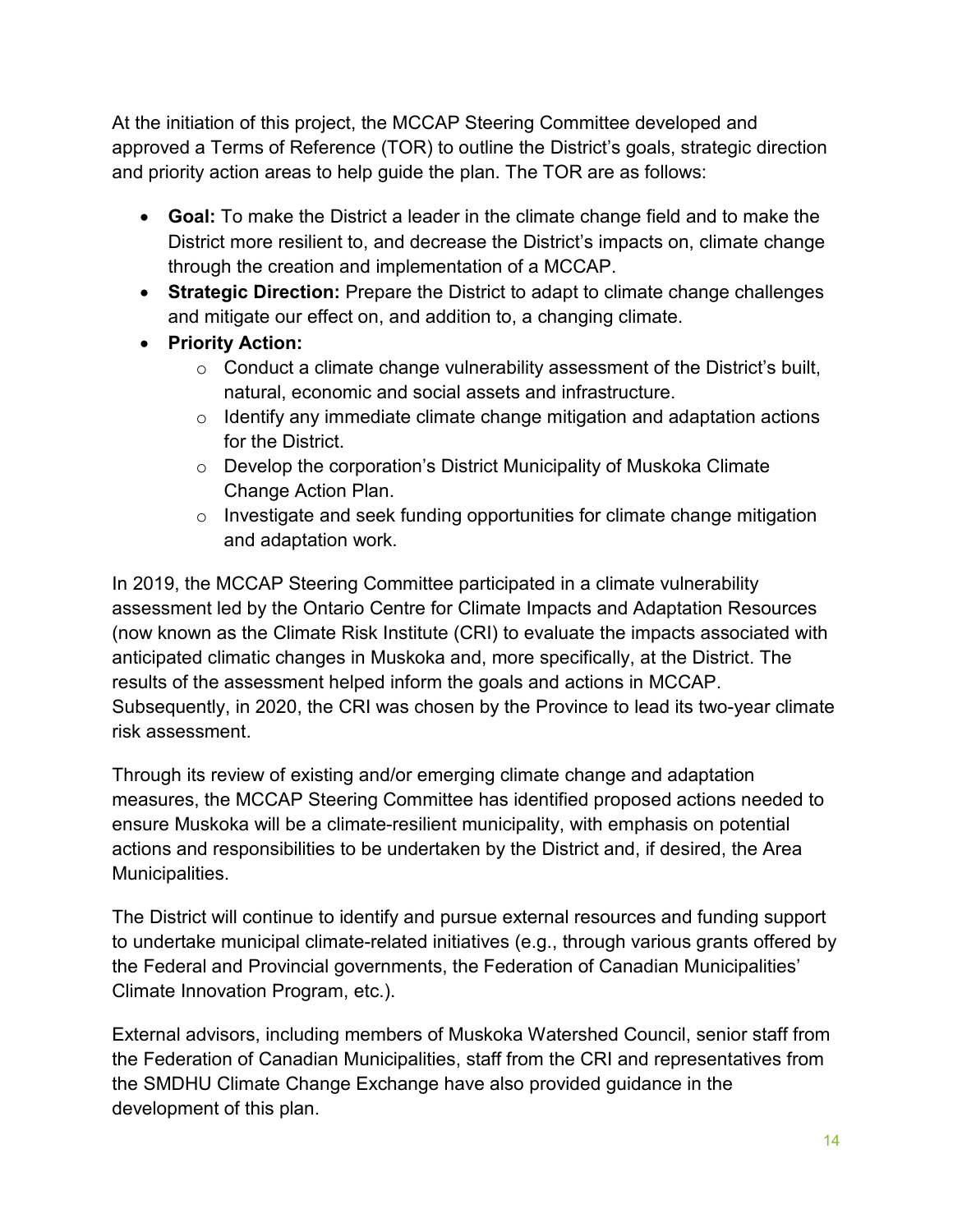At the initiation of this project, the MCCAP Steering Committee developed and approved a Terms of Reference (TOR) to outline the District's goals, strategic direction and priority action areas to help guide the plan. The TOR are as follows:

- **Goal:** To make the District a leader in the climate change field and to make the District more resilient to, and decrease the District's impacts on, climate change through the creation and implementation of a MCCAP.
- **Strategic Direction:** Prepare the District to adapt to climate change challenges and mitigate our effect on, and addition to, a changing climate.
- **Priority Action:**
  - Conduct a climate change vulnerability assessment of the District's built, natural, economic and social assets and infrastructure.
  - Identify any immediate climate change mitigation and adaptation actions for the District.
  - Develop the corporation's District Municipality of Muskoka Climate Change Action Plan.
  - Investigate and seek funding opportunities for climate change mitigation and adaptation work.

In 2019, the MCCAP Steering Committee participated in a climate vulnerability assessment led by the Ontario Centre for Climate Impacts and Adaptation Resources (now known as the Climate Risk Institute (CRI) to evaluate the impacts associated with anticipated climatic changes in Muskoka and, more specifically, at the District. The results of the assessment helped inform the goals and actions in MCCAP. Subsequently, in 2020, the CRI was chosen by the Province to lead its two-year climate risk assessment.

Through its review of existing and/or emerging climate change and adaptation measures, the MCCAP Steering Committee has identified proposed actions needed to ensure Muskoka will be a climate-resilient municipality, with emphasis on potential actions and responsibilities to be undertaken by the District and, if desired, the Area Municipalities.

The District will continue to identify and pursue external resources and funding support to undertake municipal climate-related initiatives (e.g., through various grants offered by the Federal and Provincial governments, the Federation of Canadian Municipalities' Climate Innovation Program, etc.).

External advisors, including members of Muskoka Watershed Council, senior staff from the Federation of Canadian Municipalities, staff from the CRI and representatives from the SMDHU Climate Change Exchange have also provided guidance in the development of this plan.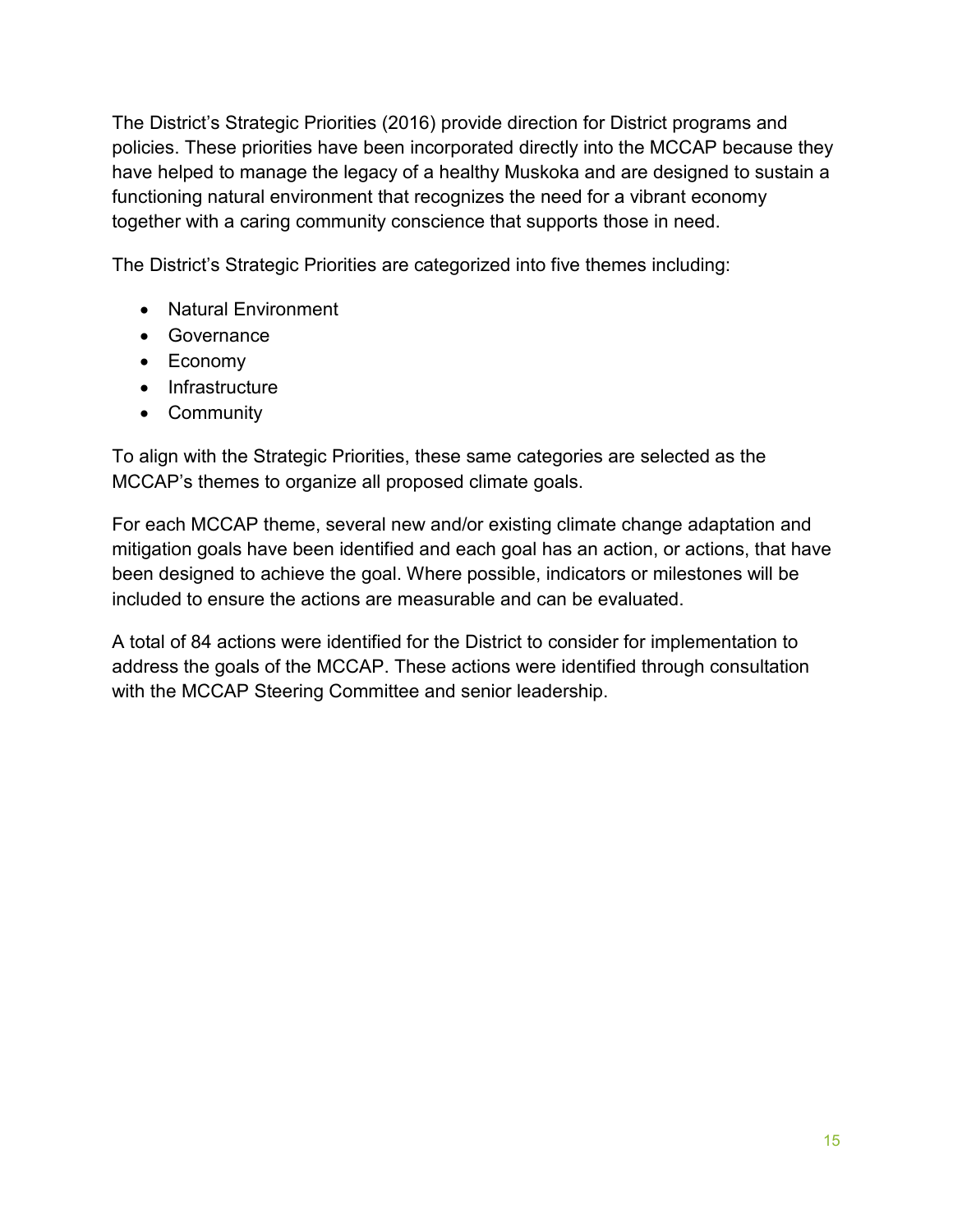The District's Strategic Priorities (2016) provide direction for District programs and policies. These priorities have been incorporated directly into the MCCAP because they have helped to manage the legacy of a healthy Muskoka and are designed to sustain a functioning natural environment that recognizes the need for a vibrant economy together with a caring community conscience that supports those in need.

The District's Strategic Priorities are categorized into five themes including:

- Natural Environment
- Governance
- Economy
- Infrastructure
- Community

To align with the Strategic Priorities, these same categories are selected as the MCCAP's themes to organize all proposed climate goals.

For each MCCAP theme, several new and/or existing climate change adaptation and mitigation goals have been identified and each goal has an action, or actions, that have been designed to achieve the goal. Where possible, indicators or milestones will be included to ensure the actions are measurable and can be evaluated.

A total of 84 actions were identified for the District to consider for implementation to address the goals of the MCCAP. These actions were identified through consultation with the MCCAP Steering Committee and senior leadership.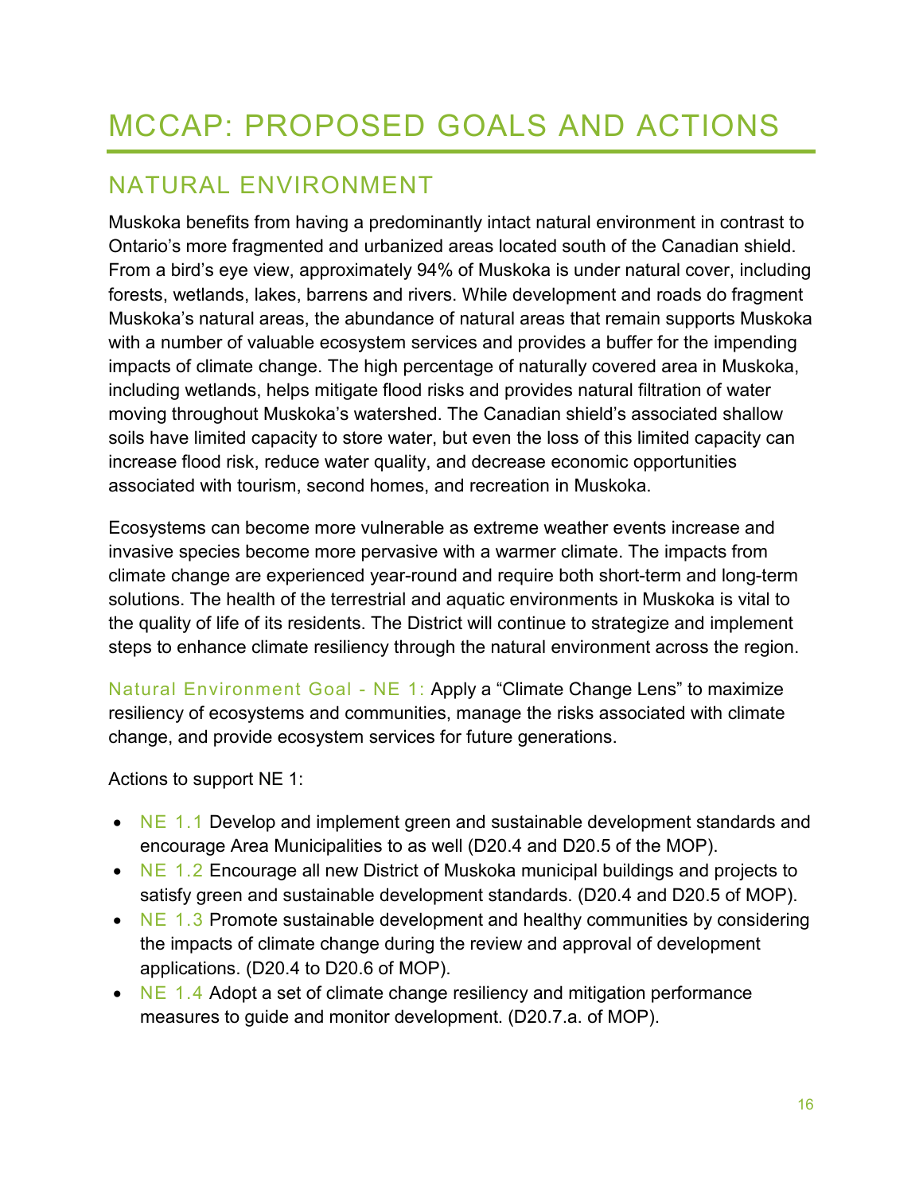# MCCAP: PROPOSED GOALS AND ACTIONS

## NATURAL ENVIRONMENT

Muskoka benefits from having a predominantly intact natural environment in contrast to Ontario's more fragmented and urbanized areas located south of the Canadian shield. From a bird's eye view, approximately 94% of Muskoka is under natural cover, including forests, wetlands, lakes, barrens and rivers. While development and roads do fragment Muskoka's natural areas, the abundance of natural areas that remain supports Muskoka with a number of valuable ecosystem services and provides a buffer for the impending impacts of climate change. The high percentage of naturally covered area in Muskoka, including wetlands, helps mitigate flood risks and provides natural filtration of water moving throughout Muskoka's watershed. The Canadian shield's associated shallow soils have limited capacity to store water, but even the loss of this limited capacity can increase flood risk, reduce water quality, and decrease economic opportunities associated with tourism, second homes, and recreation in Muskoka.

Ecosystems can become more vulnerable as extreme weather events increase and invasive species become more pervasive with a warmer climate. The impacts from climate change are experienced year-round and require both short-term and long-term solutions. The health of the terrestrial and aquatic environments in Muskoka is vital to the quality of life of its residents. The District will continue to strategize and implement steps to enhance climate resiliency through the natural environment across the region.

Natural Environment Goal - NE 1: Apply a "Climate Change Lens" to maximize resiliency of ecosystems and communities, manage the risks associated with climate change, and provide ecosystem services for future generations.

Actions to support NE 1:

- NE 1.1 Develop and implement green and sustainable development standards and encourage Area Municipalities to as well (D20.4 and D20.5 of the MOP).
- NE 1.2 Encourage all new District of Muskoka municipal buildings and projects to satisfy green and sustainable development standards. (D20.4 and D20.5 of MOP).
- NE 1.3 Promote sustainable development and healthy communities by considering the impacts of climate change during the review and approval of development applications. (D20.4 to D20.6 of MOP).
- NE 1.4 Adopt a set of climate change resiliency and mitigation performance measures to guide and monitor development. (D20.7.a. of MOP).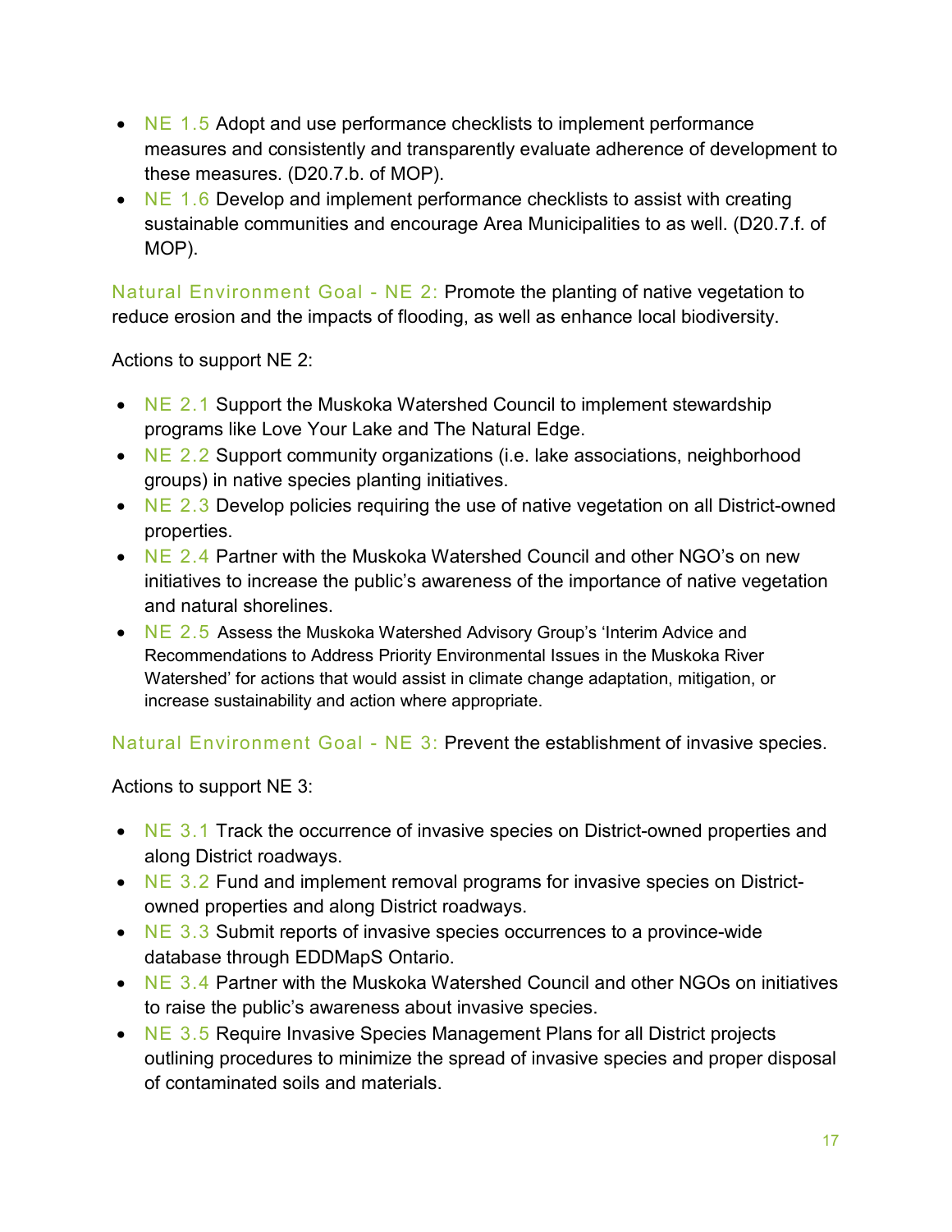- NE 1.5 Adopt and use performance checklists to implement performance measures and consistently and transparently evaluate adherence of development to these measures. (D20.7.b. of MOP).
- NE 1.6 Develop and implement performance checklists to assist with creating sustainable communities and encourage Area Municipalities to as well. (D20.7.f. of MOP).

Natural Environment Goal - NE 2: Promote the planting of native vegetation to reduce erosion and the impacts of flooding, as well as enhance local biodiversity.

Actions to support NE 2:

- NE 2.1 Support the Muskoka Watershed Council to implement stewardship programs like Love Your Lake and The Natural Edge.
- NE 2.2 Support community organizations (i.e. lake associations, neighborhood groups) in native species planting initiatives.
- NE 2.3 Develop policies requiring the use of native vegetation on all District-owned properties.
- NE 2.4 Partner with the Muskoka Watershed Council and other NGO's on new initiatives to increase the public's awareness of the importance of native vegetation and natural shorelines.
- NE 2.5 Assess the Muskoka Watershed Advisory Group's 'Interim Advice and Recommendations to Address Priority Environmental Issues in the Muskoka River Watershed' for actions that would assist in climate change adaptation, mitigation, or increase sustainability and action where appropriate.

Natural Environment Goal - NE 3: Prevent the establishment of invasive species.

Actions to support NE 3:

- NE 3.1 Track the occurrence of invasive species on District-owned properties and along District roadways.
- NE 3.2 Fund and implement removal programs for invasive species on District-owned properties and along District roadways.
- NE 3.3 Submit reports of invasive species occurrences to a province-wide database through EDDMapS Ontario.
- NE 3.4 Partner with the Muskoka Watershed Council and other NGOs on initiatives to raise the public's awareness about invasive species.
- NE 3.5 Require Invasive Species Management Plans for all District projects outlining procedures to minimize the spread of invasive species and proper disposal of contaminated soils and materials.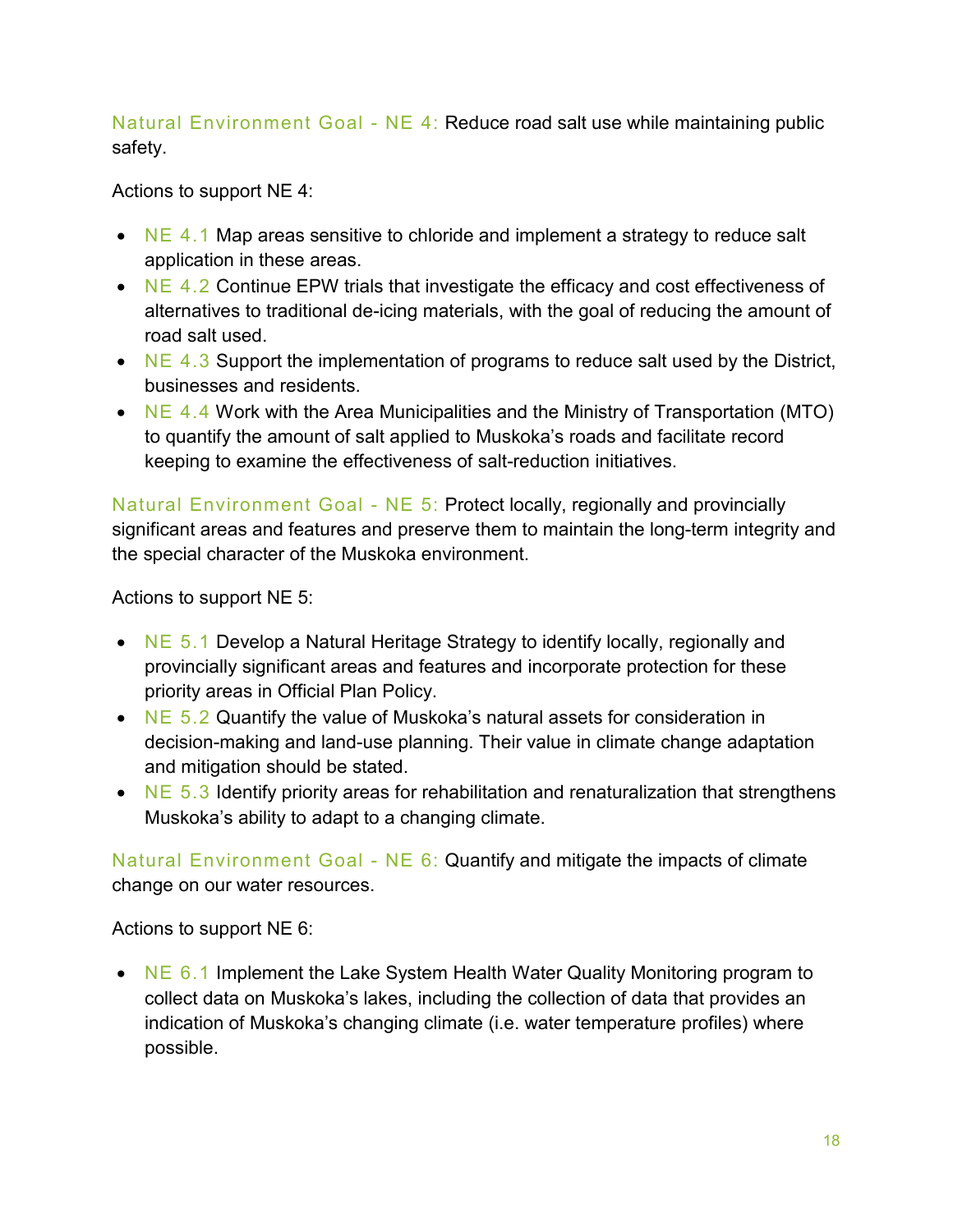Natural Environment Goal - NE 4: Reduce road salt use while maintaining public safety.

Actions to support NE 4:

- NE 4.1 Map areas sensitive to chloride and implement a strategy to reduce salt application in these areas.
- NE 4.2 Continue EPW trials that investigate the efficacy and cost effectiveness of alternatives to traditional de-icing materials, with the goal of reducing the amount of road salt used.
- NE 4.3 Support the implementation of programs to reduce salt used by the District, businesses and residents.
- NE 4.4 Work with the Area Municipalities and the Ministry of Transportation (MTO) to quantify the amount of salt applied to Muskoka's roads and facilitate record keeping to examine the effectiveness of salt-reduction initiatives.

Natural Environment Goal - NE 5: Protect locally, regionally and provincially significant areas and features and preserve them to maintain the long-term integrity and the special character of the Muskoka environment.

Actions to support NE 5:

- NE 5.1 Develop a Natural Heritage Strategy to identify locally, regionally and provincially significant areas and features and incorporate protection for these priority areas in Official Plan Policy.
- NE 5.2 Quantify the value of Muskoka's natural assets for consideration in decision-making and land-use planning. Their value in climate change adaptation and mitigation should be stated.
- NE 5.3 Identify priority areas for rehabilitation and renaturalization that strengthens Muskoka's ability to adapt to a changing climate.

Natural Environment Goal - NE 6: Quantify and mitigate the impacts of climate change on our water resources.

Actions to support NE 6:

- NE 6.1 Implement the Lake System Health Water Quality Monitoring program to collect data on Muskoka's lakes, including the collection of data that provides an indication of Muskoka's changing climate (i.e. water temperature profiles) where possible.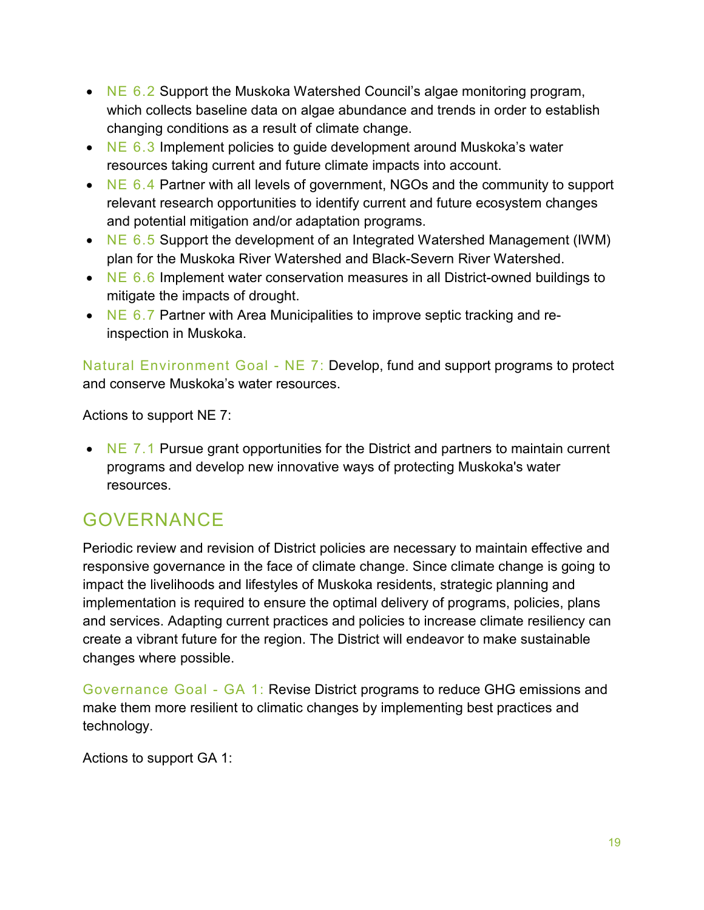- NE 6.2 Support the Muskoka Watershed Council's algae monitoring program, which collects baseline data on algae abundance and trends in order to establish changing conditions as a result of climate change.
- NE 6.3 Implement policies to guide development around Muskoka's water resources taking current and future climate impacts into account.
- NE 6.4 Partner with all levels of government, NGOs and the community to support relevant research opportunities to identify current and future ecosystem changes and potential mitigation and/or adaptation programs.
- NE 6.5 Support the development of an Integrated Watershed Management (IWM) plan for the Muskoka River Watershed and Black-Severn River Watershed.
- NE 6.6 Implement water conservation measures in all District-owned buildings to mitigate the impacts of drought.
- NE 6.7 Partner with Area Municipalities to improve septic tracking and re-inspection in Muskoka.

Natural Environment Goal - NE 7: Develop, fund and support programs to protect and conserve Muskoka's water resources.

Actions to support NE 7:

- NE 7.1 Pursue grant opportunities for the District and partners to maintain current programs and develop new innovative ways of protecting Muskoka's water resources.

## GOVERNANCE

Periodic review and revision of District policies are necessary to maintain effective and responsive governance in the face of climate change. Since climate change is going to impact the livelihoods and lifestyles of Muskoka residents, strategic planning and implementation is required to ensure the optimal delivery of programs, policies, plans and services. Adapting current practices and policies to increase climate resiliency can create a vibrant future for the region. The District will endeavor to make sustainable changes where possible.

Governance Goal - GA 1: Revise District programs to reduce GHG emissions and make them more resilient to climatic changes by implementing best practices and technology.

Actions to support GA 1: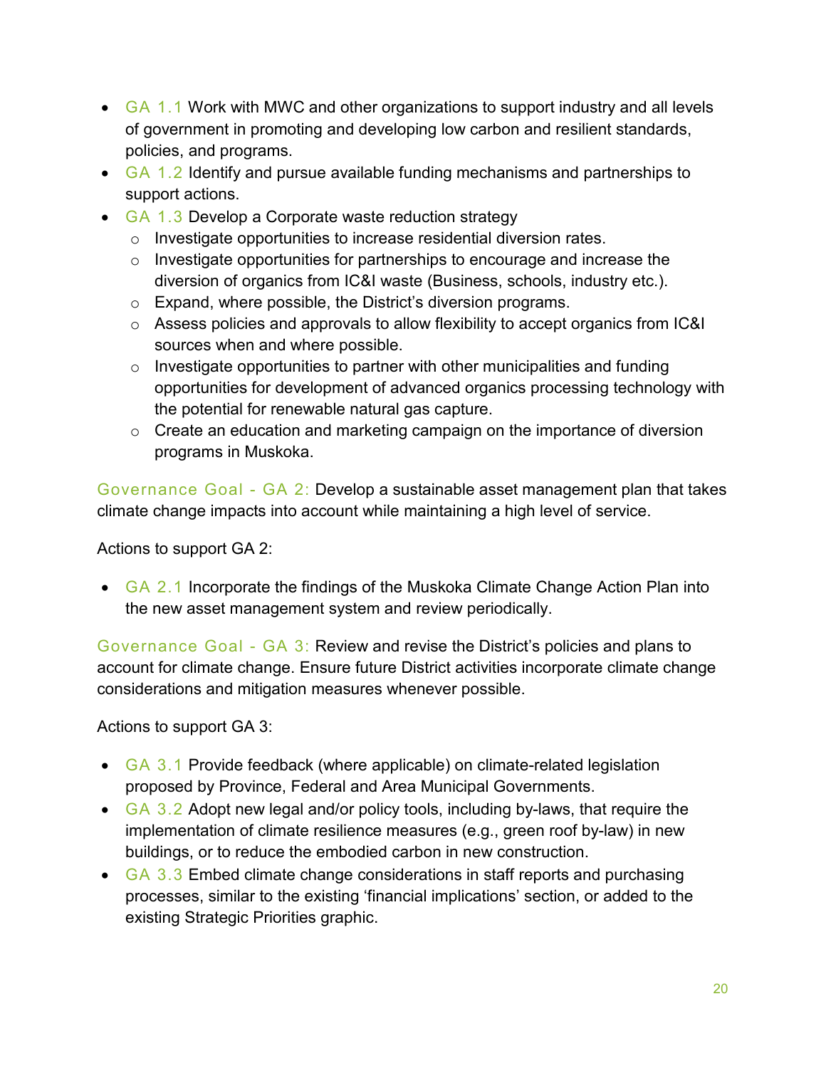- GA 1.1 Work with MWC and other organizations to support industry and all levels of government in promoting and developing low carbon and resilient standards, policies, and programs.
- GA 1.2 Identify and pursue available funding mechanisms and partnerships to support actions.
- GA 1.3 Develop a Corporate waste reduction strategy
    - Investigate opportunities to increase residential diversion rates.
    - Investigate opportunities for partnerships to encourage and increase the diversion of organics from IC&I waste (Business, schools, industry etc.).
    - Expand, where possible, the District's diversion programs.
    - Assess policies and approvals to allow flexibility to accept organics from IC&I sources when and where possible.
    - Investigate opportunities to partner with other municipalities and funding opportunities for development of advanced organics processing technology with the potential for renewable natural gas capture.
    - Create an education and marketing campaign on the importance of diversion programs in Muskoka.

Governance Goal - GA 2: Develop a sustainable asset management plan that takes climate change impacts into account while maintaining a high level of service.

Actions to support GA 2:

- GA 2.1 Incorporate the findings of the Muskoka Climate Change Action Plan into the new asset management system and review periodically.

Governance Goal - GA 3: Review and revise the District's policies and plans to account for climate change. Ensure future District activities incorporate climate change considerations and mitigation measures whenever possible.

Actions to support GA 3:

- GA 3.1 Provide feedback (where applicable) on climate-related legislation proposed by Province, Federal and Area Municipal Governments.
- GA 3.2 Adopt new legal and/or policy tools, including by-laws, that require the implementation of climate resilience measures (e.g., green roof by-law) in new buildings, or to reduce the embodied carbon in new construction.
- GA 3.3 Embed climate change considerations in staff reports and purchasing processes, similar to the existing 'financial implications' section, or added to the existing Strategic Priorities graphic.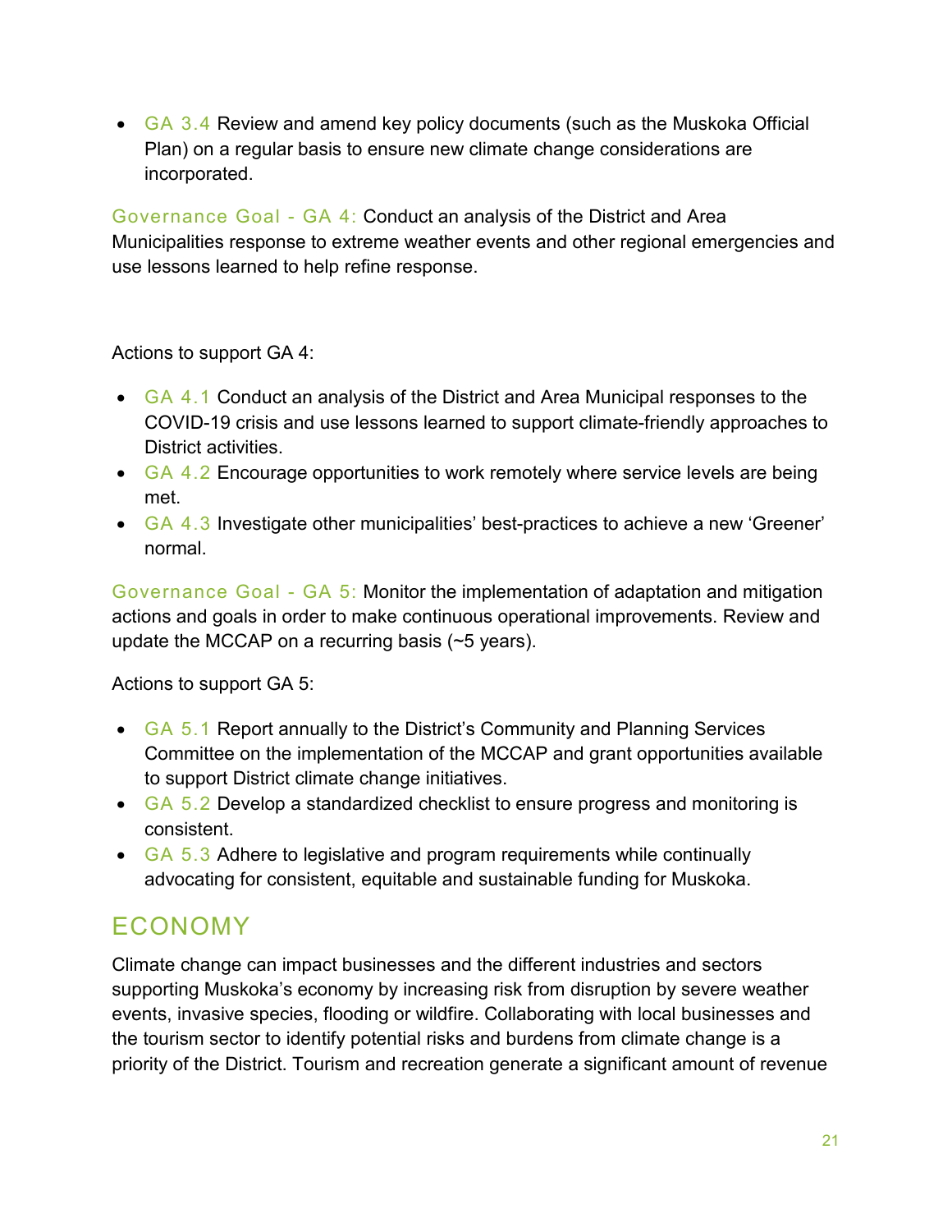- GA 3.4 Review and amend key policy documents (such as the Muskoka Official Plan) on a regular basis to ensure new climate change considerations are incorporated.

Governance Goal - GA 4: Conduct an analysis of the District and Area Municipalities response to extreme weather events and other regional emergencies and use lessons learned to help refine response.

Actions to support GA 4:

- GA 4.1 Conduct an analysis of the District and Area Municipal responses to the COVID-19 crisis and use lessons learned to support climate-friendly approaches to District activities.
- GA 4.2 Encourage opportunities to work remotely where service levels are being met.
- GA 4.3 Investigate other municipalities' best-practices to achieve a new 'Greener' normal.

Governance Goal - GA 5: Monitor the implementation of adaptation and mitigation actions and goals in order to make continuous operational improvements. Review and update the MCCAP on a recurring basis (~5 years).

Actions to support GA 5:

- GA 5.1 Report annually to the District's Community and Planning Services Committee on the implementation of the MCCAP and grant opportunities available to support District climate change initiatives.
- GA 5.2 Develop a standardized checklist to ensure progress and monitoring is consistent.
- GA 5.3 Adhere to legislative and program requirements while continually advocating for consistent, equitable and sustainable funding for Muskoka.

## ECONOMY

Climate change can impact businesses and the different industries and sectors supporting Muskoka's economy by increasing risk from disruption by severe weather events, invasive species, flooding or wildfire. Collaborating with local businesses and the tourism sector to identify potential risks and burdens from climate change is a priority of the District. Tourism and recreation generate a significant amount of revenue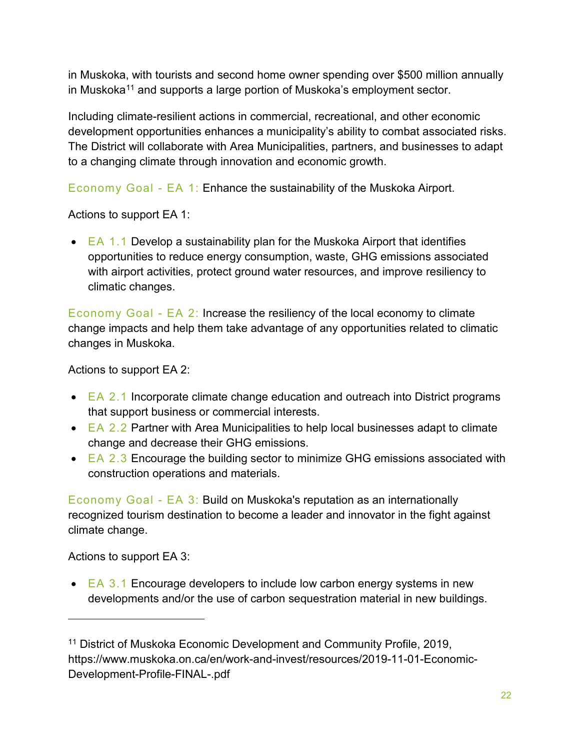in Muskoka, with tourists and second home owner spending over $500 million annually in Muskoka[11] and supports a large portion of Muskoka's employment sector.

Including climate-resilient actions in commercial, recreational, and other economic development opportunities enhances a municipality's ability to combat associated risks. The District will collaborate with Area Municipalities, partners, and businesses to adapt to a changing climate through innovation and economic growth.

Economy Goal - EA 1: Enhance the sustainability of the Muskoka Airport.

Actions to support EA 1:

- EA 1.1 Develop a sustainability plan for the Muskoka Airport that identifies opportunities to reduce energy consumption, waste, GHG emissions associated with airport activities, protect ground water resources, and improve resiliency to climatic changes.

Economy Goal - EA 2: Increase the resiliency of the local economy to climate change impacts and help them take advantage of any opportunities related to climatic changes in Muskoka.

Actions to support EA 2:

- EA 2.1 Incorporate climate change education and outreach into District programs that support business or commercial interests.
- EA 2.2 Partner with Area Municipalities to help local businesses adapt to climate change and decrease their GHG emissions.
- EA 2.3 Encourage the building sector to minimize GHG emissions associated with construction operations and materials.

Economy Goal - EA 3: Build on Muskoka's reputation as an internationally recognized tourism destination to become a leader and innovator in the fight against climate change.

Actions to support EA 3:

- EA 3.1 Encourage developers to include low carbon energy systems in new developments and/or the use of carbon sequestration material in new buildings.

---

[11] District of Muskoka Economic Development and Community Profile, 2019, https://www.muskoka.on.ca/en/work-and-invest/resources/2019-11-01-Economic-Development-Profile-FINAL-.pdf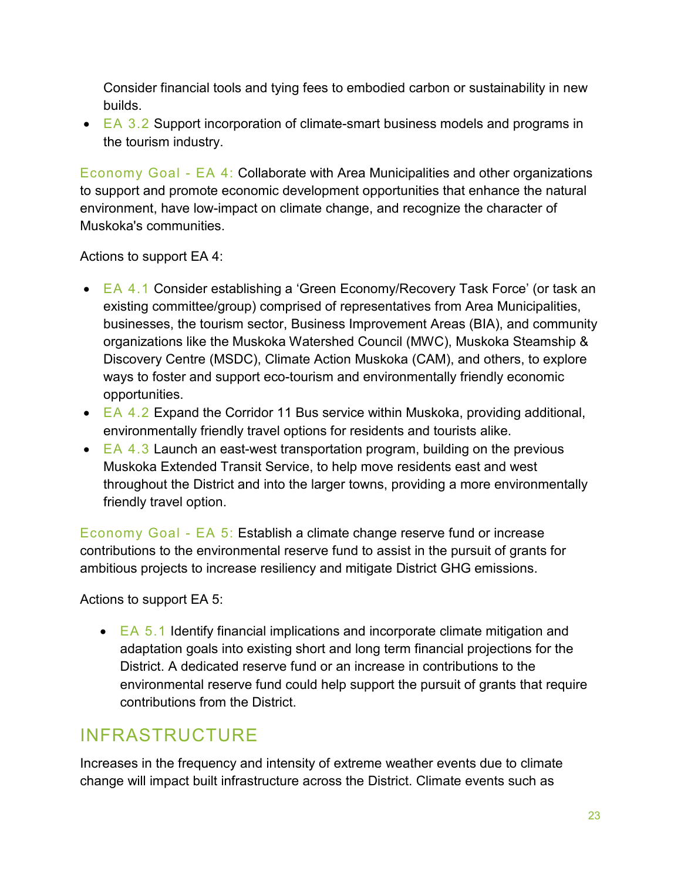Consider financial tools and tying fees to embodied carbon or sustainability in new builds.

- EA 3.2 Support incorporation of climate-smart business models and programs in the tourism industry.

Economy Goal - EA 4: Collaborate with Area Municipalities and other organizations to support and promote economic development opportunities that enhance the natural environment, have low-impact on climate change, and recognize the character of Muskoka's communities.

Actions to support EA 4:

- EA 4.1 Consider establishing a 'Green Economy/Recovery Task Force' (or task an existing committee/group) comprised of representatives from Area Municipalities, businesses, the tourism sector, Business Improvement Areas (BIA), and community organizations like the Muskoka Watershed Council (MWC), Muskoka Steamship & Discovery Centre (MSDC), Climate Action Muskoka (CAM), and others, to explore ways to foster and support eco-tourism and environmentally friendly economic opportunities.
- EA 4.2 Expand the Corridor 11 Bus service within Muskoka, providing additional, environmentally friendly travel options for residents and tourists alike.
- EA 4.3 Launch an east-west transportation program, building on the previous Muskoka Extended Transit Service, to help move residents east and west throughout the District and into the larger towns, providing a more environmentally friendly travel option.

Economy Goal - EA 5: Establish a climate change reserve fund or increase contributions to the environmental reserve fund to assist in the pursuit of grants for ambitious projects to increase resiliency and mitigate District GHG emissions.

Actions to support EA 5:

- EA 5.1 Identify financial implications and incorporate climate mitigation and adaptation goals into existing short and long term financial projections for the District. A dedicated reserve fund or an increase in contributions to the environmental reserve fund could help support the pursuit of grants that require contributions from the District.

## INFRASTRUCTURE

Increases in the frequency and intensity of extreme weather events due to climate change will impact built infrastructure across the District. Climate events such as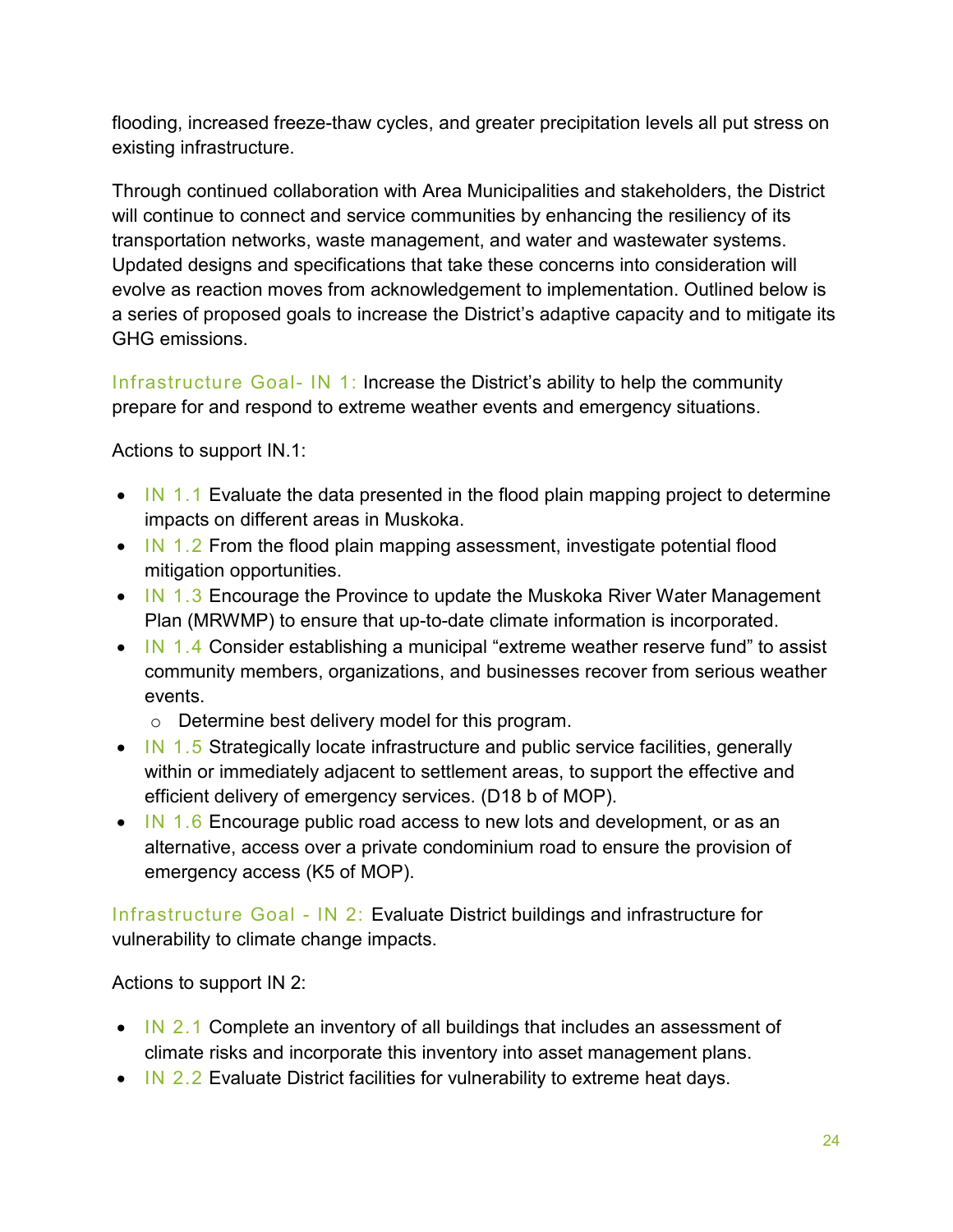flooding, increased freeze-thaw cycles, and greater precipitation levels all put stress on existing infrastructure.

Through continued collaboration with Area Municipalities and stakeholders, the District will continue to connect and service communities by enhancing the resiliency of its transportation networks, waste management, and water and wastewater systems. Updated designs and specifications that take these concerns into consideration will evolve as reaction moves from acknowledgement to implementation. Outlined below is a series of proposed goals to increase the District's adaptive capacity and to mitigate its GHG emissions.

Infrastructure Goal- IN 1: Increase the District's ability to help the community prepare for and respond to extreme weather events and emergency situations.

Actions to support IN.1:

- IN 1.1 Evaluate the data presented in the flood plain mapping project to determine impacts on different areas in Muskoka.
- IN 1.2 From the flood plain mapping assessment, investigate potential flood mitigation opportunities.
- IN 1.3 Encourage the Province to update the Muskoka River Water Management Plan (MRWMP) to ensure that up-to-date climate information is incorporated.
- IN 1.4 Consider establishing a municipal "extreme weather reserve fund" to assist community members, organizations, and businesses recover from serious weather events.
  - Determine best delivery model for this program.
- IN 1.5 Strategically locate infrastructure and public service facilities, generally within or immediately adjacent to settlement areas, to support the effective and efficient delivery of emergency services. (D18 b of MOP).
- IN 1.6 Encourage public road access to new lots and development, or as an alternative, access over a private condominium road to ensure the provision of emergency access (K5 of MOP).

Infrastructure Goal - IN 2: Evaluate District buildings and infrastructure for vulnerability to climate change impacts.

Actions to support IN 2:

- IN 2.1 Complete an inventory of all buildings that includes an assessment of climate risks and incorporate this inventory into asset management plans.
- IN 2.2 Evaluate District facilities for vulnerability to extreme heat days.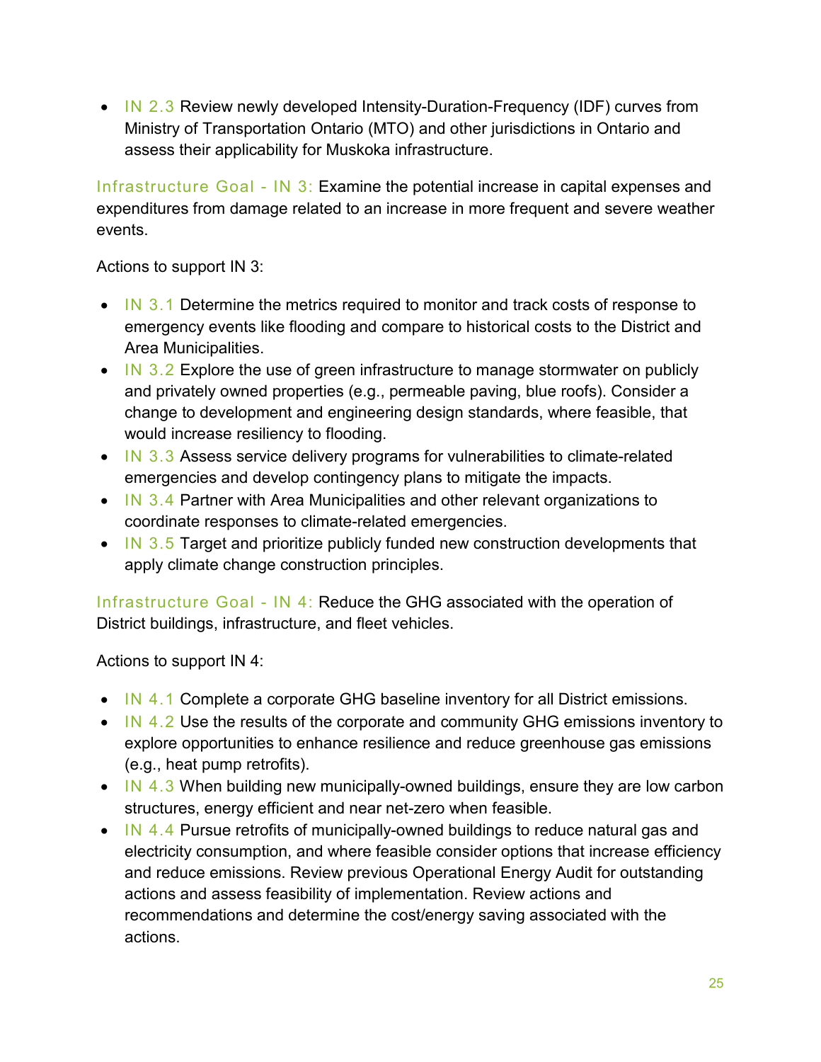- IN 2.3 Review newly developed Intensity-Duration-Frequency (IDF) curves from Ministry of Transportation Ontario (MTO) and other jurisdictions in Ontario and assess their applicability for Muskoka infrastructure.

Infrastructure Goal - IN 3: Examine the potential increase in capital expenses and expenditures from damage related to an increase in more frequent and severe weather events.

Actions to support IN 3:

- IN 3.1 Determine the metrics required to monitor and track costs of response to emergency events like flooding and compare to historical costs to the District and Area Municipalities.
- IN 3.2 Explore the use of green infrastructure to manage stormwater on publicly and privately owned properties (e.g., permeable paving, blue roofs). Consider a change to development and engineering design standards, where feasible, that would increase resiliency to flooding.
- IN 3.3 Assess service delivery programs for vulnerabilities to climate-related emergencies and develop contingency plans to mitigate the impacts.
- IN 3.4 Partner with Area Municipalities and other relevant organizations to coordinate responses to climate-related emergencies.
- IN 3.5 Target and prioritize publicly funded new construction developments that apply climate change construction principles.

Infrastructure Goal - IN 4: Reduce the GHG associated with the operation of District buildings, infrastructure, and fleet vehicles.

Actions to support IN 4:

- IN 4.1 Complete a corporate GHG baseline inventory for all District emissions.
- IN 4.2 Use the results of the corporate and community GHG emissions inventory to explore opportunities to enhance resilience and reduce greenhouse gas emissions (e.g., heat pump retrofits).
- IN 4.3 When building new municipally-owned buildings, ensure they are low carbon structures, energy efficient and near net-zero when feasible.
- IN 4.4 Pursue retrofits of municipally-owned buildings to reduce natural gas and electricity consumption, and where feasible consider options that increase efficiency and reduce emissions. Review previous Operational Energy Audit for outstanding actions and assess feasibility of implementation. Review actions and recommendations and determine the cost/energy saving associated with the actions.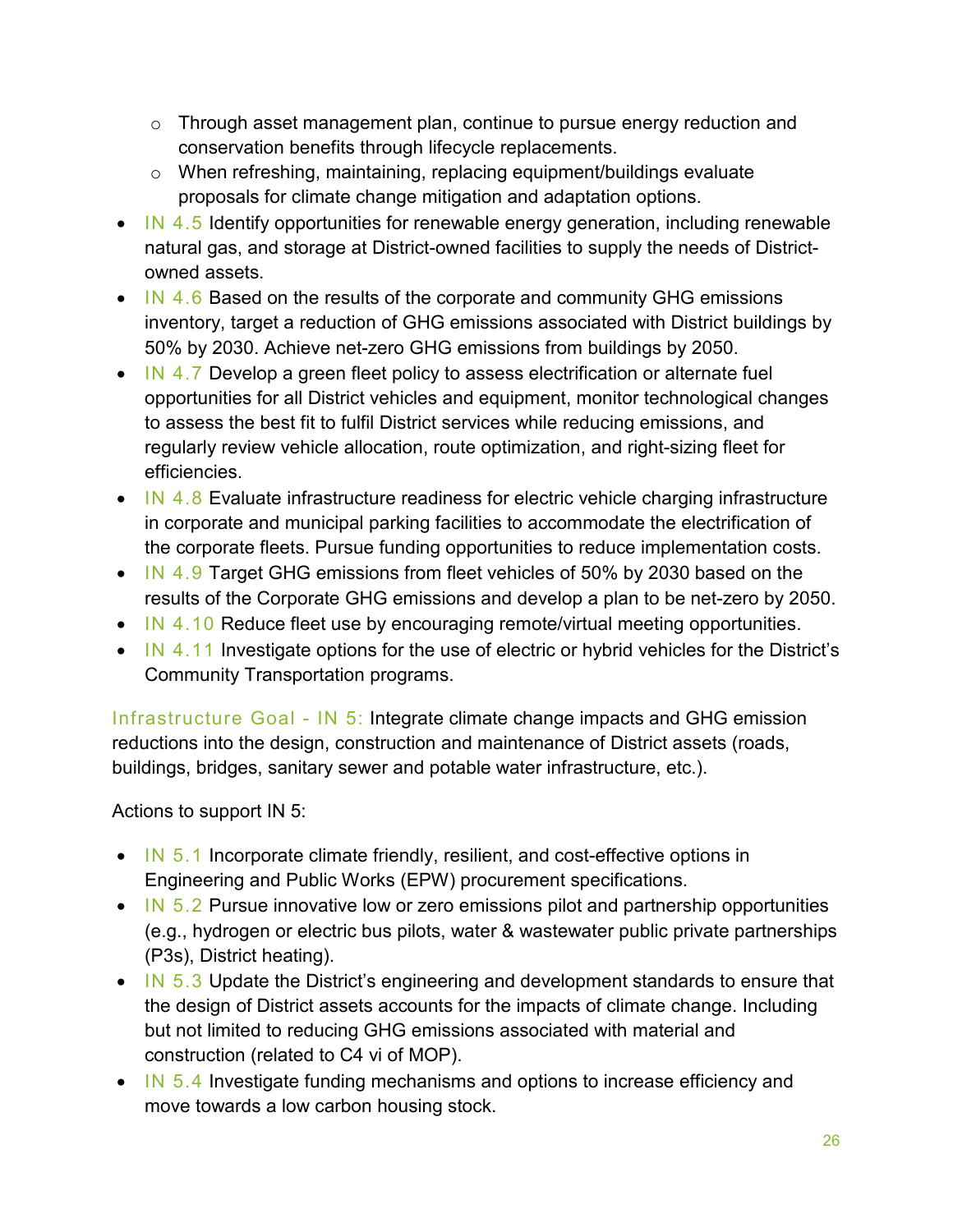- Through asset management plan, continue to pursue energy reduction and conservation benefits through lifecycle replacements.
   - When refreshing, maintaining, replacing equipment/buildings evaluate proposals for climate change mitigation and adaptation options.
- IN 4.5 Identify opportunities for renewable energy generation, including renewable natural gas, and storage at District-owned facilities to supply the needs of District-owned assets.
- IN 4.6 Based on the results of the corporate and community GHG emissions inventory, target a reduction of GHG emissions associated with District buildings by 50% by 2030. Achieve net-zero GHG emissions from buildings by 2050.
- IN 4.7 Develop a green fleet policy to assess electrification or alternate fuel opportunities for all District vehicles and equipment, monitor technological changes to assess the best fit to fulfil District services while reducing emissions, and regularly review vehicle allocation, route optimization, and right-sizing fleet for efficiencies.
- IN 4.8 Evaluate infrastructure readiness for electric vehicle charging infrastructure in corporate and municipal parking facilities to accommodate the electrification of the corporate fleets. Pursue funding opportunities to reduce implementation costs.
- IN 4.9 Target GHG emissions from fleet vehicles of 50% by 2030 based on the results of the Corporate GHG emissions and develop a plan to be net-zero by 2050.
- IN 4.10 Reduce fleet use by encouraging remote/virtual meeting opportunities.
- IN 4.11 Investigate options for the use of electric or hybrid vehicles for the District's Community Transportation programs.

Infrastructure Goal - IN 5: Integrate climate change impacts and GHG emission reductions into the design, construction and maintenance of District assets (roads, buildings, bridges, sanitary sewer and potable water infrastructure, etc.).

Actions to support IN 5:

- IN 5.1 Incorporate climate friendly, resilient, and cost-effective options in Engineering and Public Works (EPW) procurement specifications.
- IN 5.2 Pursue innovative low or zero emissions pilot and partnership opportunities (e.g., hydrogen or electric bus pilots, water & wastewater public private partnerships (P3s), District heating).
- IN 5.3 Update the District's engineering and development standards to ensure that the design of District assets accounts for the impacts of climate change. Including but not limited to reducing GHG emissions associated with material and construction (related to C4 vi of MOP).
- IN 5.4 Investigate funding mechanisms and options to increase efficiency and move towards a low carbon housing stock.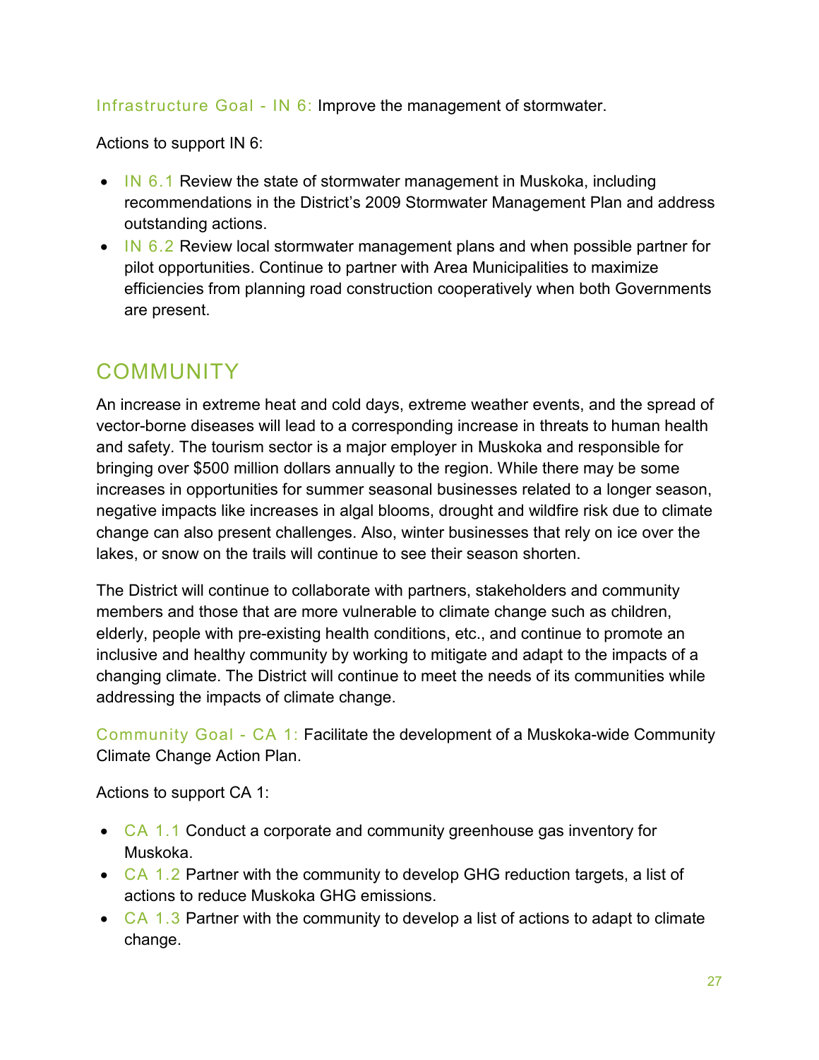Infrastructure Goal - IN 6: Improve the management of stormwater.

Actions to support IN 6:

- IN 6.1 Review the state of stormwater management in Muskoka, including recommendations in the District's 2009 Stormwater Management Plan and address outstanding actions.
- IN 6.2 Review local stormwater management plans and when possible partner for pilot opportunities. Continue to partner with Area Municipalities to maximize efficiencies from planning road construction cooperatively when both Governments are present.

## COMMUNITY

An increase in extreme heat and cold days, extreme weather events, and the spread of vector-borne diseases will lead to a corresponding increase in threats to human health and safety. The tourism sector is a major employer in Muskoka and responsible for bringing over $500 million dollars annually to the region. While there may be some increases in opportunities for summer seasonal businesses related to a longer season, negative impacts like increases in algal blooms, drought and wildfire risk due to climate change can also present challenges. Also, winter businesses that rely on ice over the lakes, or snow on the trails will continue to see their season shorten.

The District will continue to collaborate with partners, stakeholders and community members and those that are more vulnerable to climate change such as children, elderly, people with pre-existing health conditions, etc., and continue to promote an inclusive and healthy community by working to mitigate and adapt to the impacts of a changing climate. The District will continue to meet the needs of its communities while addressing the impacts of climate change.

Community Goal - CA 1: Facilitate the development of a Muskoka-wide Community Climate Change Action Plan.

Actions to support CA 1:

- CA 1.1 Conduct a corporate and community greenhouse gas inventory for Muskoka.
- CA 1.2 Partner with the community to develop GHG reduction targets, a list of actions to reduce Muskoka GHG emissions.
- CA 1.3 Partner with the community to develop a list of actions to adapt to climate change.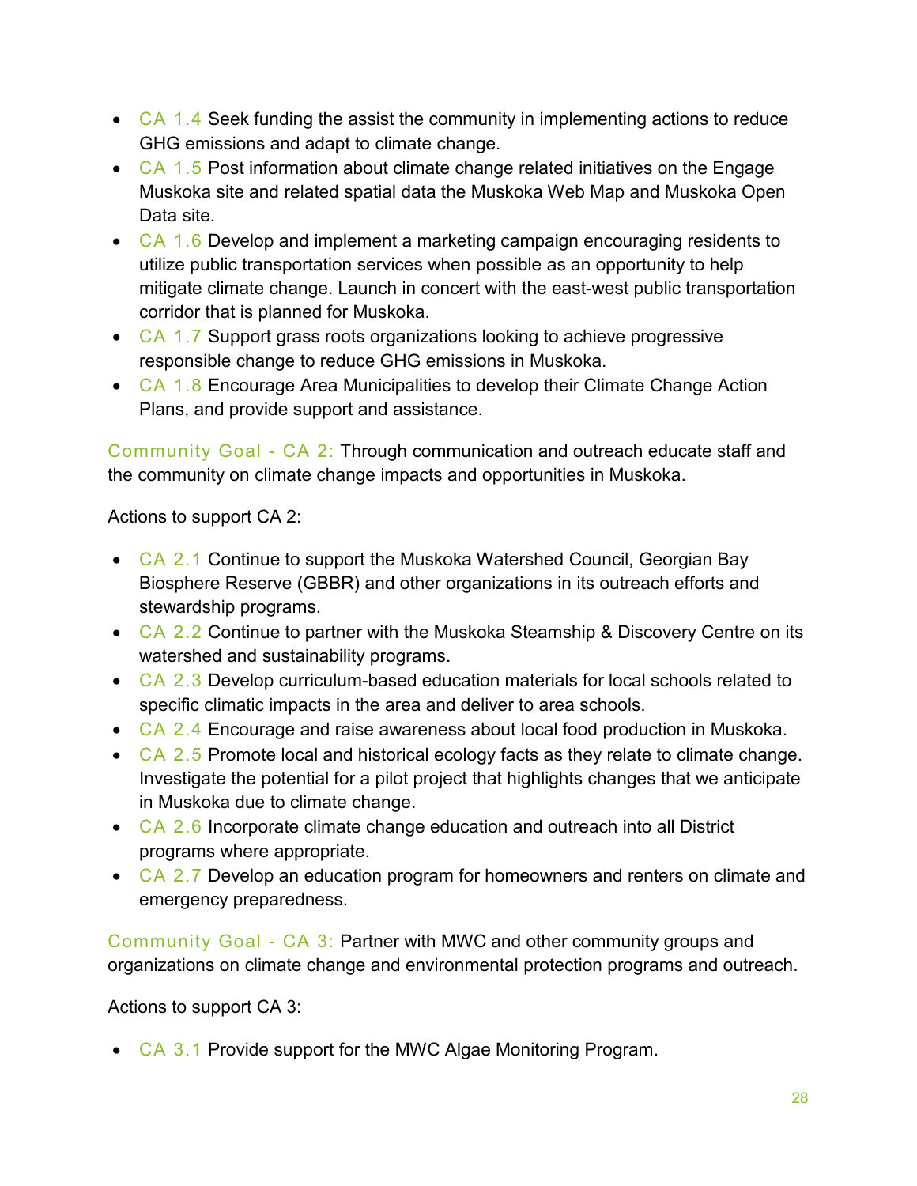- CA 1.4 Seek funding the assist the community in implementing actions to reduce GHG emissions and adapt to climate change.
- CA 1.5 Post information about climate change related initiatives on the Engage Muskoka site and related spatial data the Muskoka Web Map and Muskoka Open Data site.
- CA 1.6 Develop and implement a marketing campaign encouraging residents to utilize public transportation services when possible as an opportunity to help mitigate climate change. Launch in concert with the east-west public transportation corridor that is planned for Muskoka.
- CA 1.7 Support grass roots organizations looking to achieve progressive responsible change to reduce GHG emissions in Muskoka.
- CA 1.8 Encourage Area Municipalities to develop their Climate Change Action Plans, and provide support and assistance.

Community Goal - CA 2: Through communication and outreach educate staff and the community on climate change impacts and opportunities in Muskoka.

Actions to support CA 2:

- CA 2.1 Continue to support the Muskoka Watershed Council, Georgian Bay Biosphere Reserve (GBBR) and other organizations in its outreach efforts and stewardship programs.
- CA 2.2 Continue to partner with the Muskoka Steamship & Discovery Centre on its watershed and sustainability programs.
- CA 2.3 Develop curriculum-based education materials for local schools related to specific climatic impacts in the area and deliver to area schools.
- CA 2.4 Encourage and raise awareness about local food production in Muskoka.
- CA 2.5 Promote local and historical ecology facts as they relate to climate change. Investigate the potential for a pilot project that highlights changes that we anticipate in Muskoka due to climate change.
- CA 2.6 Incorporate climate change education and outreach into all District programs where appropriate.
- CA 2.7 Develop an education program for homeowners and renters on climate and emergency preparedness.

Community Goal - CA 3: Partner with MWC and other community groups and organizations on climate change and environmental protection programs and outreach.

Actions to support CA 3:

- CA 3.1 Provide support for the MWC Algae Monitoring Program.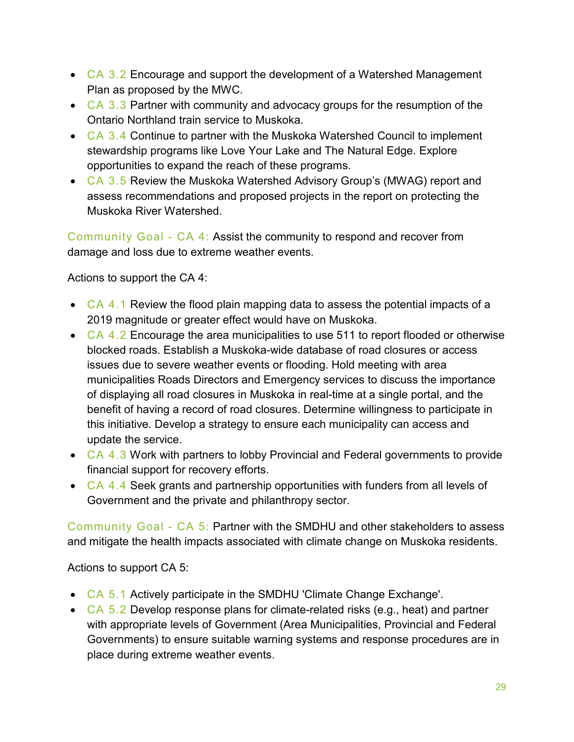- CA 3.2 Encourage and support the development of a Watershed Management Plan as proposed by the MWC.
- CA 3.3 Partner with community and advocacy groups for the resumption of the Ontario Northland train service to Muskoka.
- CA 3.4 Continue to partner with the Muskoka Watershed Council to implement stewardship programs like Love Your Lake and The Natural Edge. Explore opportunities to expand the reach of these programs.
- CA 3.5 Review the Muskoka Watershed Advisory Group's (MWAG) report and assess recommendations and proposed projects in the report on protecting the Muskoka River Watershed.

Community Goal - CA 4: Assist the community to respond and recover from damage and loss due to extreme weather events.

Actions to support the CA 4:

- CA 4.1 Review the flood plain mapping data to assess the potential impacts of a 2019 magnitude or greater effect would have on Muskoka.
- CA 4.2 Encourage the area municipalities to use 511 to report flooded or otherwise blocked roads. Establish a Muskoka-wide database of road closures or access issues due to severe weather events or flooding. Hold meeting with area municipalities Roads Directors and Emergency services to discuss the importance of displaying all road closures in Muskoka in real-time at a single portal, and the benefit of having a record of road closures. Determine willingness to participate in this initiative. Develop a strategy to ensure each municipality can access and update the service.
- CA 4.3 Work with partners to lobby Provincial and Federal governments to provide financial support for recovery efforts.
- CA 4.4 Seek grants and partnership opportunities with funders from all levels of Government and the private and philanthropy sector.

Community Goal - CA 5: Partner with the SMDHU and other stakeholders to assess and mitigate the health impacts associated with climate change on Muskoka residents.

Actions to support CA 5:

- CA 5.1 Actively participate in the SMDHU 'Climate Change Exchange'.
- CA 5.2 Develop response plans for climate-related risks (e.g., heat) and partner with appropriate levels of Government (Area Municipalities, Provincial and Federal Governments) to ensure suitable warning systems and response procedures are in place during extreme weather events.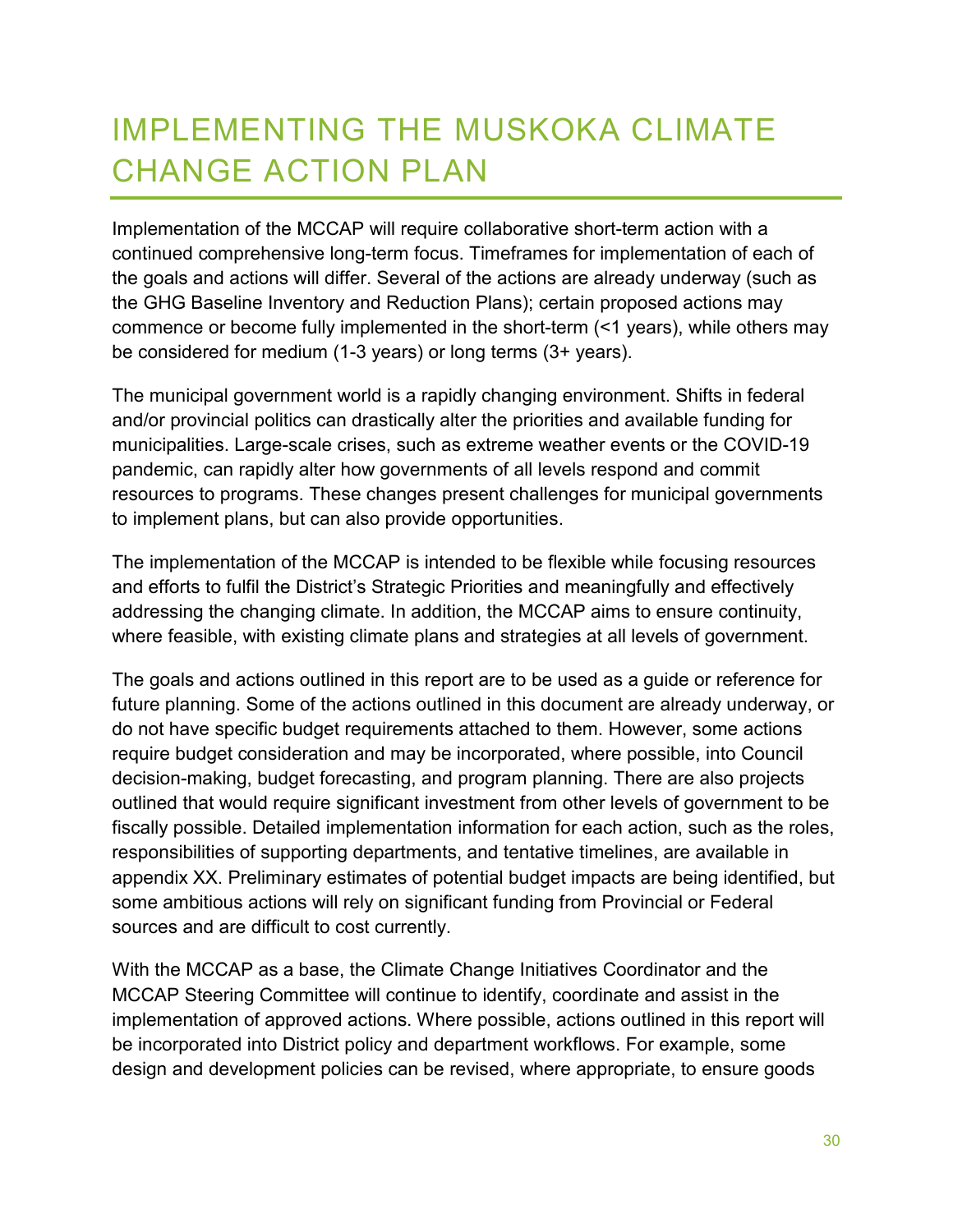# IMPLEMENTING THE MUSKOKA CLIMATE CHANGE ACTION PLAN

Implementation of the MCCAP will require collaborative short-term action with a continued comprehensive long-term focus. Timeframes for implementation of each of the goals and actions will differ. Several of the actions are already underway (such as the GHG Baseline Inventory and Reduction Plans); certain proposed actions may commence or become fully implemented in the short-term (<1 years), while others may be considered for medium (1-3 years) or long terms (3+ years).

The municipal government world is a rapidly changing environment. Shifts in federal and/or provincial politics can drastically alter the priorities and available funding for municipalities. Large-scale crises, such as extreme weather events or the COVID-19 pandemic, can rapidly alter how governments of all levels respond and commit resources to programs. These changes present challenges for municipal governments to implement plans, but can also provide opportunities.

The implementation of the MCCAP is intended to be flexible while focusing resources and efforts to fulfil the District's Strategic Priorities and meaningfully and effectively addressing the changing climate. In addition, the MCCAP aims to ensure continuity, where feasible, with existing climate plans and strategies at all levels of government.

The goals and actions outlined in this report are to be used as a guide or reference for future planning. Some of the actions outlined in this document are already underway, or do not have specific budget requirements attached to them. However, some actions require budget consideration and may be incorporated, where possible, into Council decision-making, budget forecasting, and program planning. There are also projects outlined that would require significant investment from other levels of government to be fiscally possible. Detailed implementation information for each action, such as the roles, responsibilities of supporting departments, and tentative timelines, are available in appendix XX. Preliminary estimates of potential budget impacts are being identified, but some ambitious actions will rely on significant funding from Provincial or Federal sources and are difficult to cost currently.

With the MCCAP as a base, the Climate Change Initiatives Coordinator and the MCCAP Steering Committee will continue to identify, coordinate and assist in the implementation of approved actions. Where possible, actions outlined in this report will be incorporated into District policy and department workflows. For example, some design and development policies can be revised, where appropriate, to ensure goods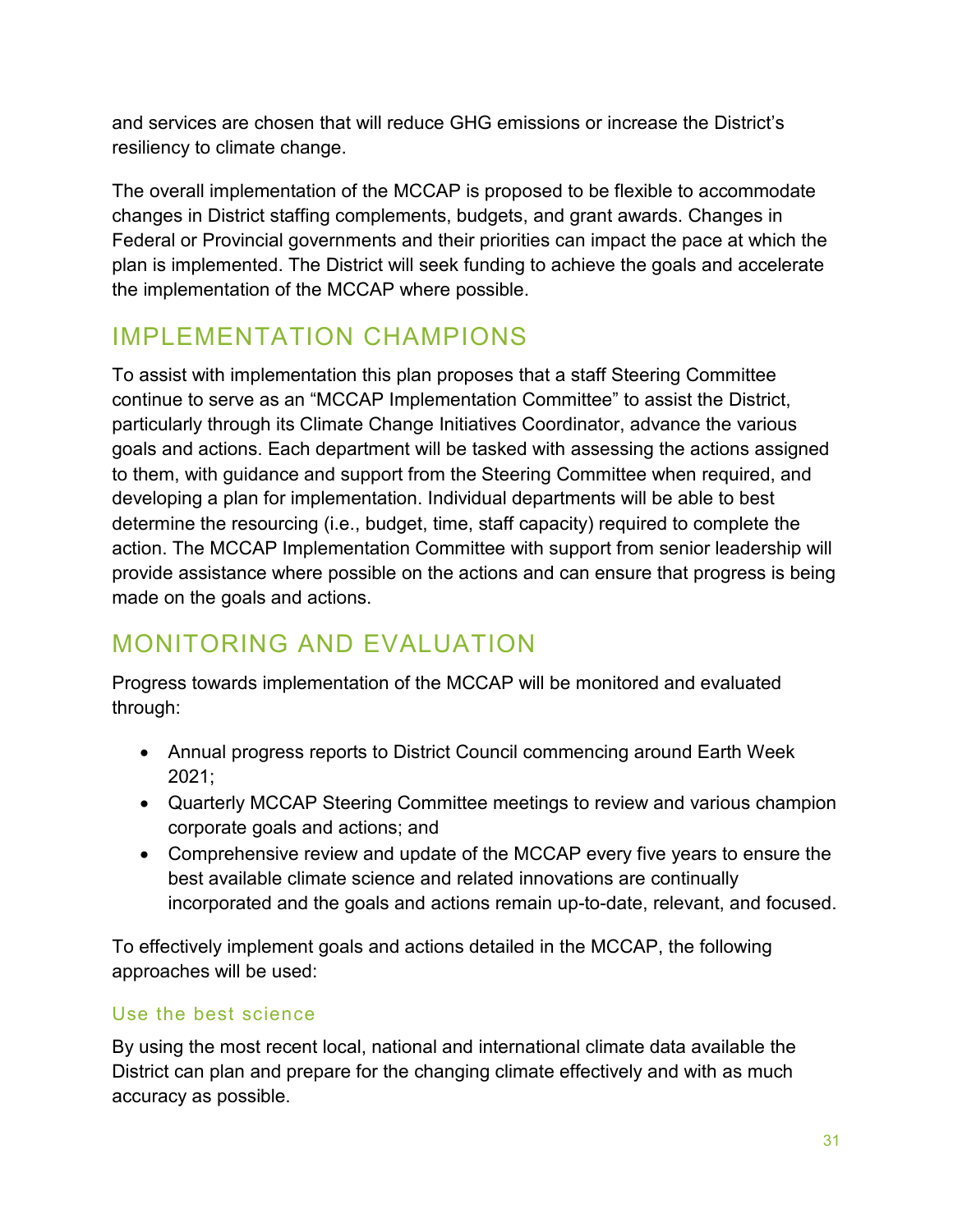and services are chosen that will reduce GHG emissions or increase the District's resiliency to climate change.

The overall implementation of the MCCAP is proposed to be flexible to accommodate changes in District staffing complements, budgets, and grant awards. Changes in Federal or Provincial governments and their priorities can impact the pace at which the plan is implemented. The District will seek funding to achieve the goals and accelerate the implementation of the MCCAP where possible.

## IMPLEMENTATION CHAMPIONS

To assist with implementation this plan proposes that a staff Steering Committee continue to serve as an "MCCAP Implementation Committee" to assist the District, particularly through its Climate Change Initiatives Coordinator, advance the various goals and actions. Each department will be tasked with assessing the actions assigned to them, with guidance and support from the Steering Committee when required, and developing a plan for implementation. Individual departments will be able to best determine the resourcing (i.e., budget, time, staff capacity) required to complete the action. The MCCAP Implementation Committee with support from senior leadership will provide assistance where possible on the actions and can ensure that progress is being made on the goals and actions.

## MONITORING AND EVALUATION

Progress towards implementation of the MCCAP will be monitored and evaluated through:

- Annual progress reports to District Council commencing around Earth Week 2021;
- Quarterly MCCAP Steering Committee meetings to review and various champion corporate goals and actions; and
- Comprehensive review and update of the MCCAP every five years to ensure the best available climate science and related innovations are continually incorporated and the goals and actions remain up-to-date, relevant, and focused.

To effectively implement goals and actions detailed in the MCCAP, the following approaches will be used:

### Use the best science

By using the most recent local, national and international climate data available the District can plan and prepare for the changing climate effectively and with as much accuracy as possible.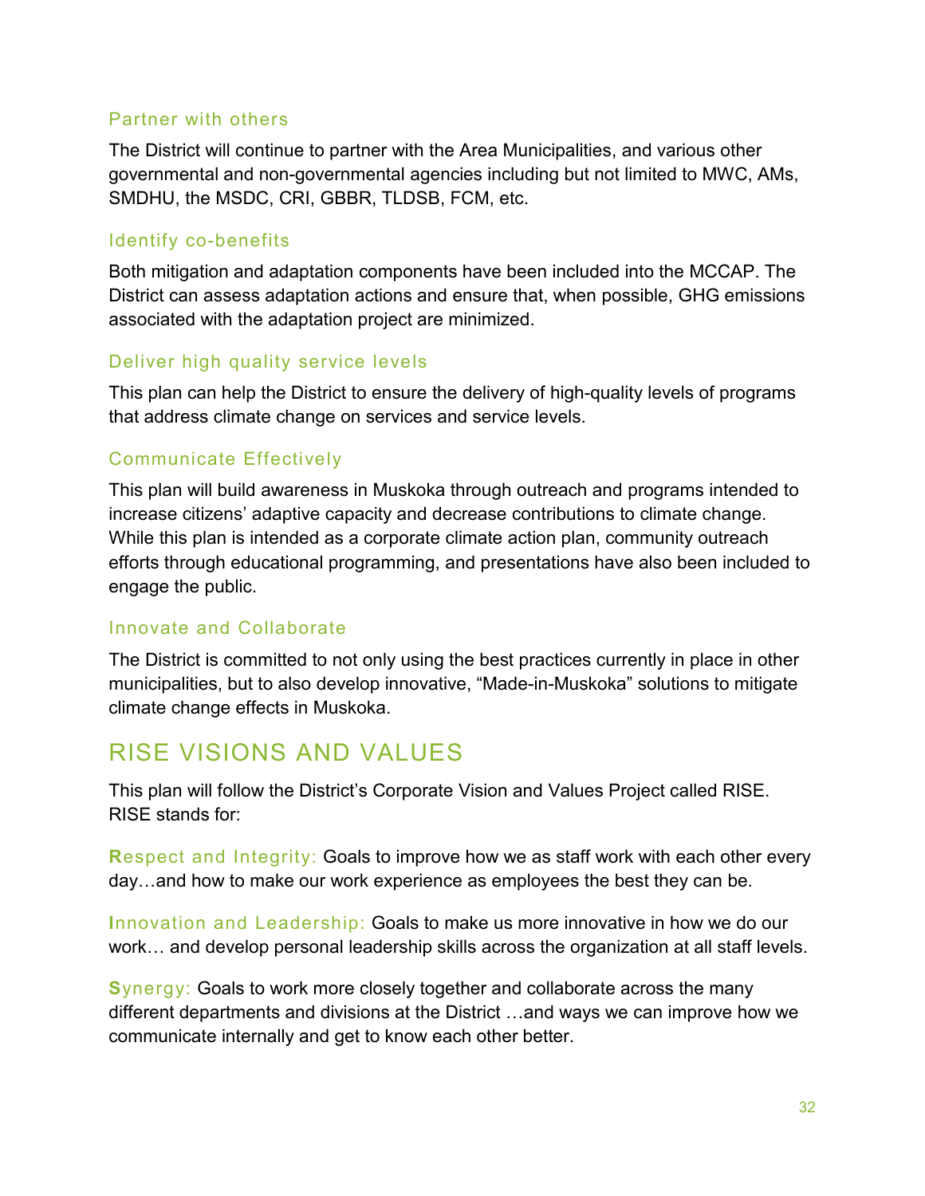### Partner with others

The District will continue to partner with the Area Municipalities, and various other governmental and non-governmental agencies including but not limited to MWC, AMs, SMDHU, the MSDC, CRI, GBBR, TLDSB, FCM, etc.

### Identify co-benefits

Both mitigation and adaptation components have been included into the MCCAP. The District can assess adaptation actions and ensure that, when possible, GHG emissions associated with the adaptation project are minimized.

### Deliver high quality service levels

This plan can help the District to ensure the delivery of high-quality levels of programs that address climate change on services and service levels.

### Communicate Effectively

This plan will build awareness in Muskoka through outreach and programs intended to increase citizens' adaptive capacity and decrease contributions to climate change. While this plan is intended as a corporate climate action plan, community outreach efforts through educational programming, and presentations have also been included to engage the public.

### Innovate and Collaborate

The District is committed to not only using the best practices currently in place in other municipalities, but to also develop innovative, "Made-in-Muskoka" solutions to mitigate climate change effects in Muskoka.

## RISE VISIONS AND VALUES

This plan will follow the District's Corporate Vision and Values Project called RISE. RISE stands for:

**R**espect and Integrity: Goals to improve how we as staff work with each other every day…and how to make our work experience as employees the best they can be.

**I**nnovation and Leadership: Goals to make us more innovative in how we do our work… and develop personal leadership skills across the organization at all staff levels.

**S**ynergy: Goals to work more closely together and collaborate across the many different departments and divisions at the District …and ways we can improve how we communicate internally and get to know each other better.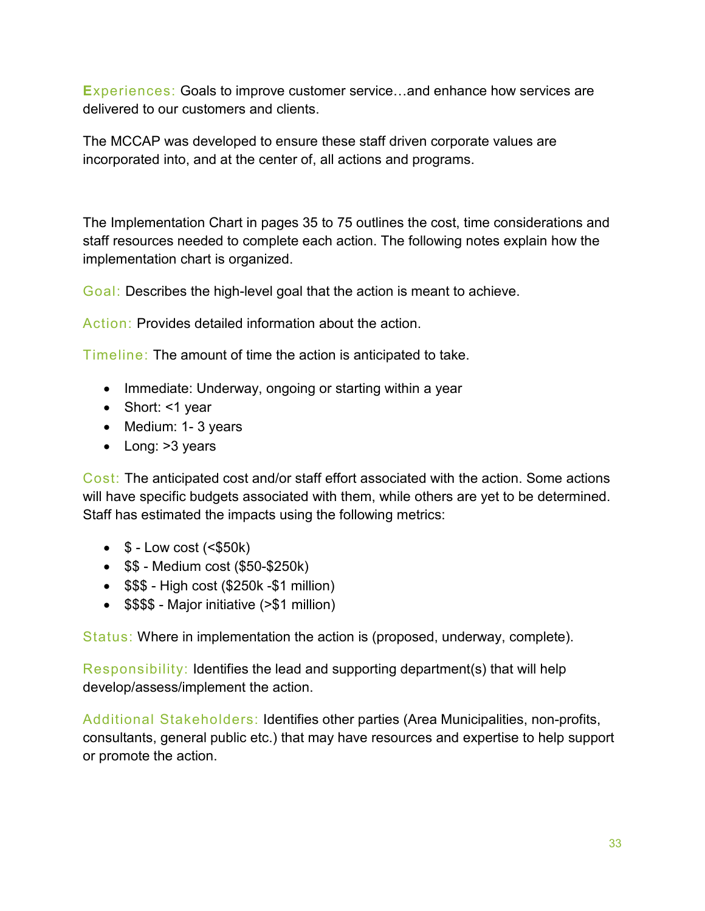**Experiences:** Goals to improve customer service…and enhance how services are delivered to our customers and clients.

The MCCAP was developed to ensure these staff driven corporate values are incorporated into, and at the center of, all actions and programs.

The Implementation Chart in pages 35 to 75 outlines the cost, time considerations and staff resources needed to complete each action. The following notes explain how the implementation chart is organized.

**Goal:** Describes the high-level goal that the action is meant to achieve.

**Action:** Provides detailed information about the action.

**Timeline:** The amount of time the action is anticipated to take.

- Immediate: Underway, ongoing or starting within a year
- Short: <1 year
- Medium: 1- 3 years
- Long: >3 years

**Cost:** The anticipated cost and/or staff effort associated with the action. Some actions will have specific budgets associated with them, while others are yet to be determined. Staff has estimated the impacts using the following metrics:

- $ - Low cost (<$50k)
- $$ - Medium cost ($50-$250k)
- $$$ - High cost ($250k -$1 million)
- $$$$ - Major initiative (>$1 million)

**Status:** Where in implementation the action is (proposed, underway, complete).

**Responsibility:** Identifies the lead and supporting department(s) that will help develop/assess/implement the action.

**Additional Stakeholders:** Identifies other parties (Area Municipalities, non-profits, consultants, general public etc.) that may have resources and expertise to help support or promote the action.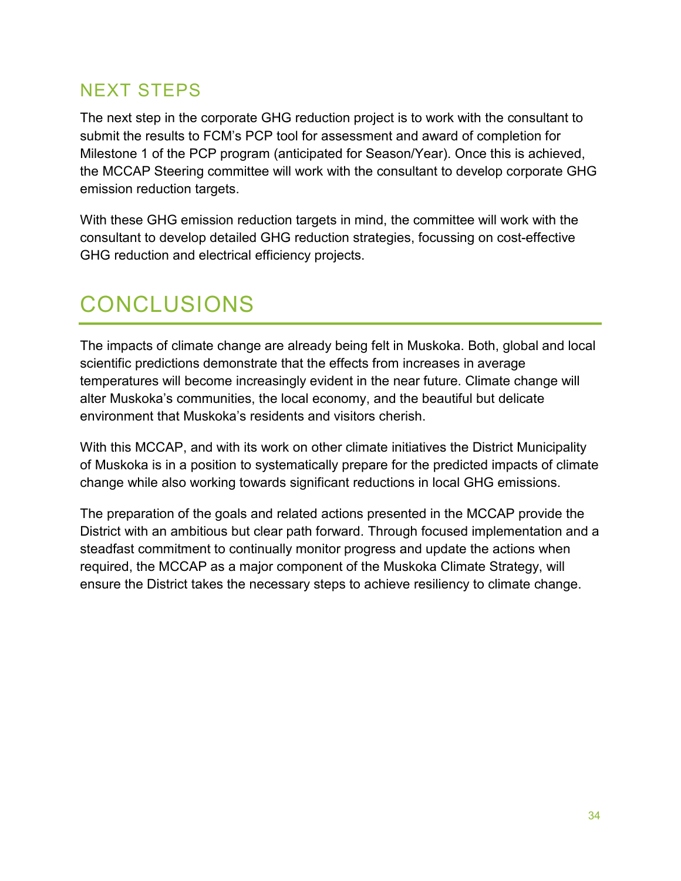## NEXT STEPS

The next step in the corporate GHG reduction project is to work with the consultant to submit the results to FCM's PCP tool for assessment and award of completion for Milestone 1 of the PCP program (anticipated for Season/Year). Once this is achieved, the MCCAP Steering committee will work with the consultant to develop corporate GHG emission reduction targets.

With these GHG emission reduction targets in mind, the committee will work with the consultant to develop detailed GHG reduction strategies, focussing on cost-effective GHG reduction and electrical efficiency projects.

# CONCLUSIONS

The impacts of climate change are already being felt in Muskoka. Both, global and local scientific predictions demonstrate that the effects from increases in average temperatures will become increasingly evident in the near future. Climate change will alter Muskoka's communities, the local economy, and the beautiful but delicate environment that Muskoka's residents and visitors cherish.

With this MCCAP, and with its work on other climate initiatives the District Municipality of Muskoka is in a position to systematically prepare for the predicted impacts of climate change while also working towards significant reductions in local GHG emissions.

The preparation of the goals and related actions presented in the MCCAP provide the District with an ambitious but clear path forward. Through focused implementation and a steadfast commitment to continually monitor progress and update the actions when required, the MCCAP as a major component of the Muskoka Climate Strategy, will ensure the District takes the necessary steps to achieve resiliency to climate change.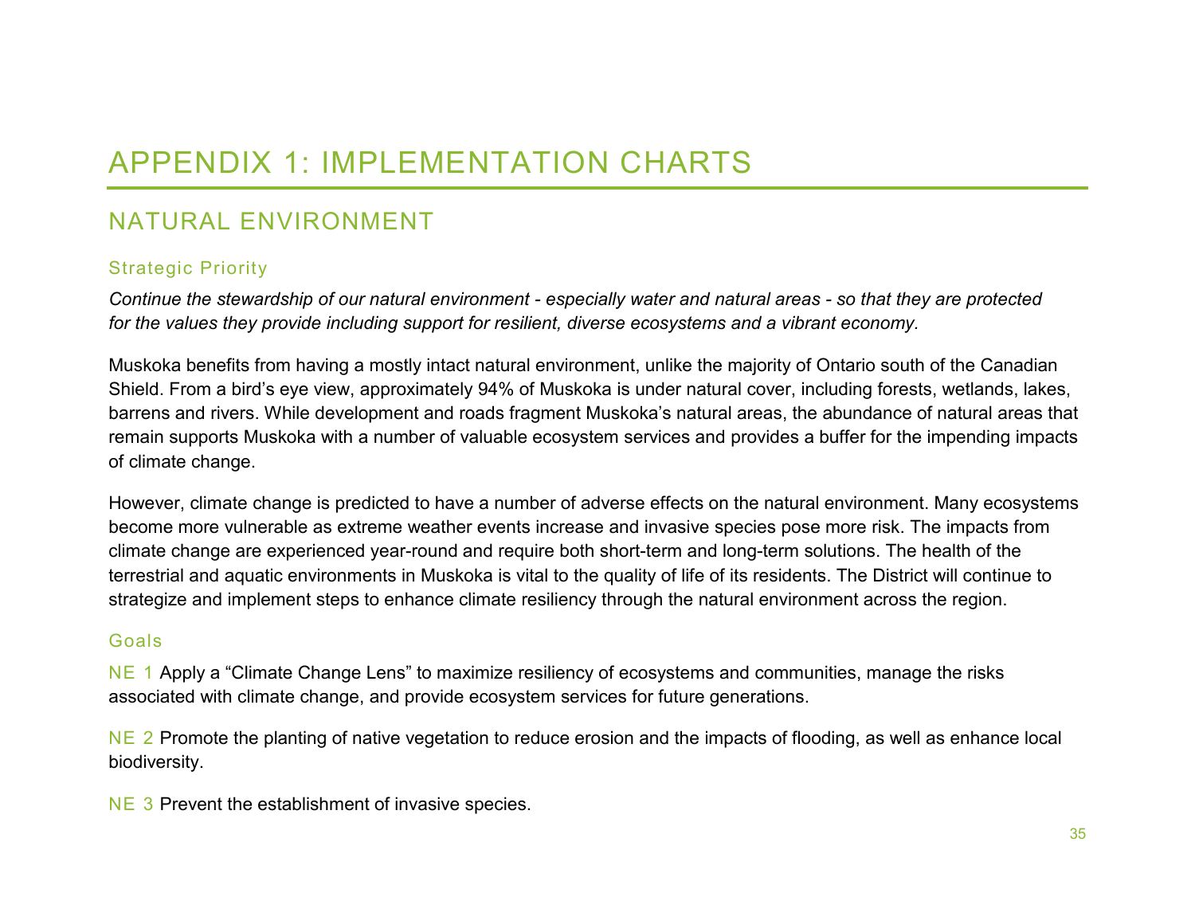# APPENDIX 1: IMPLEMENTATION CHARTS

## NATURAL ENVIRONMENT

### Strategic Priority

*Continue the stewardship of our natural environment - especially water and natural areas - so that they are protected for the values they provide including support for resilient, diverse ecosystems and a vibrant economy.*

Muskoka benefits from having a mostly intact natural environment, unlike the majority of Ontario south of the Canadian Shield. From a bird's eye view, approximately 94% of Muskoka is under natural cover, including forests, wetlands, lakes, barrens and rivers. While development and roads fragment Muskoka's natural areas, the abundance of natural areas that remain supports Muskoka with a number of valuable ecosystem services and provides a buffer for the impending impacts of climate change.

However, climate change is predicted to have a number of adverse effects on the natural environment. Many ecosystems become more vulnerable as extreme weather events increase and invasive species pose more risk. The impacts from climate change are experienced year-round and require both short-term and long-term solutions. The health of the terrestrial and aquatic environments in Muskoka is vital to the quality of life of its residents. The District will continue to strategize and implement steps to enhance climate resiliency through the natural environment across the region.

### Goals

NE 1 Apply a "Climate Change Lens" to maximize resiliency of ecosystems and communities, manage the risks associated with climate change, and provide ecosystem services for future generations.

NE 2 Promote the planting of native vegetation to reduce erosion and the impacts of flooding, as well as enhance local biodiversity.

NE 3 Prevent the establishment of invasive species.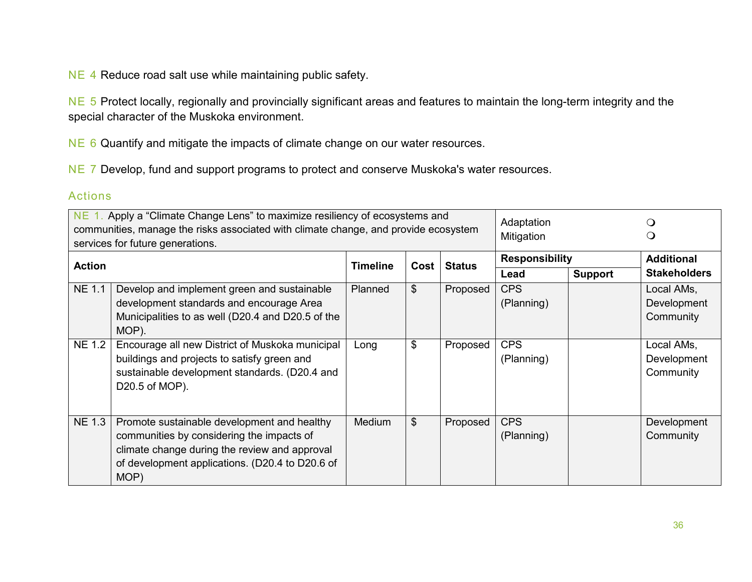NE 4 Reduce road salt use while maintaining public safety.

NE 5 Protect locally, regionally and provincially significant areas and features to maintain the long-term integrity and the special character of the Muskoka environment.

NE 6 Quantify and mitigate the impacts of climate change on our water resources.

NE 7 Develop, fund and support programs to protect and conserve Muskoka's water resources.

## Actions

| NE 1. Apply a “Climate Change Lens” to maximize resiliency of ecosystems and communities, manage the risks associated with climate change, and provide ecosystem services for future generations. | | | | | Adaptation ❍<br>Mitigation ❍ | | |
|---|---|---|---|---|---|---|---|
| **Action** | | **Timeline** | **Cost** | **Status** | **Responsibility** | | **Additional Stakeholders** |
| | | | | | **Lead** | **Support** | |
| NE 1.1 | Develop and implement green and sustainable development standards and encourage Area Municipalities to as well (D20.4 and D20.5 of the MOP). | Planned | $ | Proposed | CPS (Planning) | | Local AMs, Development Community |
| NE 1.2 | Encourage all new District of Muskoka municipal buildings and projects to satisfy green and sustainable development standards. (D20.4 and D20.5 of MOP). | Long | $ | Proposed | CPS (Planning) | | Local AMs, Development Community |
| NE 1.3 | Promote sustainable development and healthy communities by considering the impacts of climate change during the review and approval of development applications. (D20.4 to D20.6 of MOP) | Medium | $ | Proposed | CPS (Planning) | | Development Community |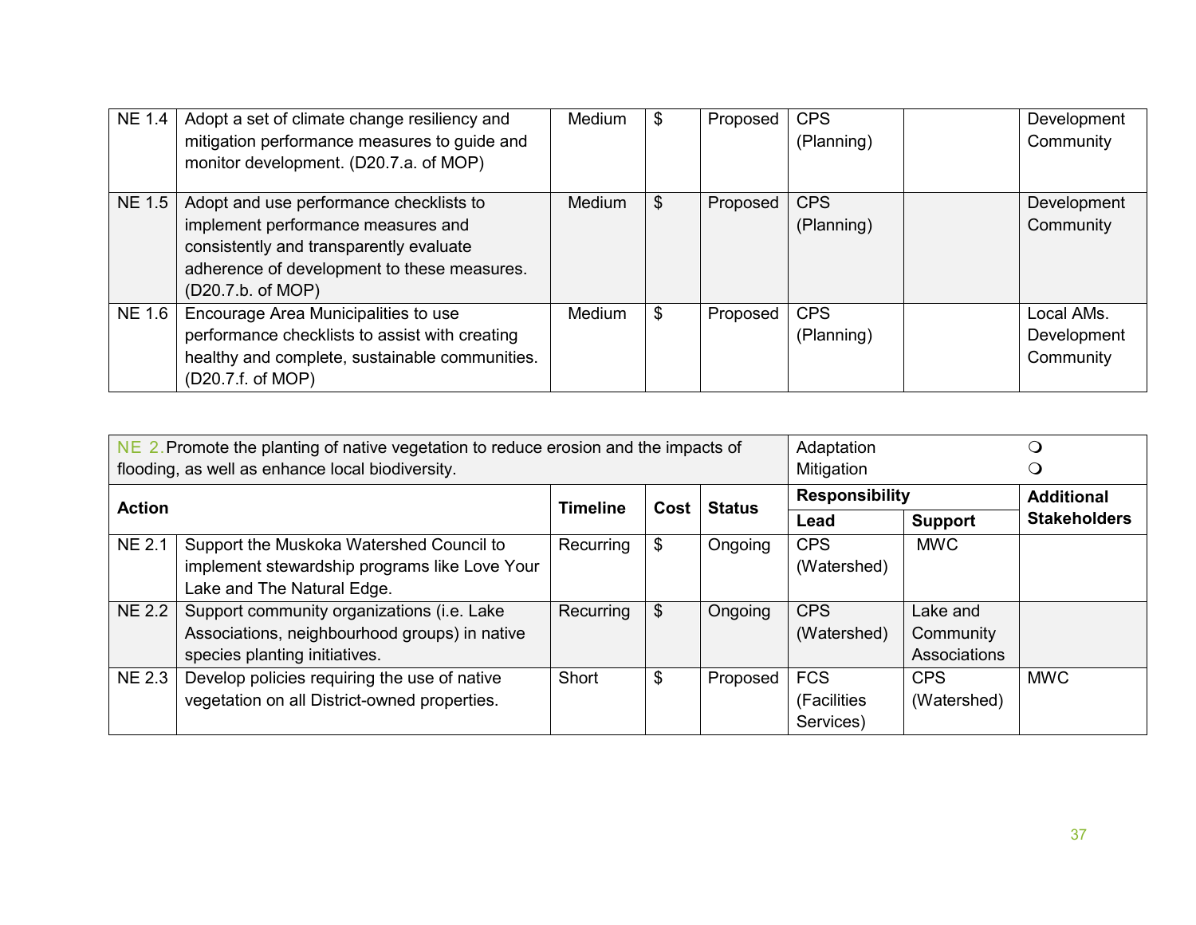| | | | | | | | |
|---|---|---|---|---|---|---|---|
| NE 1.4 | Adopt a set of climate change resiliency and mitigation performance measures to guide and monitor development. (D20.7.a. of MOP) | Medium | $ | Proposed | CPS (Planning) | | Development Community |
| NE 1.5 | Adopt and use performance checklists to implement performance measures and consistently and transparently evaluate adherence of development to these measures. (D20.7.b. of MOP) | Medium | $ | Proposed | CPS (Planning) | | Development Community |
| NE 1.6 | Encourage Area Municipalities to use performance checklists to assist with creating healthy and complete, sustainable communities. (D20.7.f. of MOP) | Medium | $ | Proposed | CPS (Planning) | | Local AMs. Development Community |

| NE 2. Promote the planting of native vegetation to reduce erosion and the impacts of flooding, as well as enhance local biodiversity. | | | | | Adaptation ❍ Mitigation ❍ | | |
|---|---|---|---|---|---|---|---|
| **Action** | | **Timeline** | **Cost** | **Status** | **Responsibility** | | **Additional Stakeholders** |
| | | | | | **Lead** | **Support** | |
| NE 2.1 | Support the Muskoka Watershed Council to implement stewardship programs like Love Your Lake and The Natural Edge. | Recurring | $ | Ongoing | CPS (Watershed) | MWC | |
| NE 2.2 | Support community organizations (i.e. Lake Associations, neighbourhood groups) in native species planting initiatives. | Recurring | $ | Ongoing | CPS (Watershed) | Lake and Community Associations | |
| NE 2.3 | Develop policies requiring the use of native vegetation on all District-owned properties. | Short | $ | Proposed | FCS (Facilities Services) | CPS (Watershed) | MWC |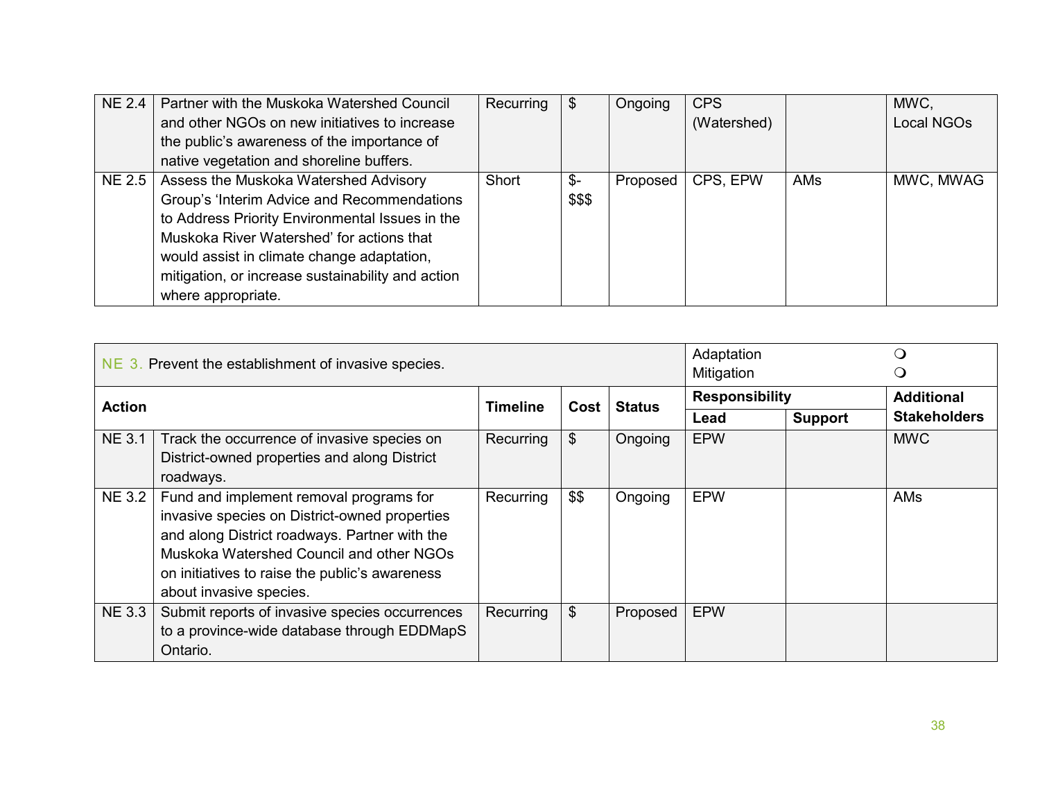| | | | | | | | |
|---|---|---|---|---|---|---|---|
| NE 2.4 | Partner with the Muskoka Watershed Council and other NGOs on new initiatives to increase the public's awareness of the importance of native vegetation and shoreline buffers. | Recurring | $ | Ongoing | CPS (Watershed) | | MWC, Local NGOs |
| NE 2.5 | Assess the Muskoka Watershed Advisory Group's 'Interim Advice and Recommendations to Address Priority Environmental Issues in the Muskoka River Watershed' for actions that would assist in climate change adaptation, mitigation, or increase sustainability and action where appropriate. | Short | $-$$$ | Proposed | CPS, EPW | AMs | MWC, MWAG |

| NE 3. Prevent the establishment of invasive species. | | | | | Adaptation<br>Mitigation | | ❍<br>❍ |
|---|---|---|---|---|---|---|---|
| **Action** | | **Timeline** | **Cost** | **Status** | **Responsibility** | | **Additional Stakeholders** |
| | | | | | **Lead** | **Support** | |
| NE 3.1 | Track the occurrence of invasive species on District-owned properties and along District roadways. | Recurring | $ | Ongoing | EPW | | MWC |
| NE 3.2 | Fund and implement removal programs for invasive species on District-owned properties and along District roadways. Partner with the Muskoka Watershed Council and other NGOs on initiatives to raise the public's awareness about invasive species. | Recurring | $$ | Ongoing | EPW | | AMs |
| NE 3.3 | Submit reports of invasive species occurrences to a province-wide database through EDDMapS Ontario. | Recurring | $ | Proposed | EPW | | |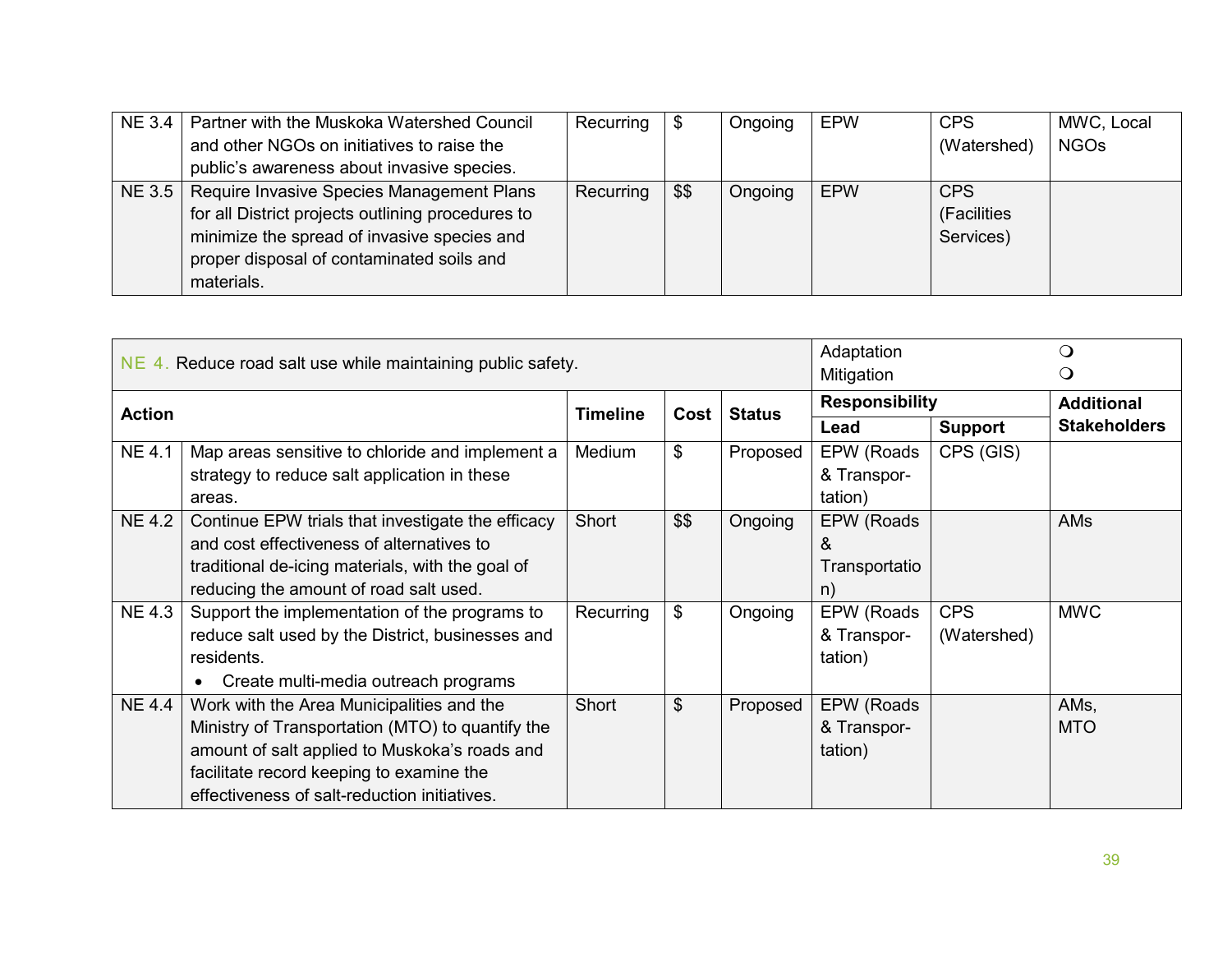| NE 3.4 | Partner with the Muskoka Watershed Council and other NGOs on initiatives to raise the public's awareness about invasive species. | Recurring | $ | Ongoing | EPW | CPS (Watershed) | MWC, Local NGOs |
|---|---|---|---|---|---|---|---|
| NE 3.5 | Require Invasive Species Management Plans for all District projects outlining procedures to minimize the spread of invasive species and proper disposal of contaminated soils and materials. | Recurring | $$ | Ongoing | EPW | CPS (Facilities Services) | |

| NE 4. Reduce road salt use while maintaining public safety. | | | | | Adaptation ❍ Mitigation ❍ | | |
|---|---|---|---|---|---|---|---|
| **Action** | | **Timeline** | **Cost** | **Status** | **Responsibility** | | **Additional Stakeholders** |
| | | | | | **Lead** | **Support** | |
| NE 4.1 | Map areas sensitive to chloride and implement a strategy to reduce salt application in these areas. | Medium | $ | Proposed | EPW (Roads & Transportation) | CPS (GIS) | |
| NE 4.2 | Continue EPW trials that investigate the efficacy and cost effectiveness of alternatives to traditional de-icing materials, with the goal of reducing the amount of road salt used. | Short | $$ | Ongoing | EPW (Roads & Transportation) | | AMs |
| NE 4.3 | Support the implementation of the programs to reduce salt used by the District, businesses and residents.<br>• Create multi-media outreach programs | Recurring | $ | Ongoing | EPW (Roads & Transportation) | CPS (Watershed) | MWC |
| NE 4.4 | Work with the Area Municipalities and the Ministry of Transportation (MTO) to quantify the amount of salt applied to Muskoka's roads and facilitate record keeping to examine the effectiveness of salt-reduction initiatives. | Short | $ | Proposed | EPW (Roads & Transportation) | | AMs, MTO |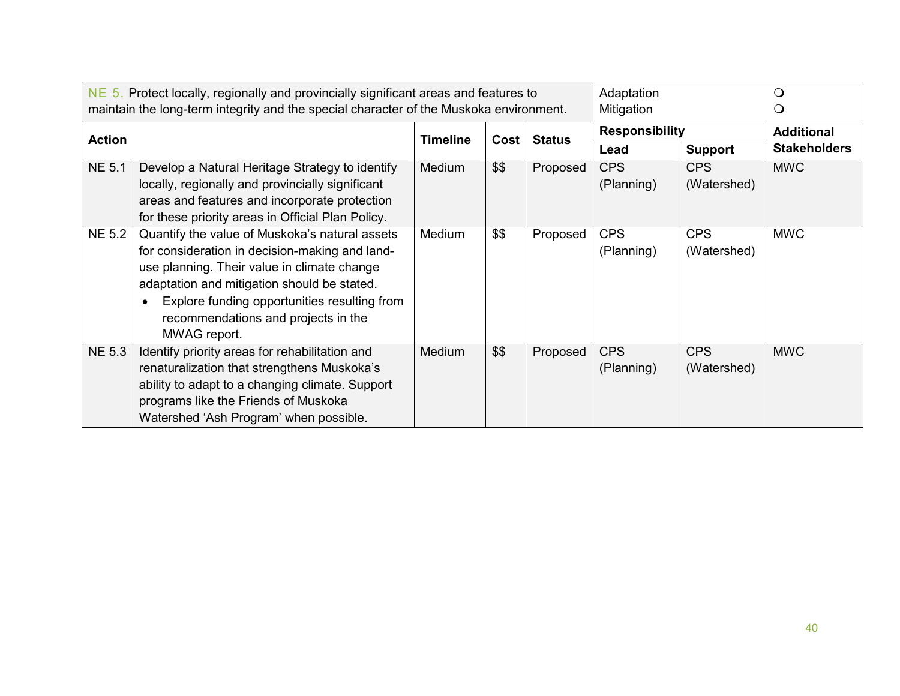| NE 5. Protect locally, regionally and provincially significant areas and features to maintain the long-term integrity and the special character of the Muskoka environment. | | | | | Adaptation ❍<br>Mitigation ❍ | | |
|---|---|---|---|---|---|---|---|
| **Action** | | **Timeline** | **Cost** | **Status** | **Responsibility** | | **Additional Stakeholders** |
| | | | | | **Lead** | **Support** | |
| NE 5.1 | Develop a Natural Heritage Strategy to identify locally, regionally and provincially significant areas and features and incorporate protection for these priority areas in Official Plan Policy. | Medium | $$ | Proposed | CPS (Planning) | CPS (Watershed) | MWC |
| NE 5.2 | Quantify the value of Muskoka's natural assets for consideration in decision-making and land-use planning. Their value in climate change adaptation and mitigation should be stated.<br>• Explore funding opportunities resulting from recommendations and projects in the MWAG report. | Medium | $$ | Proposed | CPS (Planning) | CPS (Watershed) | MWC |
| NE 5.3 | Identify priority areas for rehabilitation and renaturalization that strengthens Muskoka's ability to adapt to a changing climate. Support programs like the Friends of Muskoka Watershed 'Ash Program' when possible. | Medium | $$ | Proposed | CPS (Planning) | CPS (Watershed) | MWC |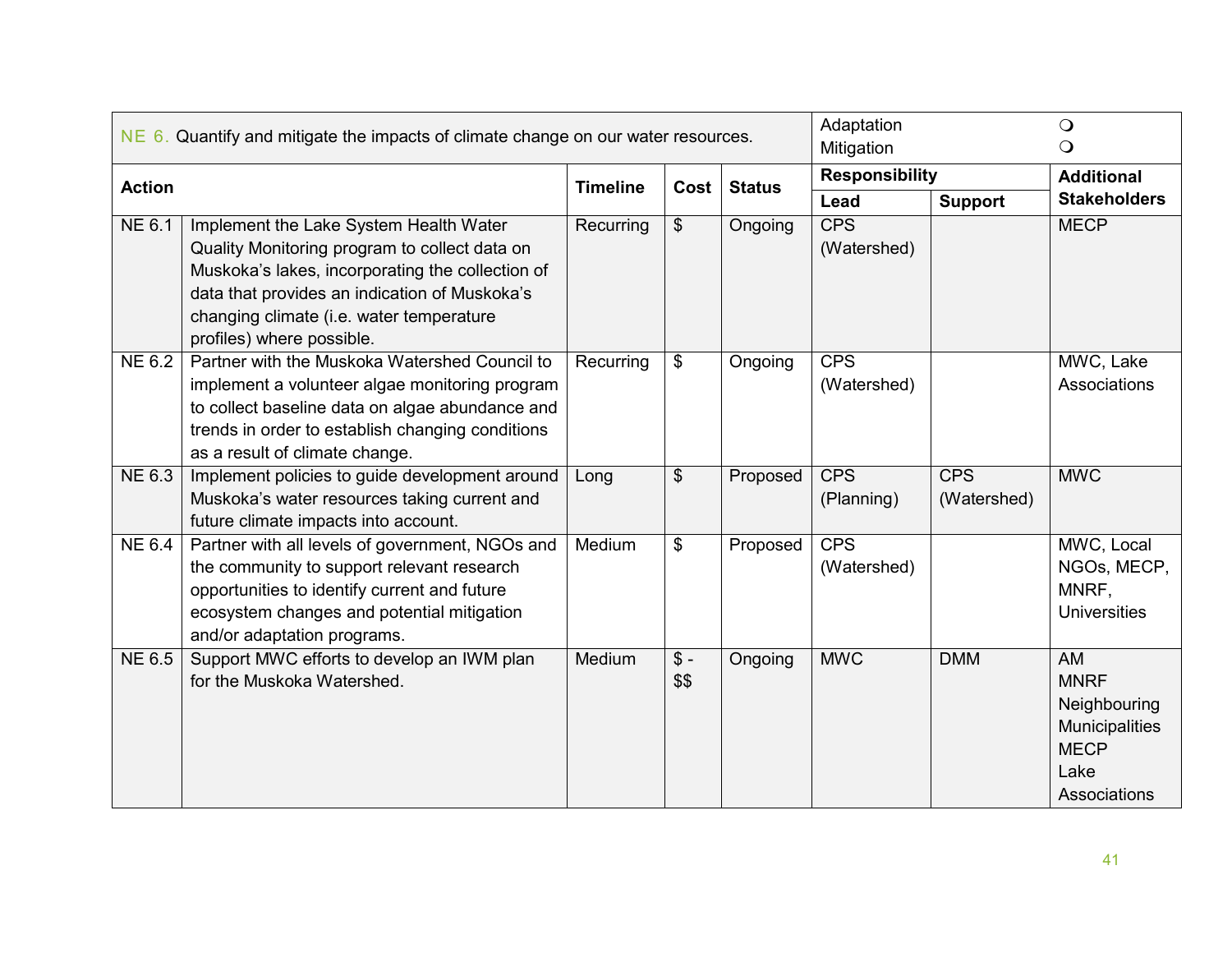| NE 6. Quantify and mitigate the impacts of climate change on our water resources. | | | | | Adaptation ❍<br>Mitigation ❍ | | |
|---|---|---|---|---|---|---|---|
| **Action** | | **Timeline** | **Cost** | **Status** | **Responsibility** | | **Additional Stakeholders** |
| | | | | | **Lead** | **Support** | |
| NE 6.1 | Implement the Lake System Health Water Quality Monitoring program to collect data on Muskoka's lakes, incorporating the collection of data that provides an indication of Muskoka's changing climate (i.e. water temperature profiles) where possible. | Recurring | $ | Ongoing | CPS (Watershed) | | MECP |
| NE 6.2 | Partner with the Muskoka Watershed Council to implement a volunteer algae monitoring program to collect baseline data on algae abundance and trends in order to establish changing conditions as a result of climate change. | Recurring | $ | Ongoing | CPS (Watershed) | | MWC, Lake Associations |
| NE 6.3 | Implement policies to guide development around Muskoka's water resources taking current and future climate impacts into account. | Long | $ | Proposed | CPS (Planning) | CPS (Watershed) | MWC |
| NE 6.4 | Partner with all levels of government, NGOs and the community to support relevant research opportunities to identify current and future ecosystem changes and potential mitigation and/or adaptation programs. | Medium | $ | Proposed | CPS (Watershed) | | MWC, Local NGOs, MECP, MNRF, Universities |
| NE 6.5 | Support MWC efforts to develop an IWM plan for the Muskoka Watershed. | Medium | $ - $$ | Ongoing | MWC | DMM | AM<br>MNRF<br>Neighbouring Municipalities<br>MECP<br>Lake Associations |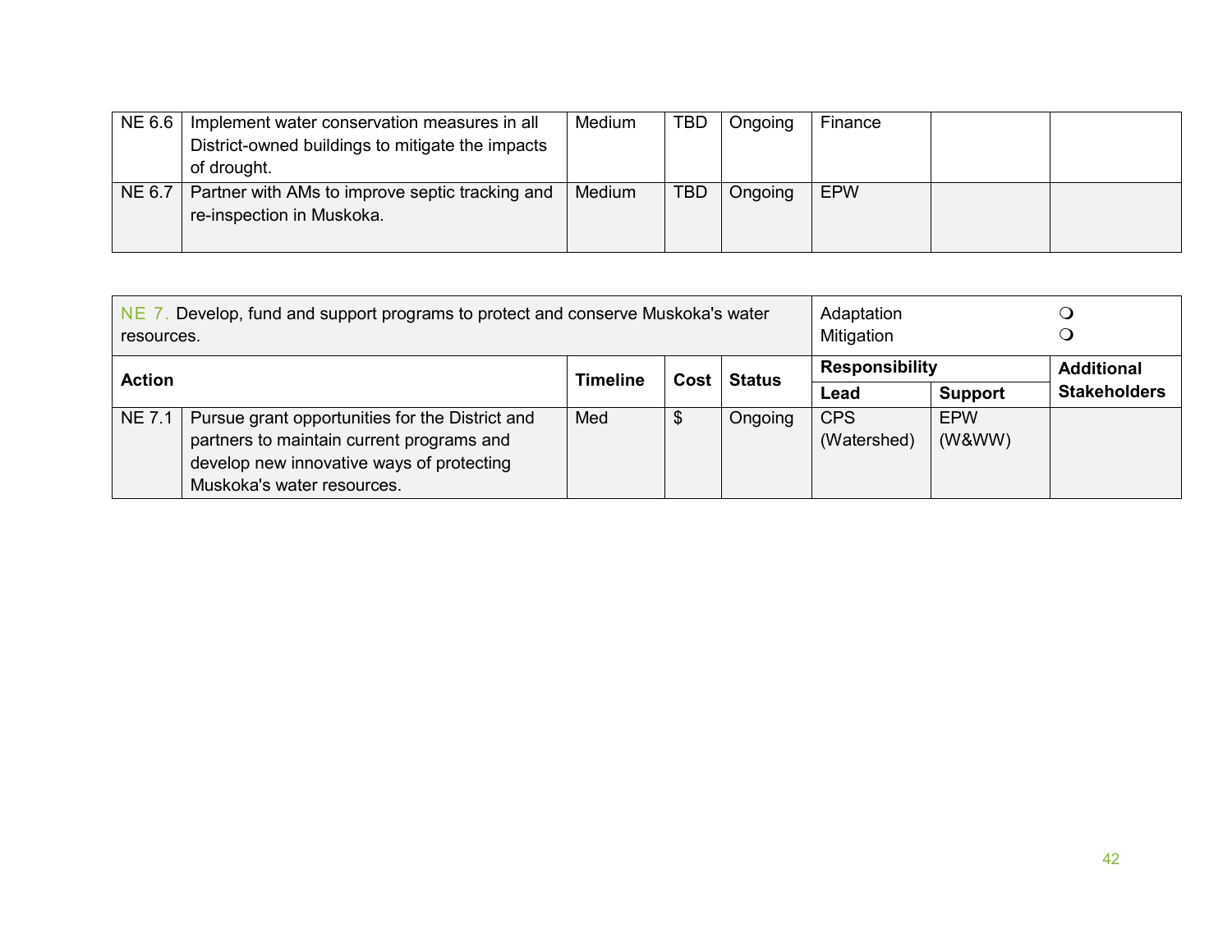| | | | | | | | |
|---|---|---|---|---|---|---|---|
| NE 6.6 | Implement water conservation measures in all District-owned buildings to mitigate the impacts of drought. | Medium | TBD | Ongoing | Finance | | |
| NE 6.7 | Partner with AMs to improve septic tracking and re-inspection in Muskoka. | Medium | TBD | Ongoing | EPW | | |

| NE 7. Develop, fund and support programs to protect and conserve Muskoka's water resources. | | | | | Adaptation ❍<br>Mitigation ❍ | | |
|---|---|---|---|---|---|---|---|
| **Action** | | **Timeline** | **Cost** | **Status** | **Responsibility** | | **Additional Stakeholders** |
| | | | | | **Lead** | **Support** | |
| NE 7.1 | Pursue grant opportunities for the District and partners to maintain current programs and develop new innovative ways of protecting Muskoka's water resources. | Med | $ | Ongoing | CPS (Watershed) | EPW (W&WW) | |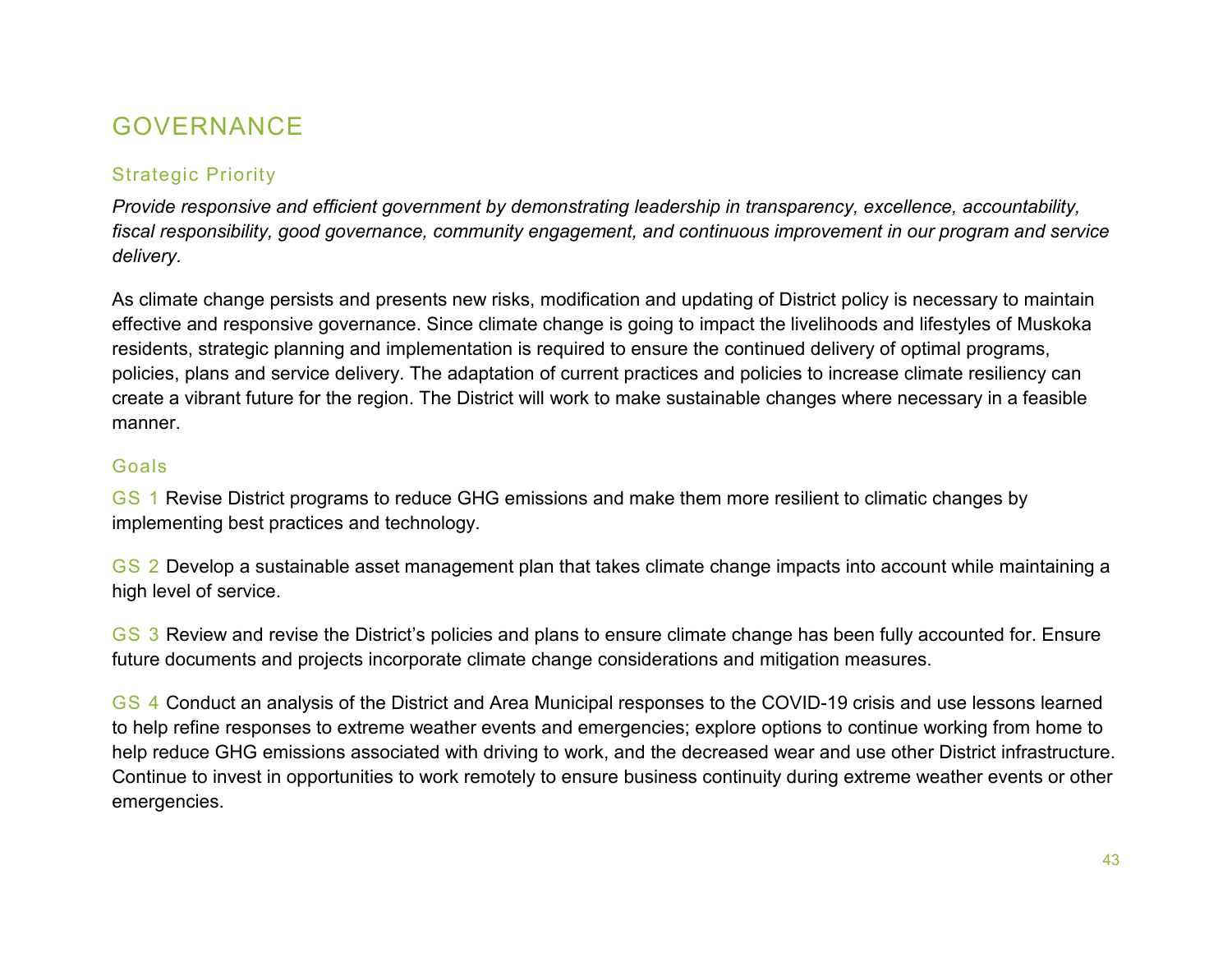## GOVERNANCE

### Strategic Priority

*Provide responsive and efficient government by demonstrating leadership in transparency, excellence, accountability, fiscal responsibility, good governance, community engagement, and continuous improvement in our program and service delivery.*

As climate change persists and presents new risks, modification and updating of District policy is necessary to maintain effective and responsive governance. Since climate change is going to impact the livelihoods and lifestyles of Muskoka residents, strategic planning and implementation is required to ensure the continued delivery of optimal programs, policies, plans and service delivery. The adaptation of current practices and policies to increase climate resiliency can create a vibrant future for the region. The District will work to make sustainable changes where necessary in a feasible manner.

### Goals

GS 1 Revise District programs to reduce GHG emissions and make them more resilient to climatic changes by implementing best practices and technology.

GS 2 Develop a sustainable asset management plan that takes climate change impacts into account while maintaining a high level of service.

GS 3 Review and revise the District's policies and plans to ensure climate change has been fully accounted for. Ensure future documents and projects incorporate climate change considerations and mitigation measures.

GS 4 Conduct an analysis of the District and Area Municipal responses to the COVID-19 crisis and use lessons learned to help refine responses to extreme weather events and emergencies; explore options to continue working from home to help reduce GHG emissions associated with driving to work, and the decreased wear and use other District infrastructure. Continue to invest in opportunities to work remotely to ensure business continuity during extreme weather events or other emergencies.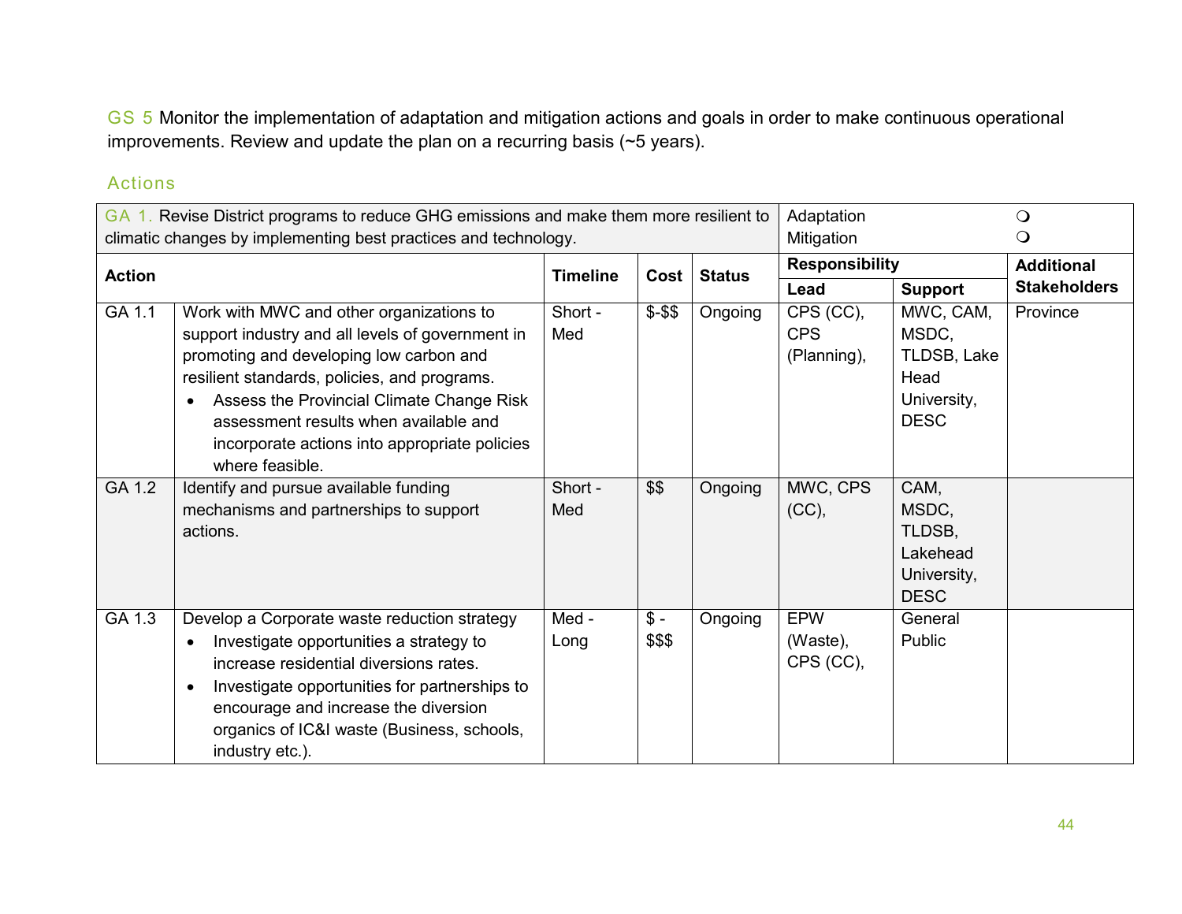GS 5 Monitor the implementation of adaptation and mitigation actions and goals in order to make continuous operational improvements. Review and update the plan on a recurring basis (~5 years).

## Actions

| GA 1. Revise District programs to reduce GHG emissions and make them more resilient to climatic changes by implementing best practices and technology. | | | | | Adaptation ❍<br>Mitigation ❍ | | |
|---|---|---|---|---|---|---|---|
| **Action** | | **Timeline** | **Cost** | **Status** | **Responsibility** | | **Additional Stakeholders** |
| | | | | | **Lead** | **Support** | |
| GA 1.1 | Work with MWC and other organizations to support industry and all levels of government in promoting and developing low carbon and resilient standards, policies, and programs.<br>• Assess the Provincial Climate Change Risk assessment results when available and incorporate actions into appropriate policies where feasible. | Short - Med | $-$$ | Ongoing | CPS (CC), CPS (Planning), | MWC, CAM, MSDC, TLDSB, Lake Head University, DESC | Province |
| GA 1.2 | Identify and pursue available funding mechanisms and partnerships to support actions. | Short - Med | $$ | Ongoing | MWC, CPS (CC), | CAM, MSDC, TLDSB, Lakehead University, DESC | |
| GA 1.3 | Develop a Corporate waste reduction strategy<br>• Investigate opportunities a strategy to increase residential diversions rates.<br>• Investigate opportunities for partnerships to encourage and increase the diversion organics of IC&I waste (Business, schools, industry etc.). | Med - Long | $ - $$$ | Ongoing | EPW (Waste), CPS (CC), | General Public | |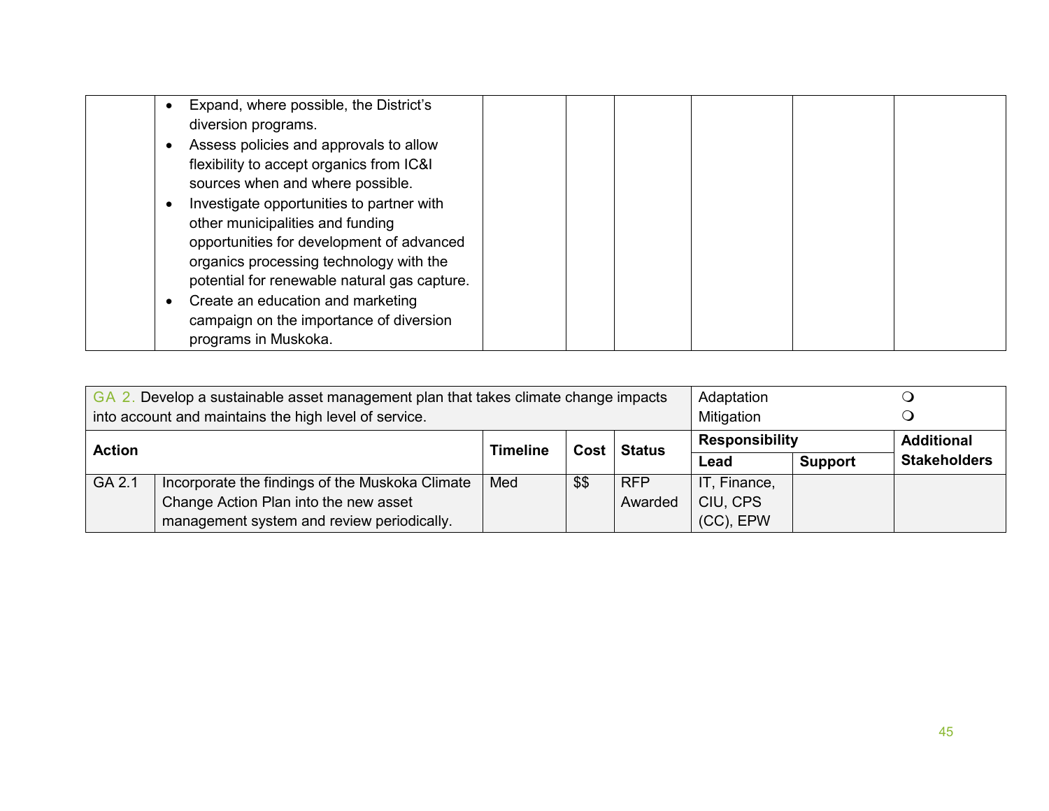| | | | | | | | |
|---|---|---|---|---|---|---|---|
| | • Expand, where possible, the District's diversion programs.<br>• Assess policies and approvals to allow flexibility to accept organics from IC&I sources when and where possible.<br>• Investigate opportunities to partner with other municipalities and funding opportunities for development of advanced organics processing technology with the potential for renewable natural gas capture.<br>• Create an education and marketing campaign on the importance of diversion programs in Muskoka. | | | | | | |

| GA 2. Develop a sustainable asset management plan that takes climate change impacts into account and maintains the high level of service. | | | | | Adaptation ❍<br>Mitigation ❍ | | |
|---|---|---|---|---|---|---|---|
| **Action** | | **Timeline** | **Cost** | **Status** | **Responsibility** | | **Additional Stakeholders** |
| | | | | | **Lead** | **Support** | |
| GA 2.1 | Incorporate the findings of the Muskoka Climate Change Action Plan into the new asset management system and review periodically. | Med | $$ | RFP Awarded | IT, Finance, CIU, CPS (CC), EPW | | |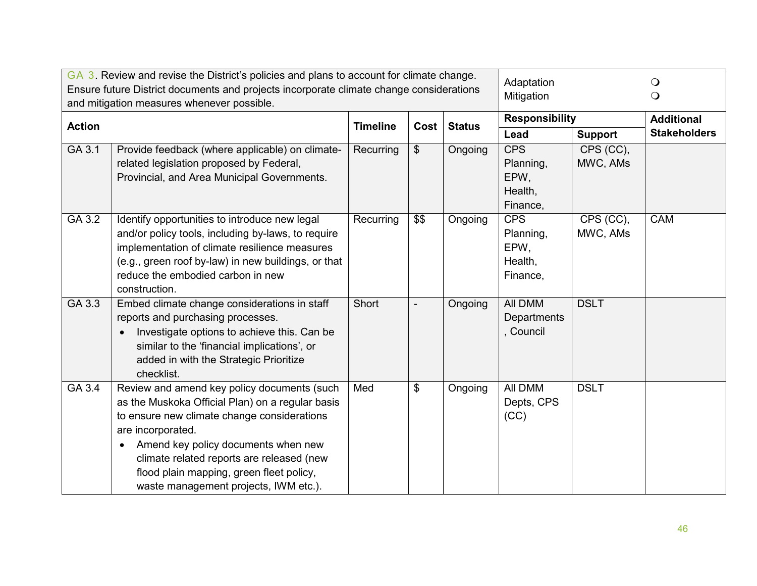| GA 3. Review and revise the District's policies and plans to account for climate change. Ensure future District documents and projects incorporate climate change considerations and mitigation measures whenever possible. | | | | | Adaptation ❍<br>Mitigation ❍ | | |
|---|---|---|---|---|---|---|---|
| **Action** | | **Timeline** | **Cost** | **Status** | **Responsibility** | | **Additional Stakeholders** |
| | | | | | **Lead** | **Support** | |
| GA 3.1 | Provide feedback (where applicable) on climate-related legislation proposed by Federal, Provincial, and Area Municipal Governments. | Recurring | $ | Ongoing | CPS Planning, EPW, Health, Finance, | CPS (CC), MWC, AMs | |
| GA 3.2 | Identify opportunities to introduce new legal and/or policy tools, including by-laws, to require implementation of climate resilience measures (e.g., green roof by-law) in new buildings, or that reduce the embodied carbon in new construction. | Recurring | $$ | Ongoing | CPS Planning, EPW, Health, Finance, | CPS (CC), MWC, AMs | CAM |
| GA 3.3 | Embed climate change considerations in staff reports and purchasing processes.<br>• Investigate options to achieve this. Can be similar to the 'financial implications', or added in with the Strategic Prioritize checklist. | Short | - | Ongoing | All DMM Departments , Council | DSLT | |
| GA 3.4 | Review and amend key policy documents (such as the Muskoka Official Plan) on a regular basis to ensure new climate change considerations are incorporated.<br>• Amend key policy documents when new climate related reports are released (new flood plain mapping, green fleet policy, waste management projects, IWM etc.). | Med | $ | Ongoing | All DMM Depts, CPS (CC) | DSLT | |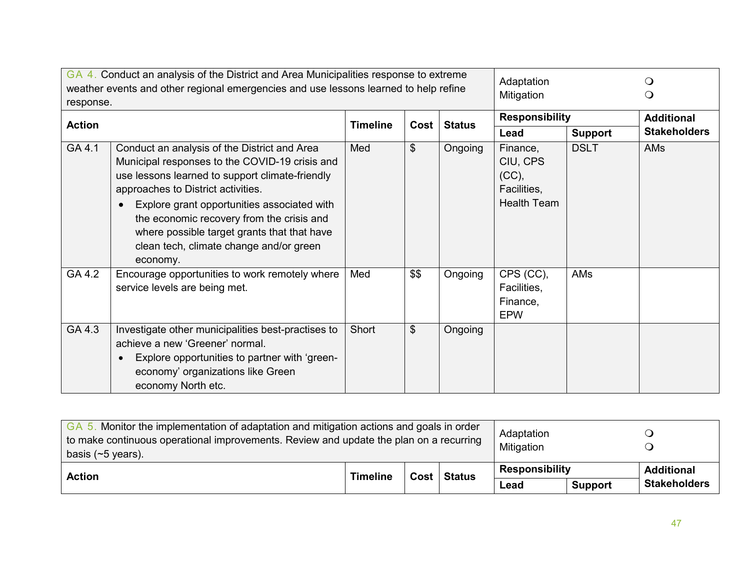| GA 4. Conduct an analysis of the District and Area Municipalities response to extreme weather events and other regional emergencies and use lessons learned to help refine response. | | | | | Adaptation ❍<br>Mitigation ❍ | | |
|---|---|---|---|---|---|---|---|
| **Action** | | **Timeline** | **Cost** | **Status** | **Responsibility** | | **Additional Stakeholders** |
| | | | | | **Lead** | **Support** | |
| GA 4.1 | Conduct an analysis of the District and Area Municipal responses to the COVID-19 crisis and use lessons learned to support climate-friendly approaches to District activities.<br>• Explore grant opportunities associated with the economic recovery from the crisis and where possible target grants that that have clean tech, climate change and/or green economy. | Med | $ | Ongoing | Finance, CIU, CPS (CC), Facilities, Health Team | DSLT | AMs |
| GA 4.2 | Encourage opportunities to work remotely where service levels are being met. | Med | $$ | Ongoing | CPS (CC), Facilities, Finance, EPW | AMs | |
| GA 4.3 | Investigate other municipalities best-practises to achieve a new 'Greener' normal.<br>• Explore opportunities to partner with 'green-economy' organizations like Green economy North etc. | Short | $ | Ongoing | | | |

| GA 5. Monitor the implementation of adaptation and mitigation actions and goals in order to make continuous operational improvements. Review and update the plan on a recurring basis (~5 years). | | | | | Adaptation ❍<br>Mitigation ❍ | | |
|---|---|---|---|---|---|---|---|
| **Action** | | **Timeline** | **Cost** | **Status** | **Responsibility** | | **Additional Stakeholders** |
| | | | | | **Lead** | **Support** | |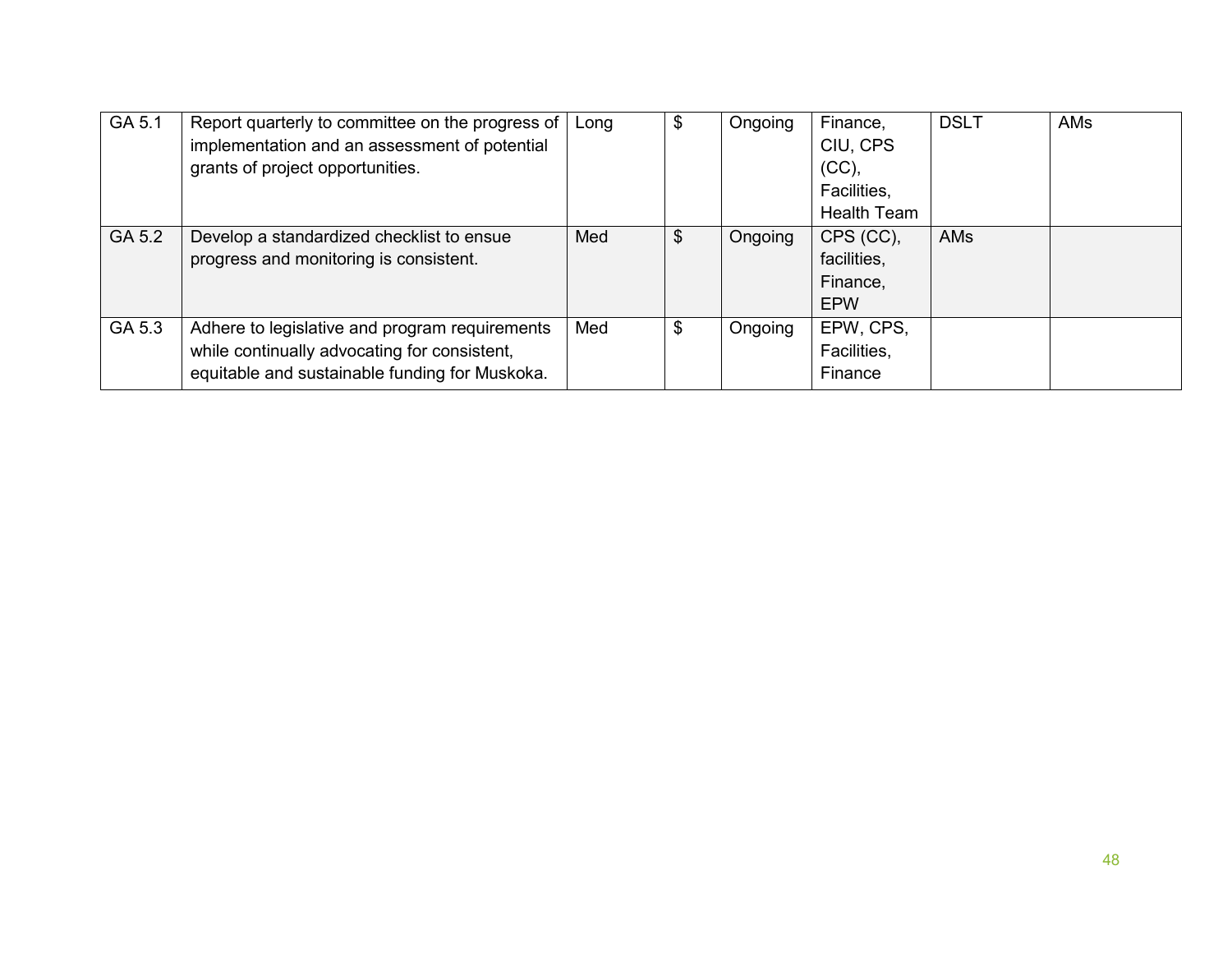| | | | | | | | |
|---|---|---|---|---|---|---|---|
| GA 5.1 | Report quarterly to committee on the progress of implementation and an assessment of potential grants of project opportunities. | Long | $ | Ongoing | Finance, CIU, CPS (CC), Facilities, Health Team | DSLT | AMs |
| GA 5.2 | Develop a standardized checklist to ensue progress and monitoring is consistent. | Med | $ | Ongoing | CPS (CC), facilities, Finance, EPW | AMs | |
| GA 5.3 | Adhere to legislative and program requirements while continually advocating for consistent, equitable and sustainable funding for Muskoka. | Med | $ | Ongoing | EPW, CPS, Facilities, Finance | | |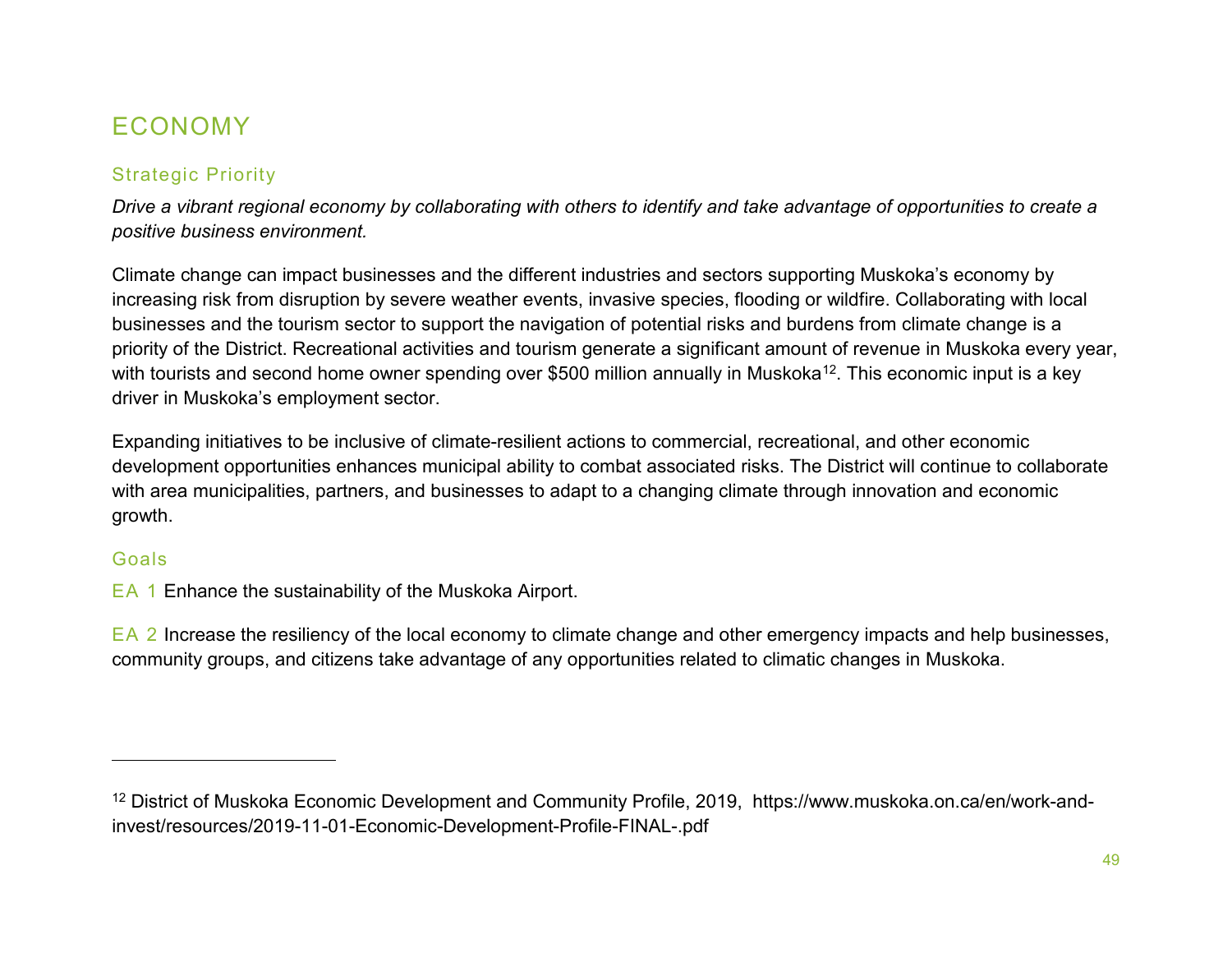# ECONOMY

## Strategic Priority

*Drive a vibrant regional economy by collaborating with others to identify and take advantage of opportunities to create a positive business environment.*

Climate change can impact businesses and the different industries and sectors supporting Muskoka's economy by increasing risk from disruption by severe weather events, invasive species, flooding or wildfire. Collaborating with local businesses and the tourism sector to support the navigation of potential risks and burdens from climate change is a priority of the District. Recreational activities and tourism generate a significant amount of revenue in Muskoka every year, with tourists and second home owner spending over $500 million annually in Muskoka[12]. This economic input is a key driver in Muskoka's employment sector.

Expanding initiatives to be inclusive of climate-resilient actions to commercial, recreational, and other economic development opportunities enhances municipal ability to combat associated risks. The District will continue to collaborate with area municipalities, partners, and businesses to adapt to a changing climate through innovation and economic growth.

## Goals

EA 1 Enhance the sustainability of the Muskoka Airport.

EA 2 Increase the resiliency of the local economy to climate change and other emergency impacts and help businesses, community groups, and citizens take advantage of any opportunities related to climatic changes in Muskoka.

---

[12] District of Muskoka Economic Development and Community Profile, 2019, https://www.muskoka.on.ca/en/work-and-invest/resources/2019-11-01-Economic-Development-Profile-FINAL-.pdf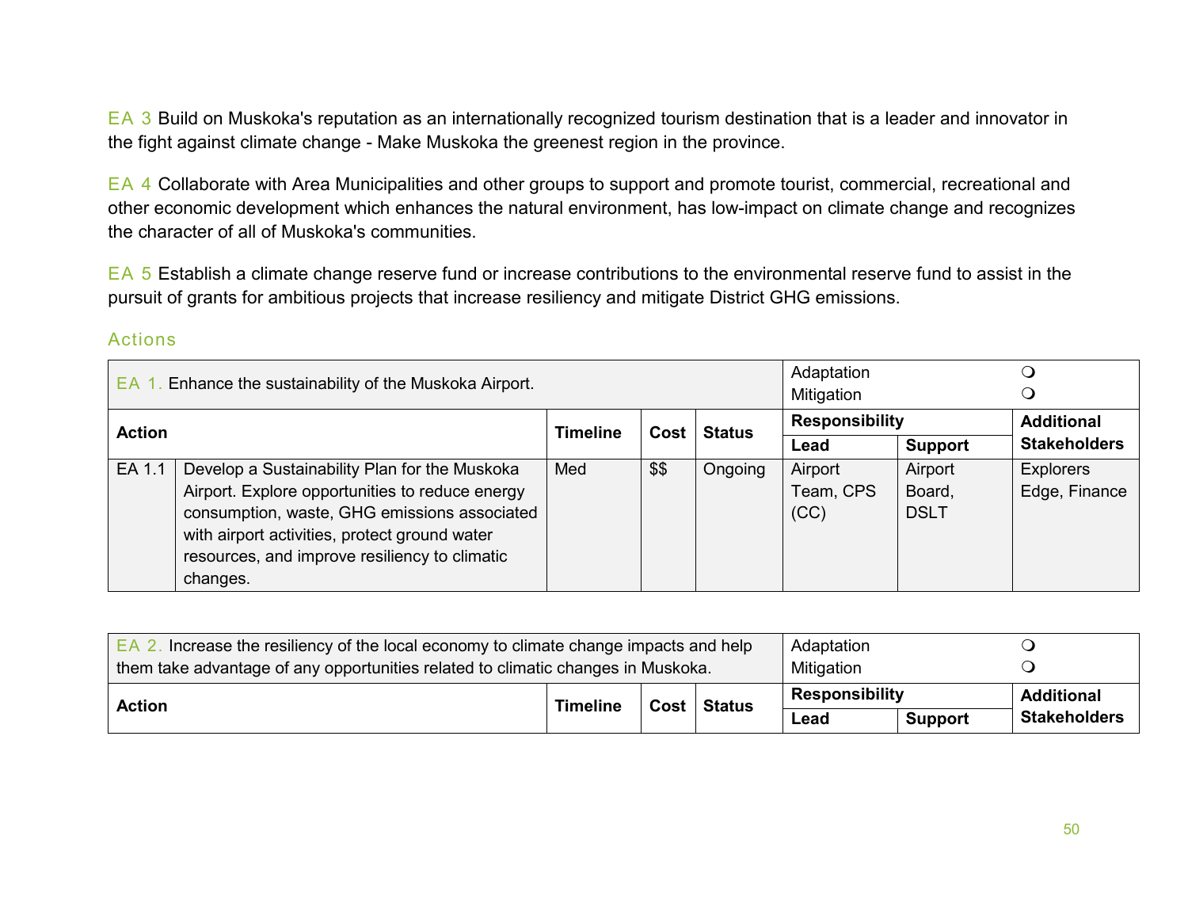EA 3 Build on Muskoka's reputation as an internationally recognized tourism destination that is a leader and innovator in the fight against climate change - Make Muskoka the greenest region in the province.

EA 4 Collaborate with Area Municipalities and other groups to support and promote tourist, commercial, recreational and other economic development which enhances the natural environment, has low-impact on climate change and recognizes the character of all of Muskoka's communities.

EA 5 Establish a climate change reserve fund or increase contributions to the environmental reserve fund to assist in the pursuit of grants for ambitious projects that increase resiliency and mitigate District GHG emissions.

## Actions

| EA 1. Enhance the sustainability of the Muskoka Airport. | | | | | Adaptation ❍ Mitigation ❍ | | |
|---|---|---|---|---|---|---|---|
| **Action** | | **Timeline** | **Cost** | **Status** | **Responsibility** | | **Additional Stakeholders** |
| | | | | | **Lead** | **Support** | |
| EA 1.1 | Develop a Sustainability Plan for the Muskoka Airport. Explore opportunities to reduce energy consumption, waste, GHG emissions associated with airport activities, protect ground water resources, and improve resiliency to climatic changes. | Med | $$ | Ongoing | Airport Team, CPS (CC) | Airport Board, DSLT | Explorers Edge, Finance |

| EA 2. Increase the resiliency of the local economy to climate change impacts and help them take advantage of any opportunities related to climatic changes in Muskoka. | | | | | Adaptation ❍ Mitigation ❍ | | |
|---|---|---|---|---|---|---|---|
| **Action** | | **Timeline** | **Cost** | **Status** | **Responsibility** | | **Additional Stakeholders** |
| | | | | | **Lead** | **Support** | |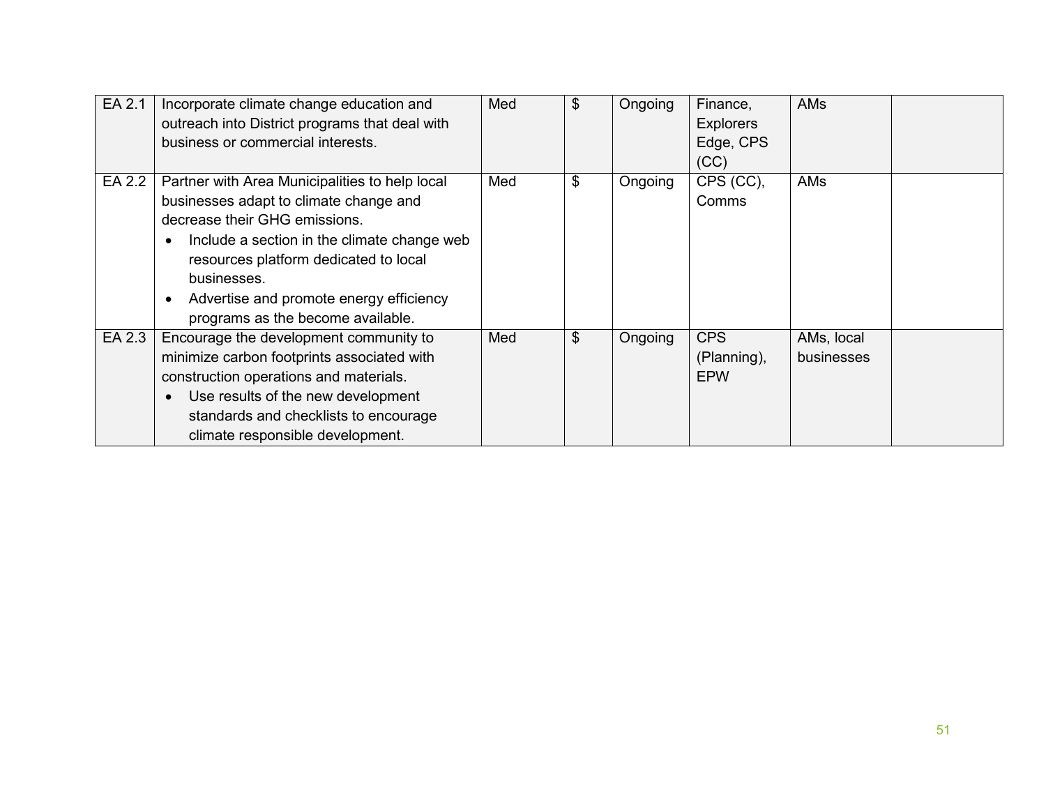| | | | | | | | |
|---|---|---|---|---|---|---|---|
| EA 2.1 | Incorporate climate change education and outreach into District programs that deal with business or commercial interests. | Med | $ | Ongoing | Finance, Explorers Edge, CPS (CC) | AMs | |
| EA 2.2 | Partner with Area Municipalities to help local businesses adapt to climate change and decrease their GHG emissions.<br>• Include a section in the climate change web resources platform dedicated to local businesses.<br>• Advertise and promote energy efficiency programs as the become available. | Med | $ | Ongoing | CPS (CC), Comms | AMs | |
| EA 2.3 | Encourage the development community to minimize carbon footprints associated with construction operations and materials.<br>• Use results of the new development standards and checklists to encourage climate responsible development. | Med | $ | Ongoing | CPS (Planning), EPW | AMs, local businesses | |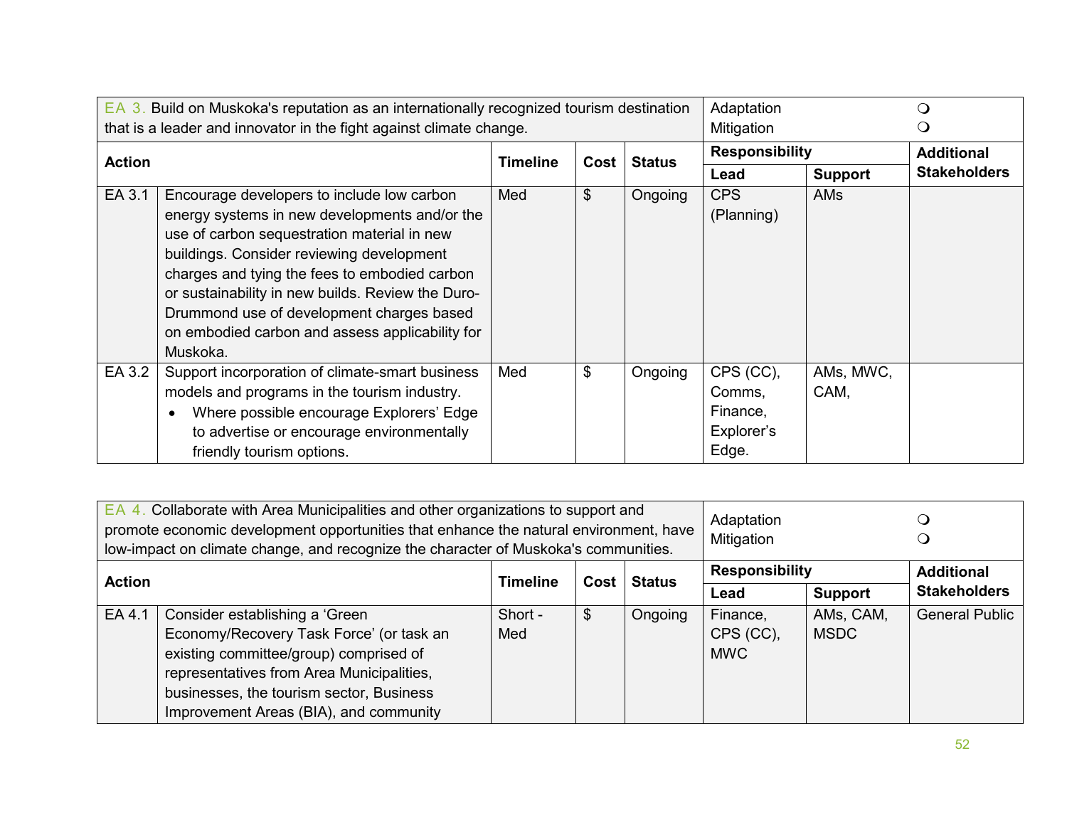| EA 3. Build on Muskoka's reputation as an internationally recognized tourism destination that is a leader and innovator in the fight against climate change. | | | | | Adaptation ❍<br>Mitigation ❍ | | |
|---|---|---|---|---|---|---|---|
| **Action** | | **Timeline** | **Cost** | **Status** | **Responsibility** | | **Additional Stakeholders** |
| | | | | | **Lead** | **Support** | |
| EA 3.1 | Encourage developers to include low carbon energy systems in new developments and/or the use of carbon sequestration material in new buildings. Consider reviewing development charges and tying the fees to embodied carbon or sustainability in new builds. Review the Duro-Drummond use of development charges based on embodied carbon and assess applicability for Muskoka. | Med | $ | Ongoing | CPS (Planning) | AMs | |
| EA 3.2 | Support incorporation of climate-smart business models and programs in the tourism industry.<br>• Where possible encourage Explorers' Edge to advertise or encourage environmentally friendly tourism options. | Med | $ | Ongoing | CPS (CC), Comms, Finance, Explorer's Edge. | AMs, MWC, CAM, | |

| EA 4. Collaborate with Area Municipalities and other organizations to support and promote economic development opportunities that enhance the natural environment, have low-impact on climate change, and recognize the character of Muskoka's communities. | | | | | Adaptation ❍<br>Mitigation ❍ | | |
|---|---|---|---|---|---|---|---|
| **Action** | | **Timeline** | **Cost** | **Status** | **Responsibility** | | **Additional Stakeholders** |
| | | | | | **Lead** | **Support** | |
| EA 4.1 | Consider establishing a 'Green Economy/Recovery Task Force' (or task an existing committee/group) comprised of representatives from Area Municipalities, businesses, the tourism sector, Business Improvement Areas (BIA), and community | Short - Med | $ | Ongoing | Finance, CPS (CC), MWC | AMs, CAM, MSDC | General Public |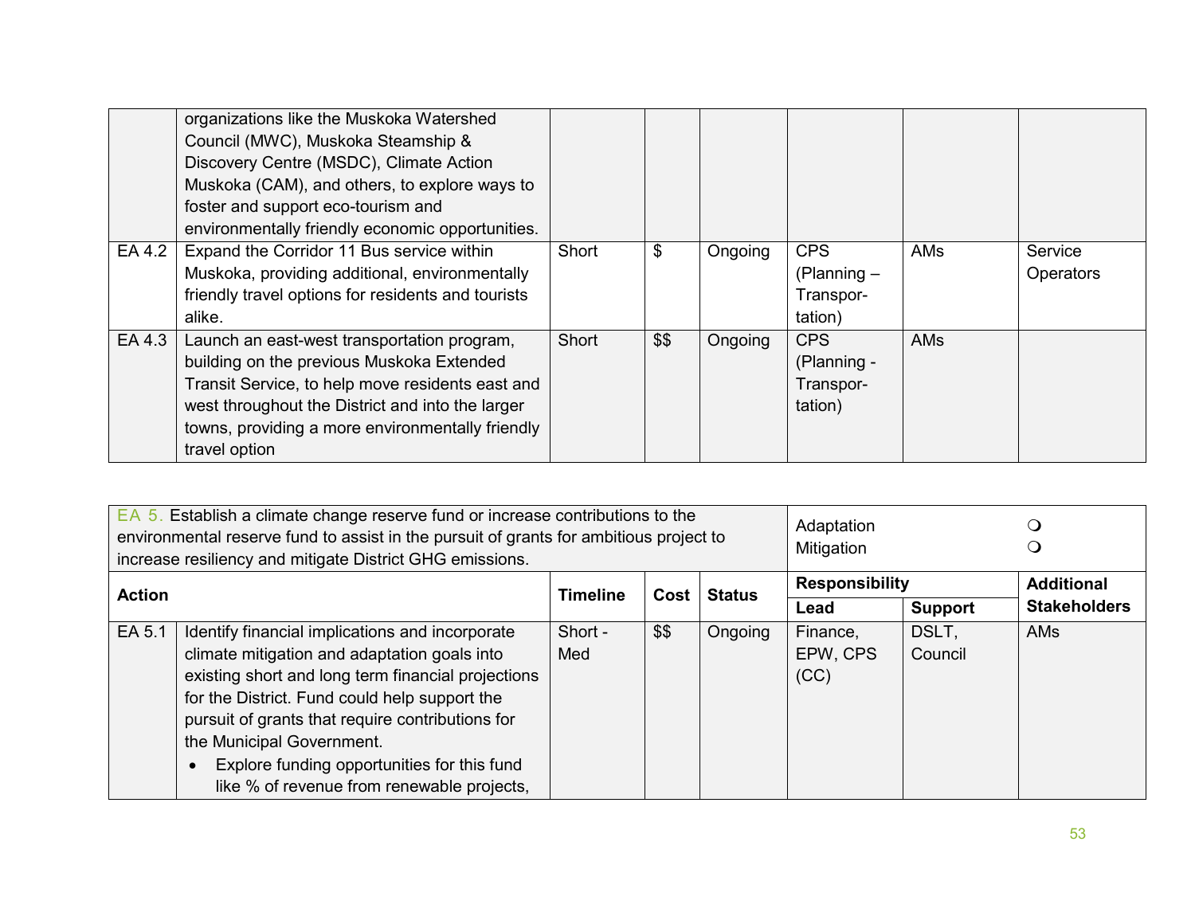| | | | | | | | |
|---|---|---|---|---|---|---|---|
| | organizations like the Muskoka Watershed Council (MWC), Muskoka Steamship & Discovery Centre (MSDC), Climate Action Muskoka (CAM), and others, to explore ways to foster and support eco-tourism and environmentally friendly economic opportunities. | | | | | | |
| EA 4.2 | Expand the Corridor 11 Bus service within Muskoka, providing additional, environmentally friendly travel options for residents and tourists alike. | Short | $ | Ongoing | CPS (Planning – Transpor-tation) | AMs | Service Operators |
| EA 4.3 | Launch an east-west transportation program, building on the previous Muskoka Extended Transit Service, to help move residents east and west throughout the District and into the larger towns, providing a more environmentally friendly travel option | Short | $$ | Ongoing | CPS (Planning - Transpor-tation) | AMs | |

| EA 5. Establish a climate change reserve fund or increase contributions to the environmental reserve fund to assist in the pursuit of grants for ambitious project to increase resiliency and mitigate District GHG emissions. | | | | | Adaptation ❍<br>Mitigation ❍ | | |
|---|---|---|---|---|---|---|---|
| **Action** | | **Timeline** | **Cost** | **Status** | **Responsibility** | | **Additional Stakeholders** |
| | | | | | **Lead** | **Support** | |
| EA 5.1 | Identify financial implications and incorporate climate mitigation and adaptation goals into existing short and long term financial projections for the District. Fund could help support the pursuit of grants that require contributions for the Municipal Government.<br>• Explore funding opportunities for this fund like % of revenue from renewable projects, | Short - Med | $$ | Ongoing | Finance, EPW, CPS (CC) | DSLT, Council | AMs |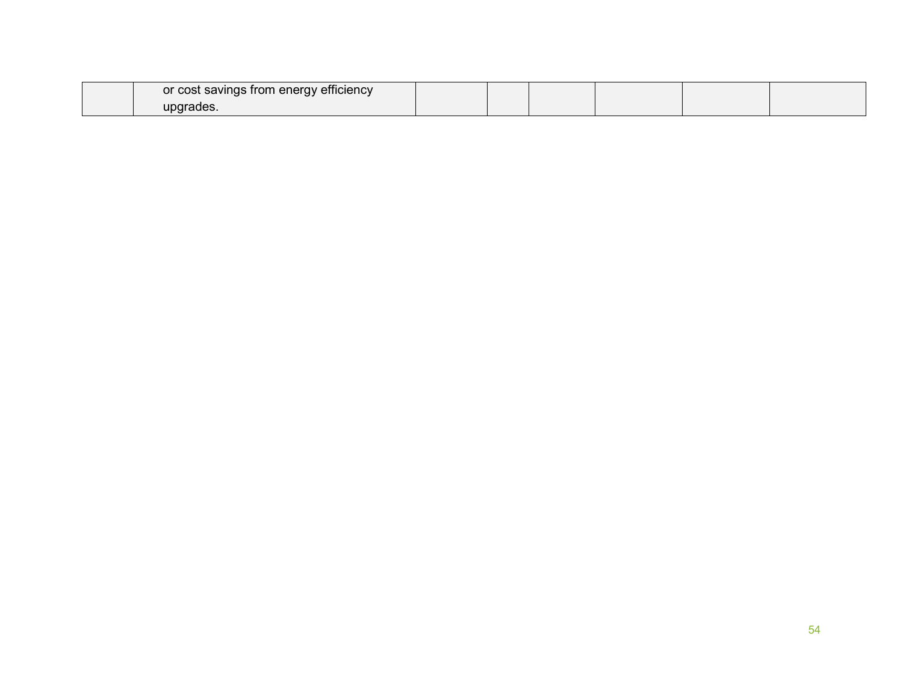|  | or cost savings from energy efficiency upgrades. |  |  |  |  |  |  |
|---|---|---|---|---|---|---|---|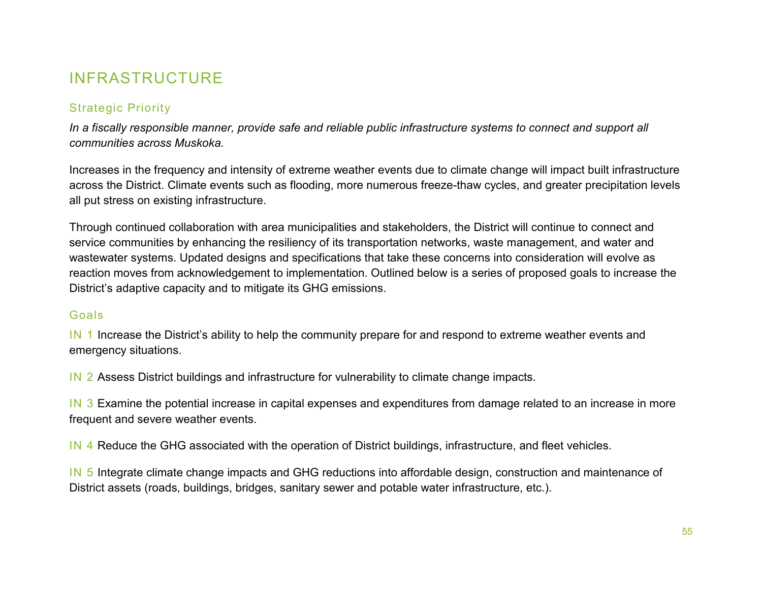## INFRASTRUCTURE

### Strategic Priority

*In a fiscally responsible manner, provide safe and reliable public infrastructure systems to connect and support all communities across Muskoka.*

Increases in the frequency and intensity of extreme weather events due to climate change will impact built infrastructure across the District. Climate events such as flooding, more numerous freeze-thaw cycles, and greater precipitation levels all put stress on existing infrastructure.

Through continued collaboration with area municipalities and stakeholders, the District will continue to connect and service communities by enhancing the resiliency of its transportation networks, waste management, and water and wastewater systems. Updated designs and specifications that take these concerns into consideration will evolve as reaction moves from acknowledgement to implementation. Outlined below is a series of proposed goals to increase the District's adaptive capacity and to mitigate its GHG emissions.

### Goals

IN 1 Increase the District's ability to help the community prepare for and respond to extreme weather events and emergency situations.

IN 2 Assess District buildings and infrastructure for vulnerability to climate change impacts.

IN 3 Examine the potential increase in capital expenses and expenditures from damage related to an increase in more frequent and severe weather events.

IN 4 Reduce the GHG associated with the operation of District buildings, infrastructure, and fleet vehicles.

IN 5 Integrate climate change impacts and GHG reductions into affordable design, construction and maintenance of District assets (roads, buildings, bridges, sanitary sewer and potable water infrastructure, etc.).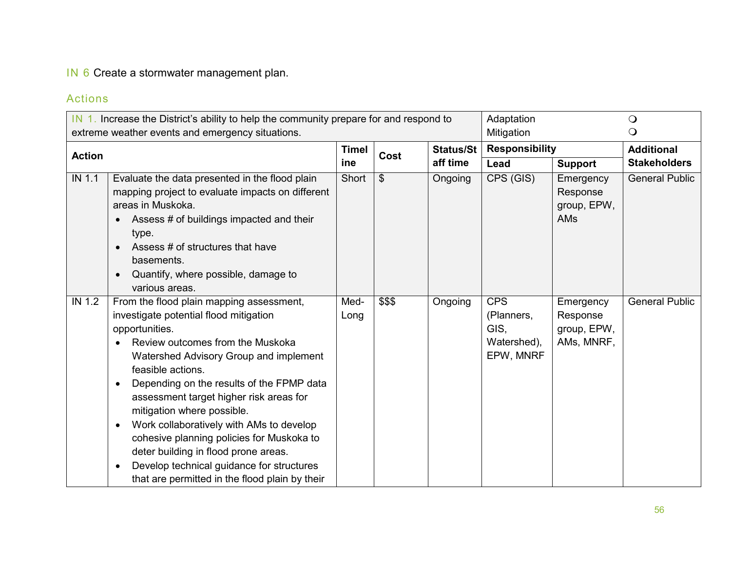IN 6 Create a stormwater management plan.

## Actions

| IN 1. Increase the District's ability to help the community prepare for and respond to extreme weather events and emergency situations. | | | | | Adaptation ❍<br>Mitigation ❍ | | |
|---|---|---|---|---|---|---|---|
| **Action** | | **Timeline** | **Cost** | **Status/Staff time** | **Responsibility** | | **Additional Stakeholders** |
| | | | | | **Lead** | **Support** | |
| IN 1.1 | Evaluate the data presented in the flood plain mapping project to evaluate impacts on different areas in Muskoka.<br>• Assess # of buildings impacted and their type.<br>• Assess # of structures that have basements.<br>• Quantify, where possible, damage to various areas. | Short | $ | Ongoing | CPS (GIS) | Emergency Response group, EPW, AMs | General Public |
| IN 1.2 | From the flood plain mapping assessment, investigate potential flood mitigation opportunities.<br>• Review outcomes from the Muskoka Watershed Advisory Group and implement feasible actions.<br>• Depending on the results of the FPMP data assessment target higher risk areas for mitigation where possible.<br>• Work collaboratively with AMs to develop cohesive planning policies for Muskoka to deter building in flood prone areas.<br>• Develop technical guidance for structures that are permitted in the flood plain by their | Med-Long | $$$ | Ongoing | CPS (Planners, GIS, Watershed), EPW, MNRF | Emergency Response group, EPW, AMs, MNRF, | General Public |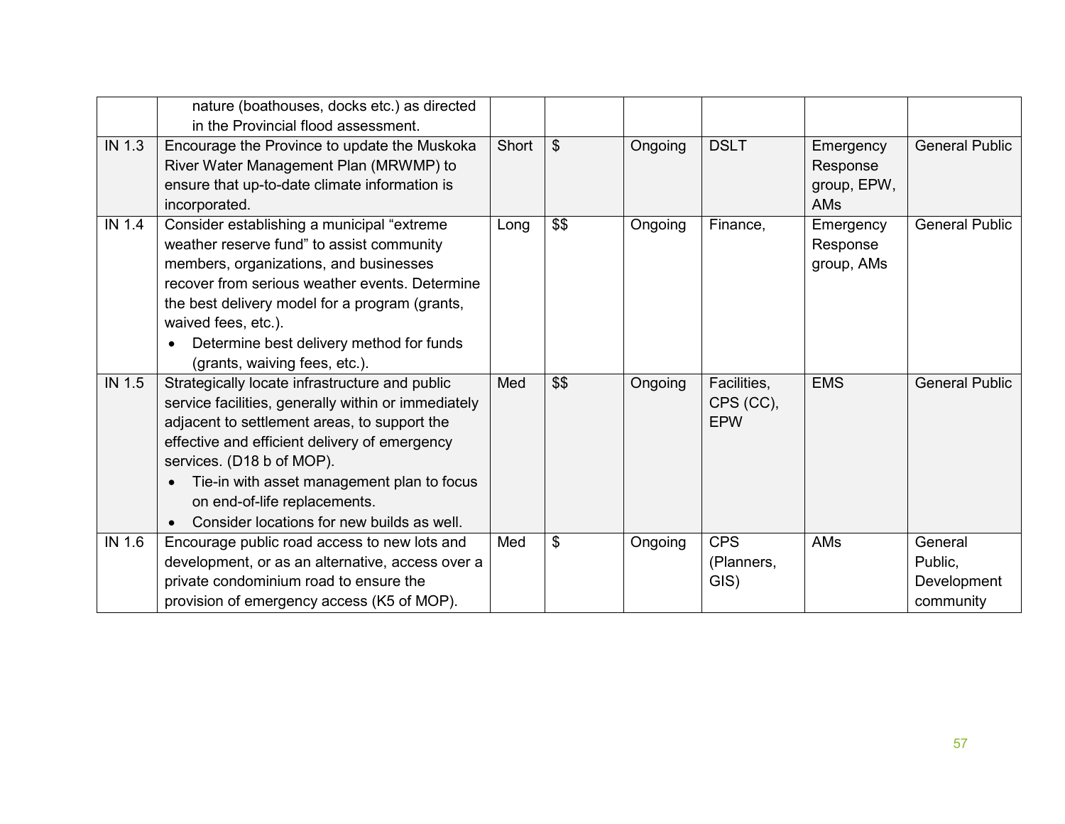| | | | | | | | |
|---|---|---|---|---|---|---|---|
| | <ul><li>nature (boathouses, docks etc.) as directed in the Provincial flood assessment.</li></ul> | | | | | | |
| IN 1.3 | Encourage the Province to update the Muskoka River Water Management Plan (MRWMP) to ensure that up-to-date climate information is incorporated. | Short | $ | Ongoing | DSLT | Emergency Response group, EPW, AMs | General Public |
| IN 1.4 | Consider establishing a municipal "extreme weather reserve fund" to assist community members, organizations, and businesses recover from serious weather events. Determine the best delivery model for a program (grants, waived fees, etc.).<ul><li>Determine best delivery method for funds (grants, waiving fees, etc.).</li></ul> | Long | $$ | Ongoing | Finance, | Emergency Response group, AMs | General Public |
| IN 1.5 | Strategically locate infrastructure and public service facilities, generally within or immediately adjacent to settlement areas, to support the effective and efficient delivery of emergency services. (D18 b of MOP).<ul><li>Tie-in with asset management plan to focus on end-of-life replacements.</li><li>Consider locations for new builds as well.</li></ul> | Med | $$ | Ongoing | Facilities, CPS (CC), EPW | EMS | General Public |
| IN 1.6 | Encourage public road access to new lots and development, or as an alternative, access over a private condominium road to ensure the provision of emergency access (K5 of MOP). | Med | $ | Ongoing | CPS (Planners, GIS) | AMs | General Public, Development community |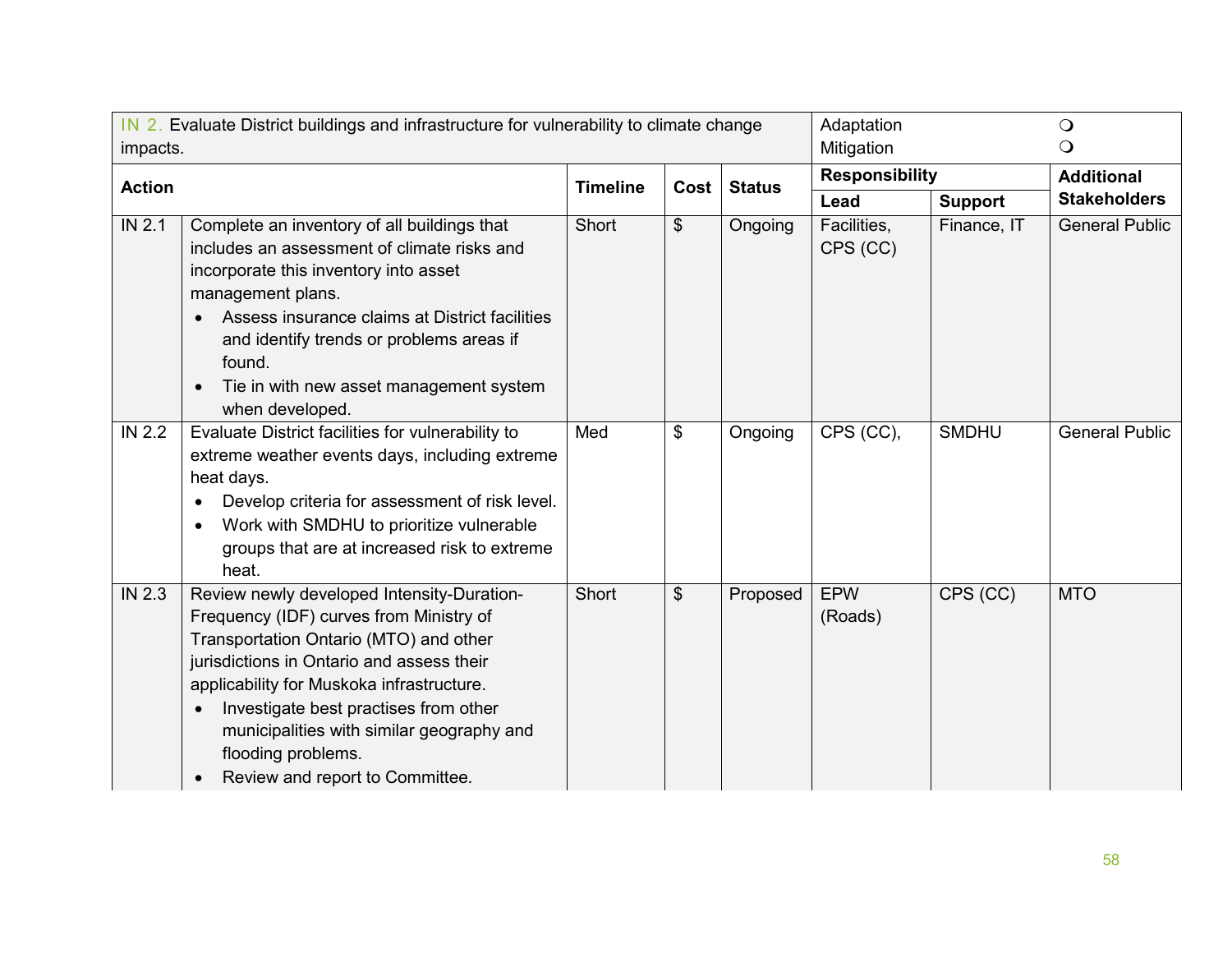| IN 2. Evaluate District buildings and infrastructure for vulnerability to climate change impacts. | | | | | Adaptation ❍<br>Mitigation ❍ | | |
|---|---|---|---|---|---|---|---|
| **Action** | | **Timeline** | **Cost** | **Status** | **Responsibility** | | **Additional Stakeholders** |
| | | | | | **Lead** | **Support** | |
| IN 2.1 | Complete an inventory of all buildings that includes an assessment of climate risks and incorporate this inventory into asset management plans.<br>• Assess insurance claims at District facilities and identify trends or problems areas if found.<br>• Tie in with new asset management system when developed. | Short | $ | Ongoing | Facilities, CPS (CC) | Finance, IT | General Public |
| IN 2.2 | Evaluate District facilities for vulnerability to extreme weather events days, including extreme heat days.<br>• Develop criteria for assessment of risk level.<br>• Work with SMDHU to prioritize vulnerable groups that are at increased risk to extreme heat. | Med | $ | Ongoing | CPS (CC), | SMDHU | General Public |
| IN 2.3 | Review newly developed Intensity-Duration-Frequency (IDF) curves from Ministry of Transportation Ontario (MTO) and other jurisdictions in Ontario and assess their applicability for Muskoka infrastructure.<br>• Investigate best practises from other municipalities with similar geography and flooding problems.<br>• Review and report to Committee. | Short | $ | Proposed | EPW (Roads) | CPS (CC) | MTO |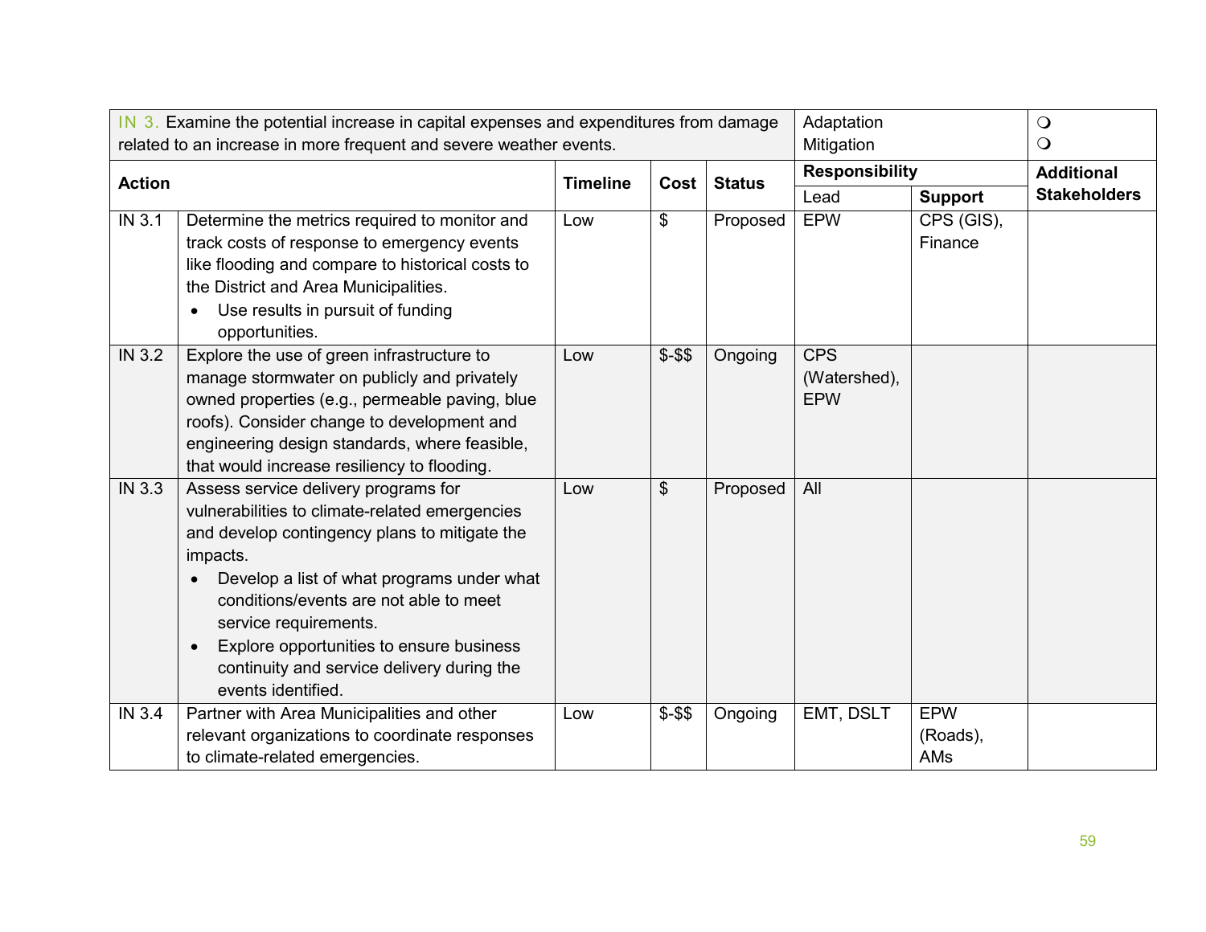| IN 3. Examine the potential increase in capital expenses and expenditures from damage related to an increase in more frequent and severe weather events. | | | | | Adaptation<br>Mitigation | | ❍<br>❍ |
|---|---|---|---|---|---|---|---|
| **Action** | | **Timeline** | **Cost** | **Status** | **Responsibility** | | **Additional Stakeholders** |
| | | | | | Lead | **Support** | |
| IN 3.1 | Determine the metrics required to monitor and track costs of response to emergency events like flooding and compare to historical costs to the District and Area Municipalities.<br>• Use results in pursuit of funding opportunities. | Low | $ | Proposed | EPW | CPS (GIS), Finance | |
| IN 3.2 | Explore the use of green infrastructure to manage stormwater on publicly and privately owned properties (e.g., permeable paving, blue roofs). Consider change to development and engineering design standards, where feasible, that would increase resiliency to flooding. | Low | $-$$ | Ongoing | CPS (Watershed), EPW | | |
| IN 3.3 | Assess service delivery programs for vulnerabilities to climate-related emergencies and develop contingency plans to mitigate the impacts.<br>• Develop a list of what programs under what conditions/events are not able to meet service requirements.<br>• Explore opportunities to ensure business continuity and service delivery during the events identified. | Low | $ | Proposed | All | | |
| IN 3.4 | Partner with Area Municipalities and other relevant organizations to coordinate responses to climate-related emergencies. | Low | $-$$ | Ongoing | EMT, DSLT | EPW (Roads), AMs | |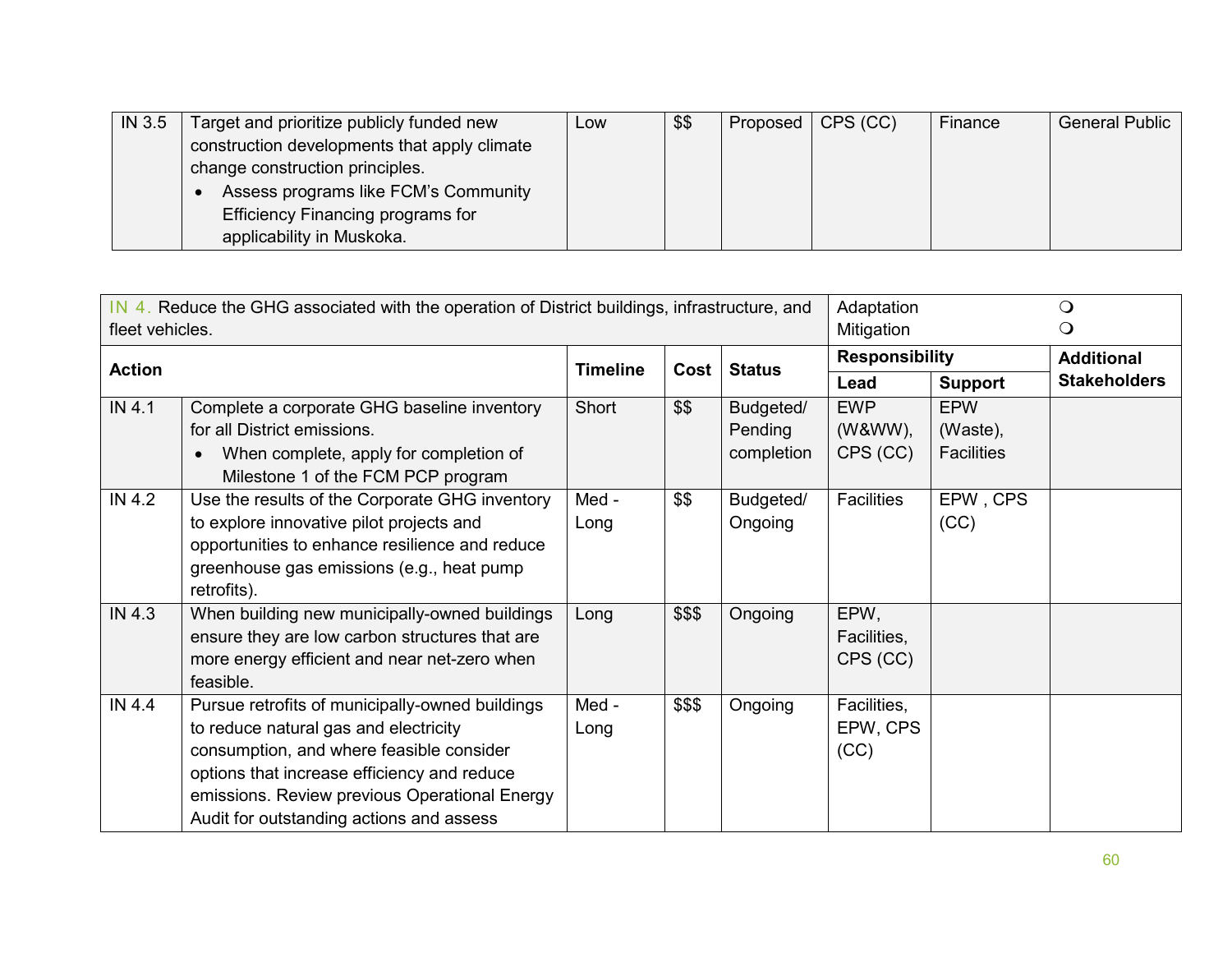| IN 3.5 | Target and prioritize publicly funded new construction developments that apply climate change construction principles. <br>• Assess programs like FCM's Community Efficiency Financing programs for applicability in Muskoka. | Low | $$ | Proposed | CPS (CC) | Finance | General Public |
|---|---|---|---|---|---|---|---|

| IN 4. Reduce the GHG associated with the operation of District buildings, infrastructure, and fleet vehicles. | | | | | Adaptation ❍ <br> Mitigation ❍ | | |
|---|---|---|---|---|---|---|---|
| **Action** | | **Timeline** | **Cost** | **Status** | **Responsibility** | | **Additional Stakeholders** |
| | | | | | **Lead** | **Support** | |
| IN 4.1 | Complete a corporate GHG baseline inventory for all District emissions. <br>• When complete, apply for completion of Milestone 1 of the FCM PCP program | Short | $$ | Budgeted/ Pending completion | EWP (W&WW), CPS (CC) | EPW (Waste), Facilities | |
| IN 4.2 | Use the results of the Corporate GHG inventory to explore innovative pilot projects and opportunities to enhance resilience and reduce greenhouse gas emissions (e.g., heat pump retrofits). | Med - Long | $$ | Budgeted/ Ongoing | Facilities | EPW , CPS (CC) | |
| IN 4.3 | When building new municipally-owned buildings ensure they are low carbon structures that are more energy efficient and near net-zero when feasible. | Long | $$$ | Ongoing | EPW, Facilities, CPS (CC) | | |
| IN 4.4 | Pursue retrofits of municipally-owned buildings to reduce natural gas and electricity consumption, and where feasible consider options that increase efficiency and reduce emissions. Review previous Operational Energy Audit for outstanding actions and assess | Med - Long | $$$ | Ongoing | Facilities, EPW, CPS (CC) | | |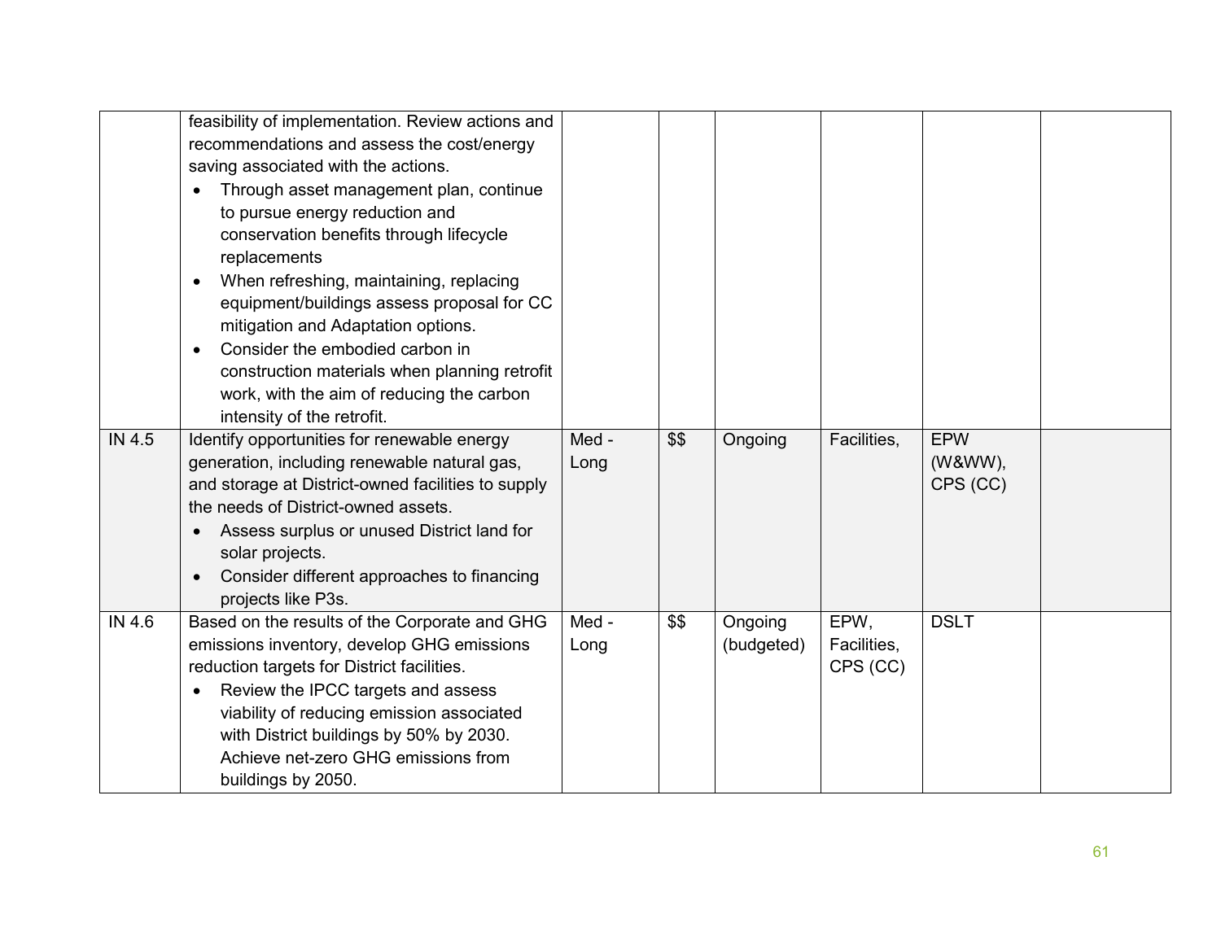| | | | | | | | |
|---|---|---|---|---|---|---|---|
| | feasibility of implementation. Review actions and recommendations and assess the cost/energy saving associated with the actions.<br>• Through asset management plan, continue to pursue energy reduction and conservation benefits through lifecycle replacements<br>• When refreshing, maintaining, replacing equipment/buildings assess proposal for CC mitigation and Adaptation options.<br>• Consider the embodied carbon in construction materials when planning retrofit work, with the aim of reducing the carbon intensity of the retrofit. | | | | | | |
| IN 4.5 | Identify opportunities for renewable energy generation, including renewable natural gas, and storage at District-owned facilities to supply the needs of District-owned assets.<br>• Assess surplus or unused District land for solar projects.<br>• Consider different approaches to financing projects like P3s. | Med - Long | $$ | Ongoing | Facilities, | EPW (W&WW), CPS (CC) | |
| IN 4.6 | Based on the results of the Corporate and GHG emissions inventory, develop GHG emissions reduction targets for District facilities.<br>• Review the IPCC targets and assess viability of reducing emission associated with District buildings by 50% by 2030. Achieve net-zero GHG emissions from buildings by 2050. | Med - Long | $$ | Ongoing (budgeted) | EPW, Facilities, CPS (CC) | DSLT | |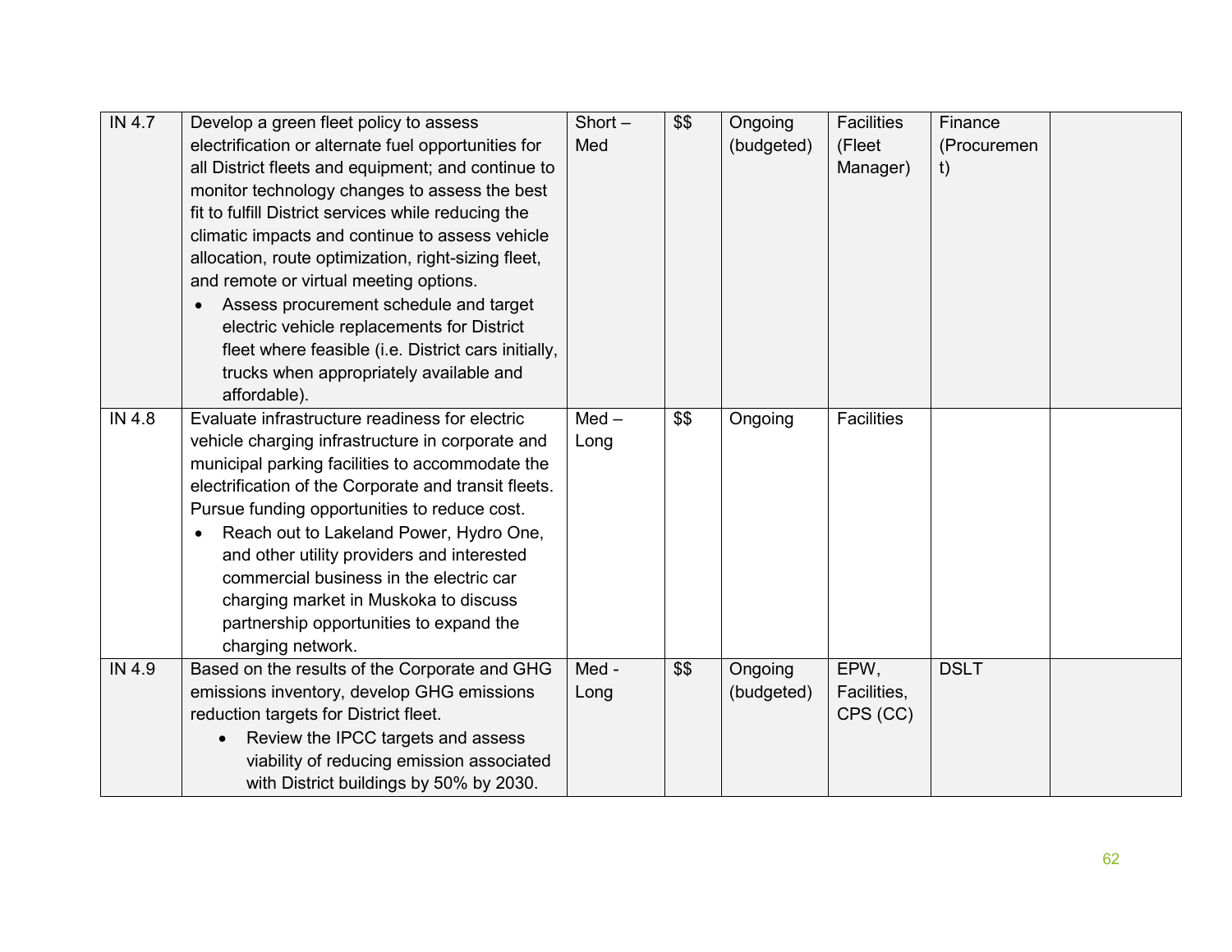| IN 4.7 | Develop a green fleet policy to assess electrification or alternate fuel opportunities for all District fleets and equipment; and continue to monitor technology changes to assess the best fit to fulfill District services while reducing the climatic impacts and continue to assess vehicle allocation, route optimization, right-sizing fleet, and remote or virtual meeting options.<br>• Assess procurement schedule and target electric vehicle replacements for District fleet where feasible (i.e. District cars initially, trucks when appropriately available and affordable). | Short – Med | $$ | Ongoing (budgeted) | Facilities (Fleet Manager) | Finance (Procurement) | |
|---|---|---|---|---|---|---|---|
| IN 4.8 | Evaluate infrastructure readiness for electric vehicle charging infrastructure in corporate and municipal parking facilities to accommodate the electrification of the Corporate and transit fleets. Pursue funding opportunities to reduce cost.<br>• Reach out to Lakeland Power, Hydro One, and other utility providers and interested commercial business in the electric car charging market in Muskoka to discuss partnership opportunities to expand the charging network. | Med – Long | $$ | Ongoing | Facilities | | |
| IN 4.9 | Based on the results of the Corporate and GHG emissions inventory, develop GHG emissions reduction targets for District fleet.<br>• Review the IPCC targets and assess viability of reducing emission associated with District buildings by 50% by 2030. | Med - Long | $$ | Ongoing (budgeted) | EPW, Facilities, CPS (CC) | DSLT | |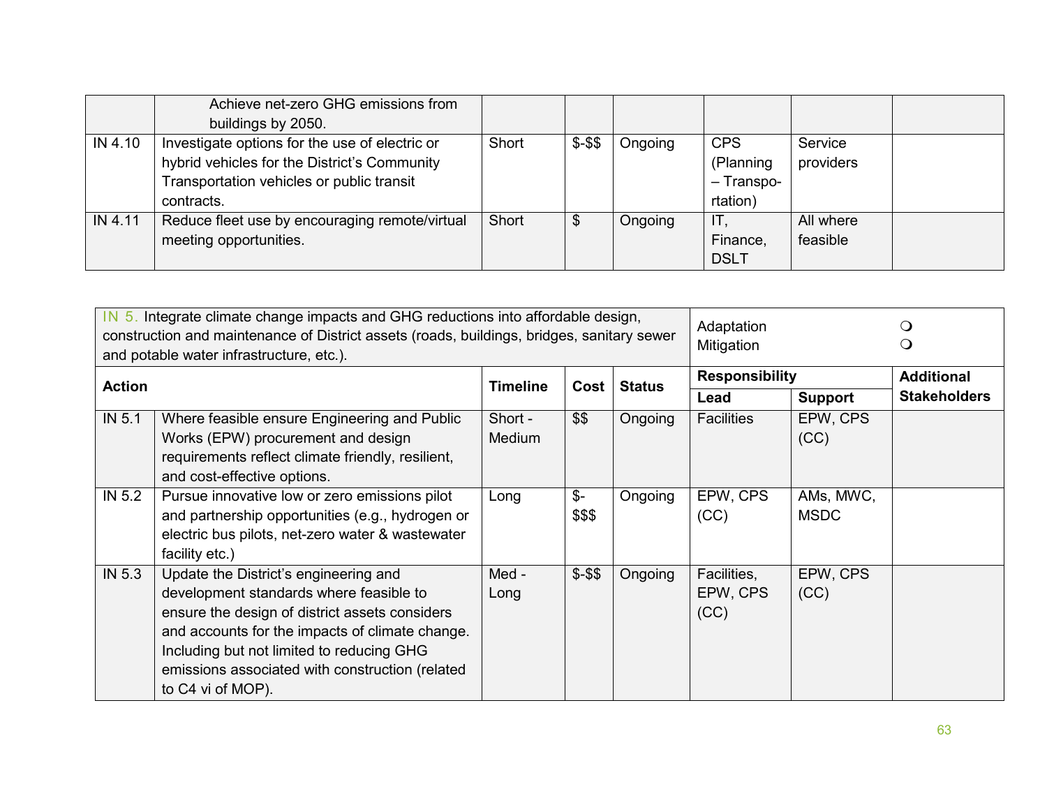| | | | | | | | |
|---|---|---|---|---|---|---|---|
| | Achieve net-zero GHG emissions from buildings by 2050. | | | | | | |
| IN 4.10 | Investigate options for the use of electric or hybrid vehicles for the District's Community Transportation vehicles or public transit contracts. | Short | $-$$ | Ongoing | CPS (Planning – Transpo-rtation) | Service providers | |
| IN 4.11 | Reduce fleet use by encouraging remote/virtual meeting opportunities. | Short | $ | Ongoing | IT, Finance, DSLT | All where feasible | |

| IN 5. Integrate climate change impacts and GHG reductions into affordable design, construction and maintenance of District assets (roads, buildings, bridges, sanitary sewer and potable water infrastructure, etc.). | | | | | Adaptation ❍ Mitigation ❍ | | |
|---|---|---|---|---|---|---|---|
| **Action** | | **Timeline** | **Cost** | **Status** | **Responsibility** | | **Additional Stakeholders** |
| | | | | | **Lead** | **Support** | |
| IN 5.1 | Where feasible ensure Engineering and Public Works (EPW) procurement and design requirements reflect climate friendly, resilient, and cost-effective options. | Short - Medium | $$ | Ongoing | Facilities | EPW, CPS (CC) | |
| IN 5.2 | Pursue innovative low or zero emissions pilot and partnership opportunities (e.g., hydrogen or electric bus pilots, net-zero water & wastewater facility etc.) | Long | $-$$$ | Ongoing | EPW, CPS (CC) | AMs, MWC, MSDC | |
| IN 5.3 | Update the District's engineering and development standards where feasible to ensure the design of district assets considers and accounts for the impacts of climate change. Including but not limited to reducing GHG emissions associated with construction (related to C4 vi of MOP). | Med - Long | $-$$ | Ongoing | Facilities, EPW, CPS (CC) | EPW, CPS (CC) | |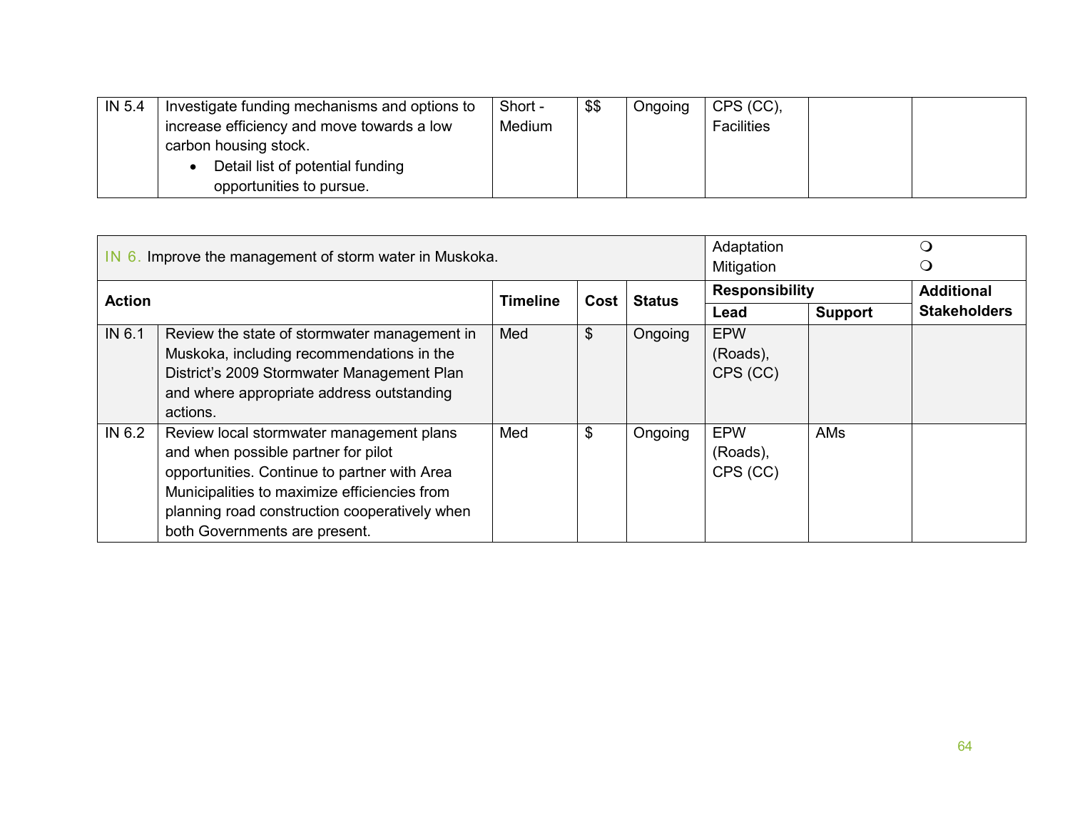| | | | | | | | |
|---|---|---|---|---|---|---|---|
| IN 5.4 | Investigate funding mechanisms and options to increase efficiency and move towards a low carbon housing stock.<br>• Detail list of potential funding opportunities to pursue. | Short - Medium | $$ | Ongoing | CPS (CC), Facilities | | |

| IN 6. Improve the management of storm water in Muskoka. | | | | | Adaptation ❍<br>Mitigation ❍ | | |
|---|---|---|---|---|---|---|---|
| **Action** | | **Timeline** | **Cost** | **Status** | **Responsibility** | | **Additional Stakeholders** |
| | | | | | **Lead** | **Support** | |
| IN 6.1 | Review the state of stormwater management in Muskoka, including recommendations in the District's 2009 Stormwater Management Plan and where appropriate address outstanding actions. | Med | $ | Ongoing | EPW (Roads), CPS (CC) | | |
| IN 6.2 | Review local stormwater management plans and when possible partner for pilot opportunities. Continue to partner with Area Municipalities to maximize efficiencies from planning road construction cooperatively when both Governments are present. | Med | $ | Ongoing | EPW (Roads), CPS (CC) | AMs | |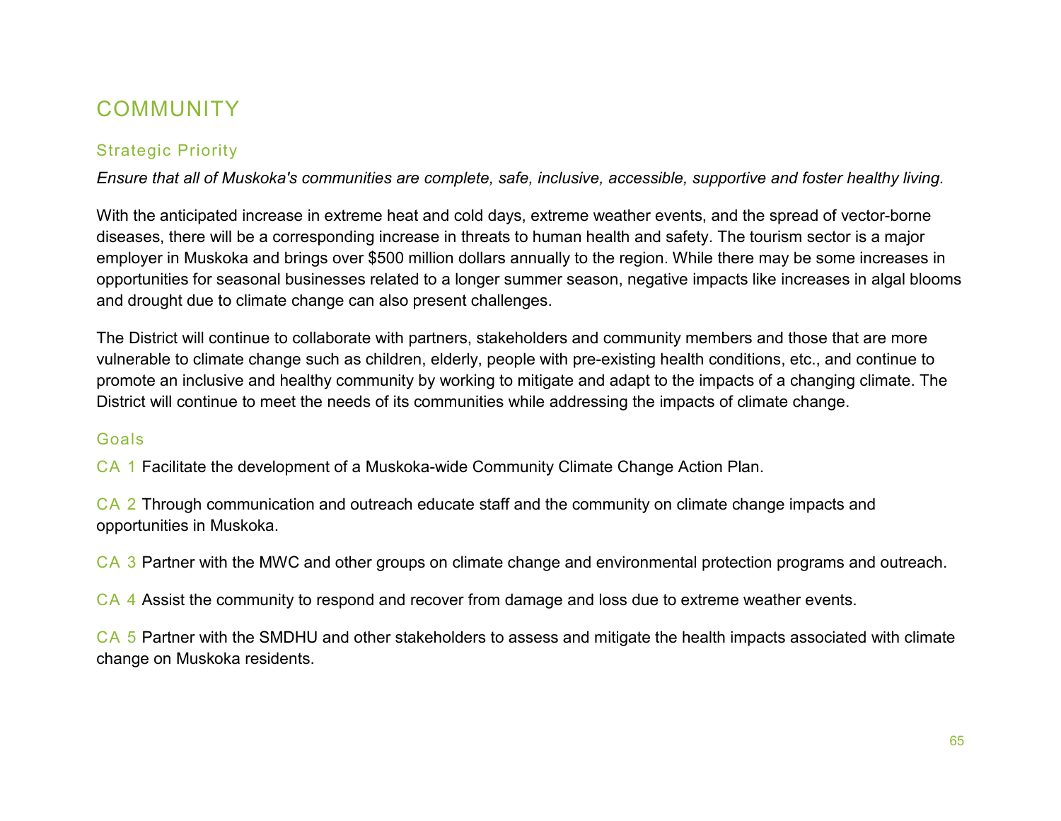## COMMUNITY

### Strategic Priority

*Ensure that all of Muskoka's communities are complete, safe, inclusive, accessible, supportive and foster healthy living.*

With the anticipated increase in extreme heat and cold days, extreme weather events, and the spread of vector-borne diseases, there will be a corresponding increase in threats to human health and safety. The tourism sector is a major employer in Muskoka and brings over $500 million dollars annually to the region. While there may be some increases in opportunities for seasonal businesses related to a longer summer season, negative impacts like increases in algal blooms and drought due to climate change can also present challenges.

The District will continue to collaborate with partners, stakeholders and community members and those that are more vulnerable to climate change such as children, elderly, people with pre-existing health conditions, etc., and continue to promote an inclusive and healthy community by working to mitigate and adapt to the impacts of a changing climate. The District will continue to meet the needs of its communities while addressing the impacts of climate change.

### Goals

CA 1 Facilitate the development of a Muskoka-wide Community Climate Change Action Plan.

CA 2 Through communication and outreach educate staff and the community on climate change impacts and opportunities in Muskoka.

CA 3 Partner with the MWC and other groups on climate change and environmental protection programs and outreach.

CA 4 Assist the community to respond and recover from damage and loss due to extreme weather events.

CA 5 Partner with the SMDHU and other stakeholders to assess and mitigate the health impacts associated with climate change on Muskoka residents.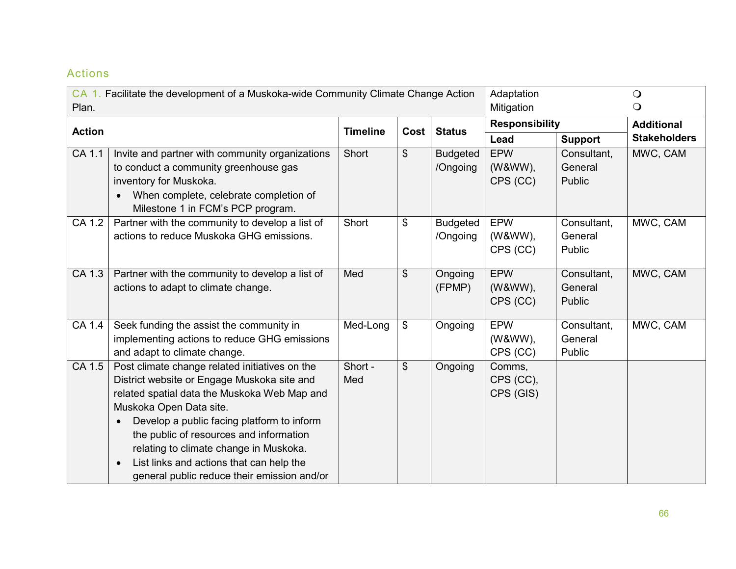## Actions

| CA 1. Facilitate the development of a Muskoka-wide Community Climate Change Action Plan. | | | | | Adaptation ❍<br>Mitigation ❍ | | |
|---|---|---|---|---|---|---|---|
| **Action** | | **Timeline** | **Cost** | **Status** | **Responsibility** | | **Additional Stakeholders** |
| | | | | | **Lead** | **Support** | |
| CA 1.1 | Invite and partner with community organizations to conduct a community greenhouse gas inventory for Muskoka.<br>• When complete, celebrate completion of Milestone 1 in FCM's PCP program. | Short | $ | Budgeted /Ongoing | EPW (W&WW), CPS (CC) | Consultant, General Public | MWC, CAM |
| CA 1.2 | Partner with the community to develop a list of actions to reduce Muskoka GHG emissions. | Short | $ | Budgeted /Ongoing | EPW (W&WW), CPS (CC) | Consultant, General Public | MWC, CAM |
| CA 1.3 | Partner with the community to develop a list of actions to adapt to climate change. | Med | $ | Ongoing (FPMP) | EPW (W&WW), CPS (CC) | Consultant, General Public | MWC, CAM |
| CA 1.4 | Seek funding the assist the community in implementing actions to reduce GHG emissions and adapt to climate change. | Med-Long | $ | Ongoing | EPW (W&WW), CPS (CC) | Consultant, General Public | MWC, CAM |
| CA 1.5 | Post climate change related initiatives on the District website or Engage Muskoka site and related spatial data the Muskoka Web Map and Muskoka Open Data site.<br>• Develop a public facing platform to inform the public of resources and information relating to climate change in Muskoka.<br>• List links and actions that can help the general public reduce their emission and/or | Short - Med | $ | Ongoing | Comms, CPS (CC), CPS (GIS) | | |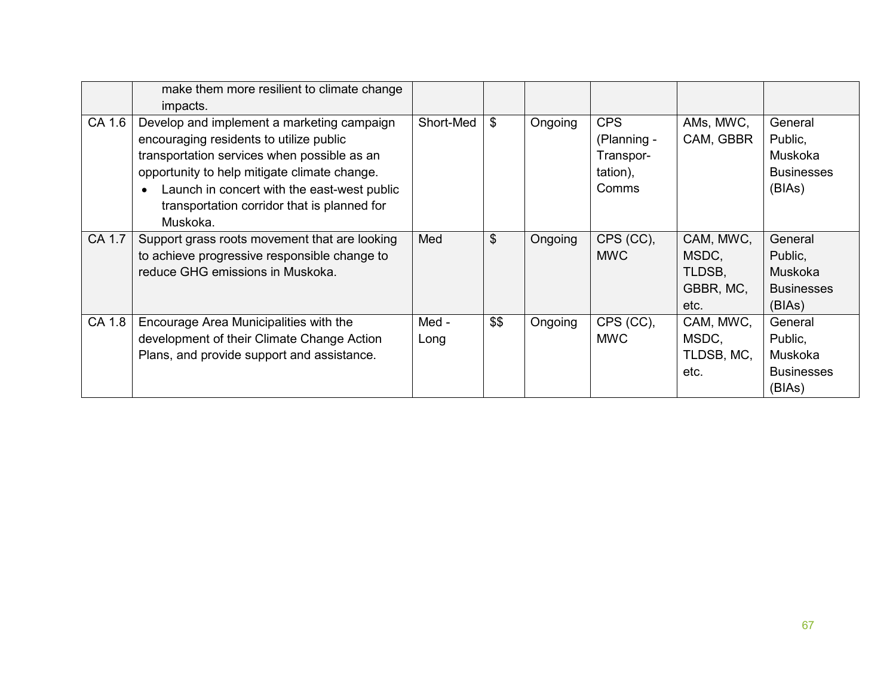| | | | | | | | |
|---|---|---|---|---|---|---|---|
| | make them more resilient to climate change impacts. | | | | | | |
| CA 1.6 | Develop and implement a marketing campaign encouraging residents to utilize public transportation services when possible as an opportunity to help mitigate climate change.<br>• Launch in concert with the east-west public transportation corridor that is planned for Muskoka. | Short-Med | $ | Ongoing | CPS (Planning - Transpor-tation), Comms | AMs, MWC, CAM, GBBR | General Public, Muskoka Businesses (BIAs) |
| CA 1.7 | Support grass roots movement that are looking to achieve progressive responsible change to reduce GHG emissions in Muskoka. | Med | $ | Ongoing | CPS (CC), MWC | CAM, MWC, MSDC, TLDSB, GBBR, MC, etc. | General Public, Muskoka Businesses (BIAs) |
| CA 1.8 | Encourage Area Municipalities with the development of their Climate Change Action Plans, and provide support and assistance. | Med - Long | $$ | Ongoing | CPS (CC), MWC | CAM, MWC, MSDC, TLDSB, MC, etc. | General Public, Muskoka Businesses (BIAs) |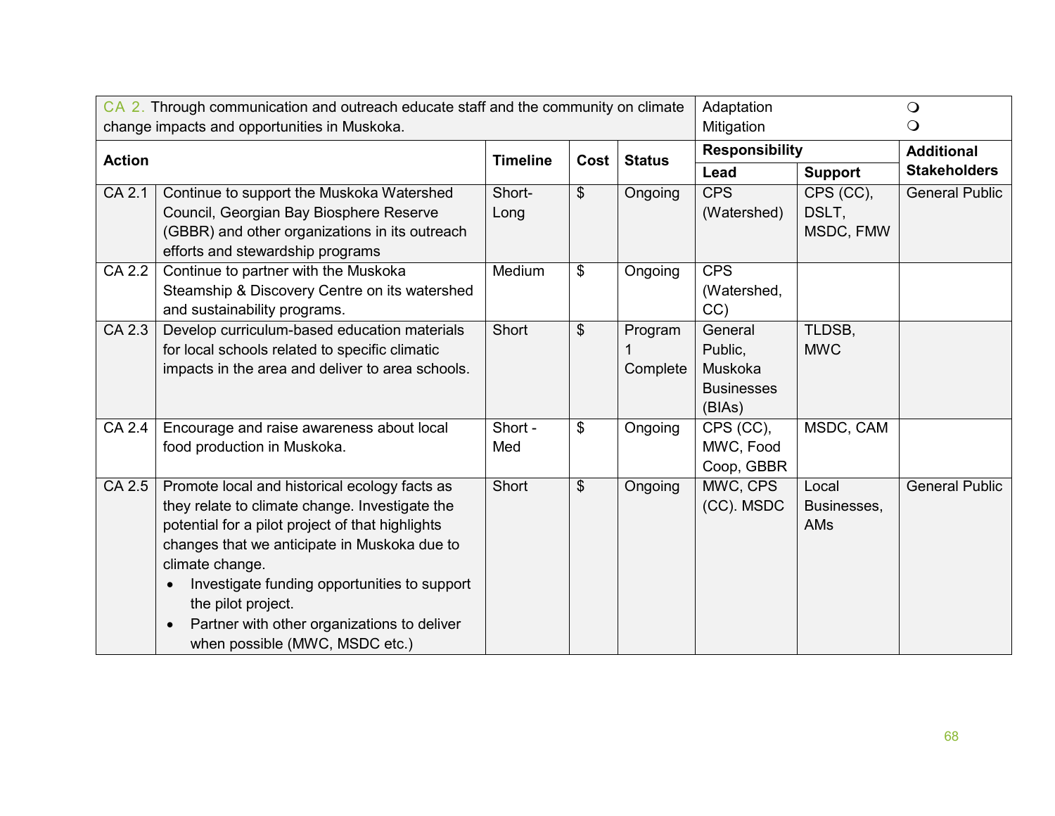| CA 2. Through communication and outreach educate staff and the community on climate change impacts and opportunities in Muskoka. | | | | | Adaptation ❍<br>Mitigation ❍ | | |
|---|---|---|---|---|---|---|---|
| **Action** | | **Timeline** | **Cost** | **Status** | **Responsibility** | | **Additional Stakeholders** |
| | | | | | **Lead** | **Support** | |
| CA 2.1 | Continue to support the Muskoka Watershed Council, Georgian Bay Biosphere Reserve (GBBR) and other organizations in its outreach efforts and stewardship programs | Short-Long | $ | Ongoing | CPS (Watershed) | CPS (CC), DSLT, MSDC, FMW | General Public |
| CA 2.2 | Continue to partner with the Muskoka Steamship & Discovery Centre on its watershed and sustainability programs. | Medium | $ | Ongoing | CPS (Watershed, CC) | | |
| CA 2.3 | Develop curriculum-based education materials for local schools related to specific climatic impacts in the area and deliver to area schools. | Short | $ | Program 1 Complete | General Public, Muskoka Businesses (BIAs) | TLDSB, MWC | |
| CA 2.4 | Encourage and raise awareness about local food production in Muskoka. | Short - Med | $ | Ongoing | CPS (CC), MWC, Food Coop, GBBR | MSDC, CAM | |
| CA 2.5 | Promote local and historical ecology facts as they relate to climate change. Investigate the potential for a pilot project of that highlights changes that we anticipate in Muskoka due to climate change.<br>• Investigate funding opportunities to support the pilot project.<br>• Partner with other organizations to deliver when possible (MWC, MSDC etc.) | Short | $ | Ongoing | MWC, CPS (CC). MSDC | Local Businesses, AMs | General Public |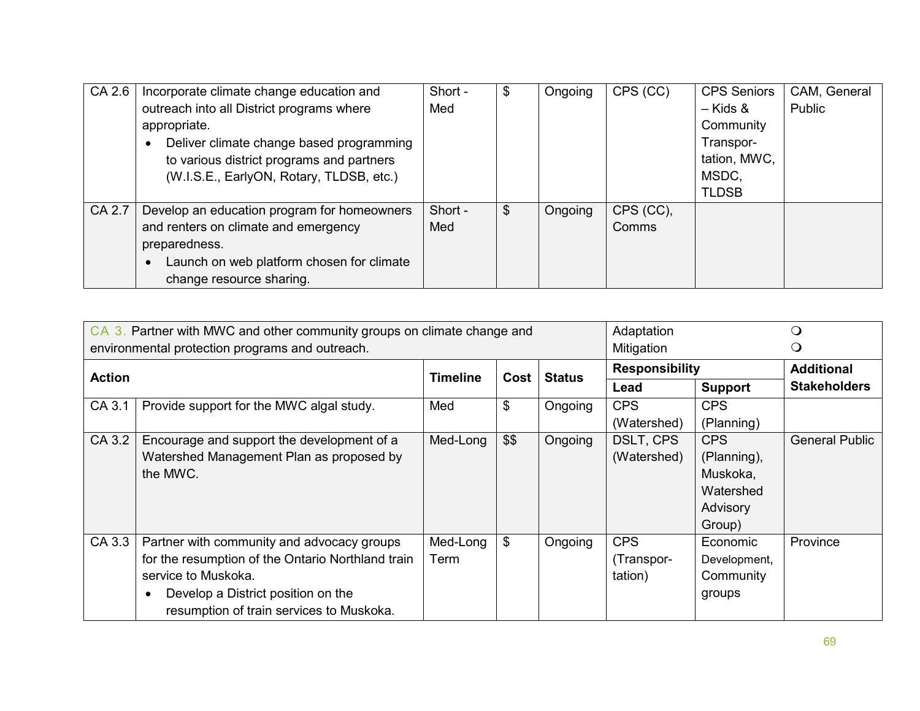| | | | | | | | |
|---|---|---|---|---|---|---|---|
| CA 2.6 | Incorporate climate change education and outreach into all District programs where appropriate.<br>• Deliver climate change based programming to various district programs and partners (W.I.S.E., EarlyON, Rotary, TLDSB, etc.) | Short - Med | $ | Ongoing | CPS (CC) | CPS Seniors – Kids & Community Transpor-tation, MWC, MSDC, TLDSB | CAM, General Public |
| CA 2.7 | Develop an education program for homeowners and renters on climate and emergency preparedness.<br>• Launch on web platform chosen for climate change resource sharing. | Short - Med | $ | Ongoing | CPS (CC), Comms | | |

| CA 3. Partner with MWC and other community groups on climate change and environmental protection programs and outreach. | | | | | Adaptation<br>Mitigation | | ❍<br>❍ |
|---|---|---|---|---|---|---|---|
| **Action** | | **Timeline** | **Cost** | **Status** | **Responsibility** | | **Additional Stakeholders** |
| | | | | | **Lead** | **Support** | |
| CA 3.1 | Provide support for the MWC algal study. | Med | $ | Ongoing | CPS (Watershed) | CPS (Planning) | |
| CA 3.2 | Encourage and support the development of a Watershed Management Plan as proposed by the MWC. | Med-Long | $$ | Ongoing | DSLT, CPS (Watershed) | CPS (Planning), Muskoka, Watershed Advisory Group) | General Public |
| CA 3.3 | Partner with community and advocacy groups for the resumption of the Ontario Northland train service to Muskoka.<br>• Develop a District position on the resumption of train services to Muskoka. | Med-Long Term | $ | Ongoing | CPS (Transpor-tation) | Economic Development, Community groups | Province |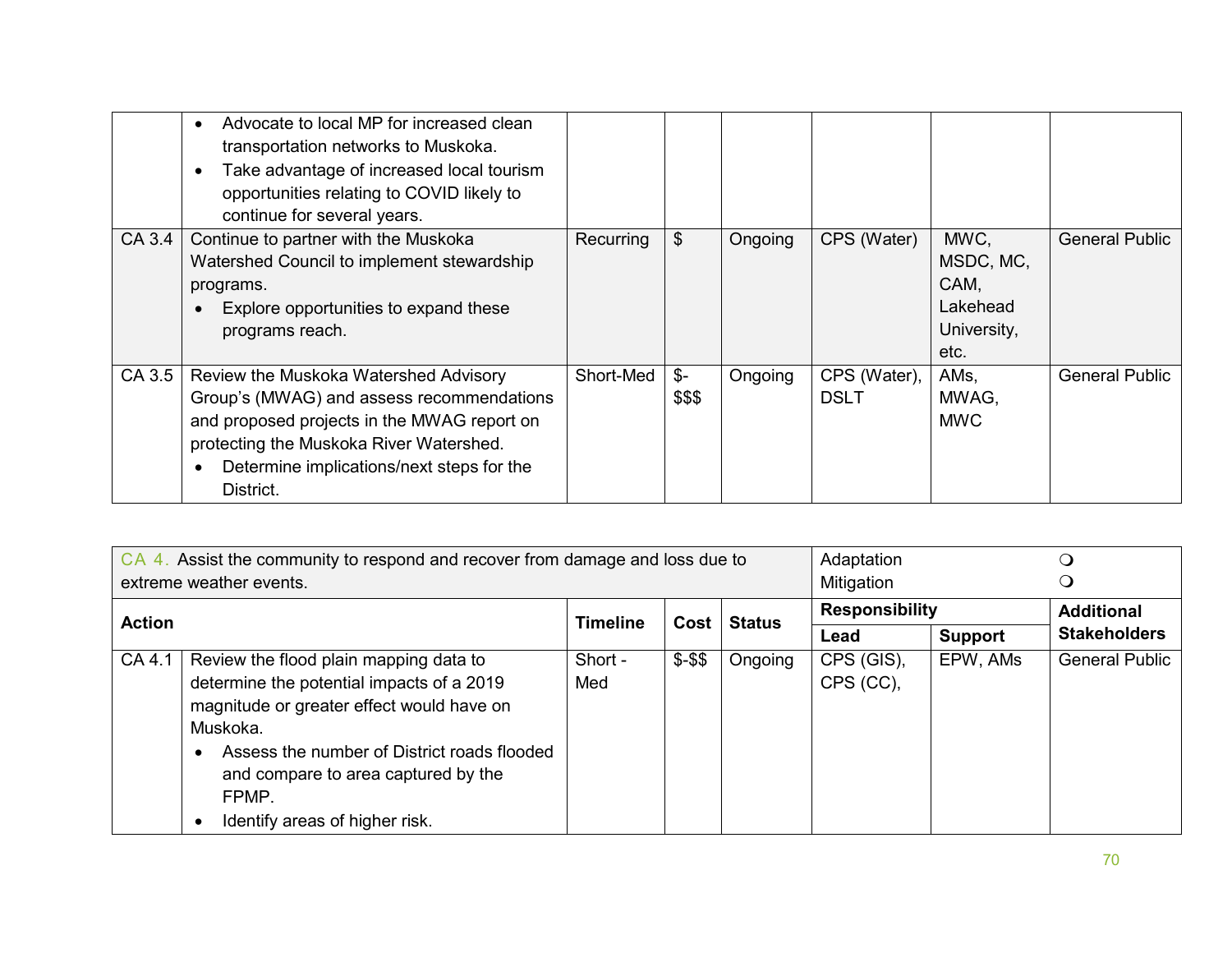| | | | | | | | |
|---|---|---|---|---|---|---|---|
| | • Advocate to local MP for increased clean transportation networks to Muskoka.<br>• Take advantage of increased local tourism opportunities relating to COVID likely to continue for several years. | | | | | | |
| CA 3.4 | Continue to partner with the Muskoka Watershed Council to implement stewardship programs.<br>• Explore opportunities to expand these programs reach. | Recurring | $ | Ongoing | CPS (Water) | MWC, MSDC, MC, CAM, Lakehead University, etc. | General Public |
| CA 3.5 | Review the Muskoka Watershed Advisory Group's (MWAG) and assess recommendations and proposed projects in the MWAG report on protecting the Muskoka River Watershed.<br>• Determine implications/next steps for the District. | Short-Med | $-$$$ | Ongoing | CPS (Water), DSLT | AMs, MWAG, MWC | General Public |

| CA 4. Assist the community to respond and recover from damage and loss due to extreme weather events. | | | | | Adaptation ❍<br>Mitigation ❍ | | |
|---|---|---|---|---|---|---|---|
| **Action** | | **Timeline** | **Cost** | **Status** | **Responsibility** | | **Additional Stakeholders** |
| | | | | | **Lead** | **Support** | |
| CA 4.1 | Review the flood plain mapping data to determine the potential impacts of a 2019 magnitude or greater effect would have on Muskoka.<br>• Assess the number of District roads flooded and compare to area captured by the FPMP.<br>• Identify areas of higher risk. | Short - Med | $-$$ | Ongoing | CPS (GIS), CPS (CC), | EPW, AMs | General Public |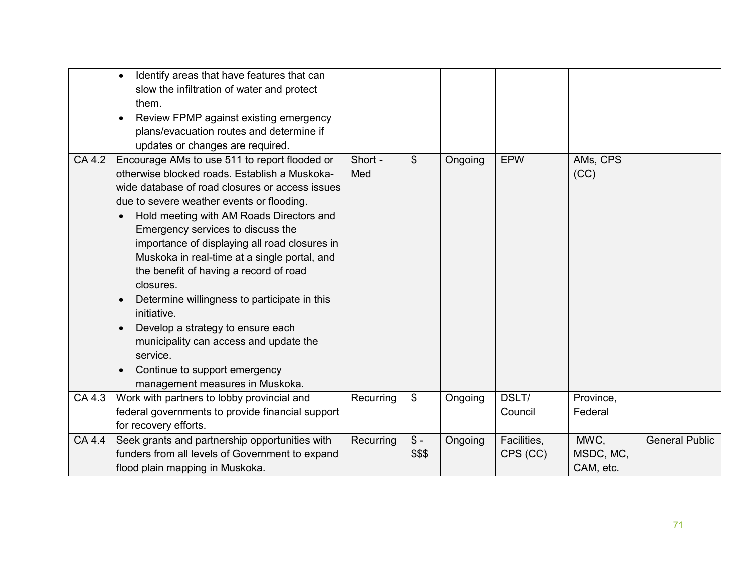| | | | | | | | |
|---|---|---|---|---|---|---|---|
| | • Identify areas that have features that can slow the infiltration of water and protect them.<br>• Review FPMP against existing emergency plans/evacuation routes and determine if updates or changes are required. | | | | | | |
| CA 4.2 | Encourage AMs to use 511 to report flooded or otherwise blocked roads. Establish a Muskoka-wide database of road closures or access issues due to severe weather events or flooding.<br>• Hold meeting with AM Roads Directors and Emergency services to discuss the importance of displaying all road closures in Muskoka in real-time at a single portal, and the benefit of having a record of road closures.<br>• Determine willingness to participate in this initiative.<br>• Develop a strategy to ensure each municipality can access and update the service.<br>• Continue to support emergency management measures in Muskoka. | Short - Med | $ | Ongoing | EPW | AMs, CPS (CC) | |
| CA 4.3 | Work with partners to lobby provincial and federal governments to provide financial support for recovery efforts. | Recurring | $ | Ongoing | DSLT/ Council | Province, Federal | |
| CA 4.4 | Seek grants and partnership opportunities with funders from all levels of Government to expand flood plain mapping in Muskoka. | Recurring | $ - $$$ | Ongoing | Facilities, CPS (CC) | MWC, MSDC, MC, CAM, etc. | General Public |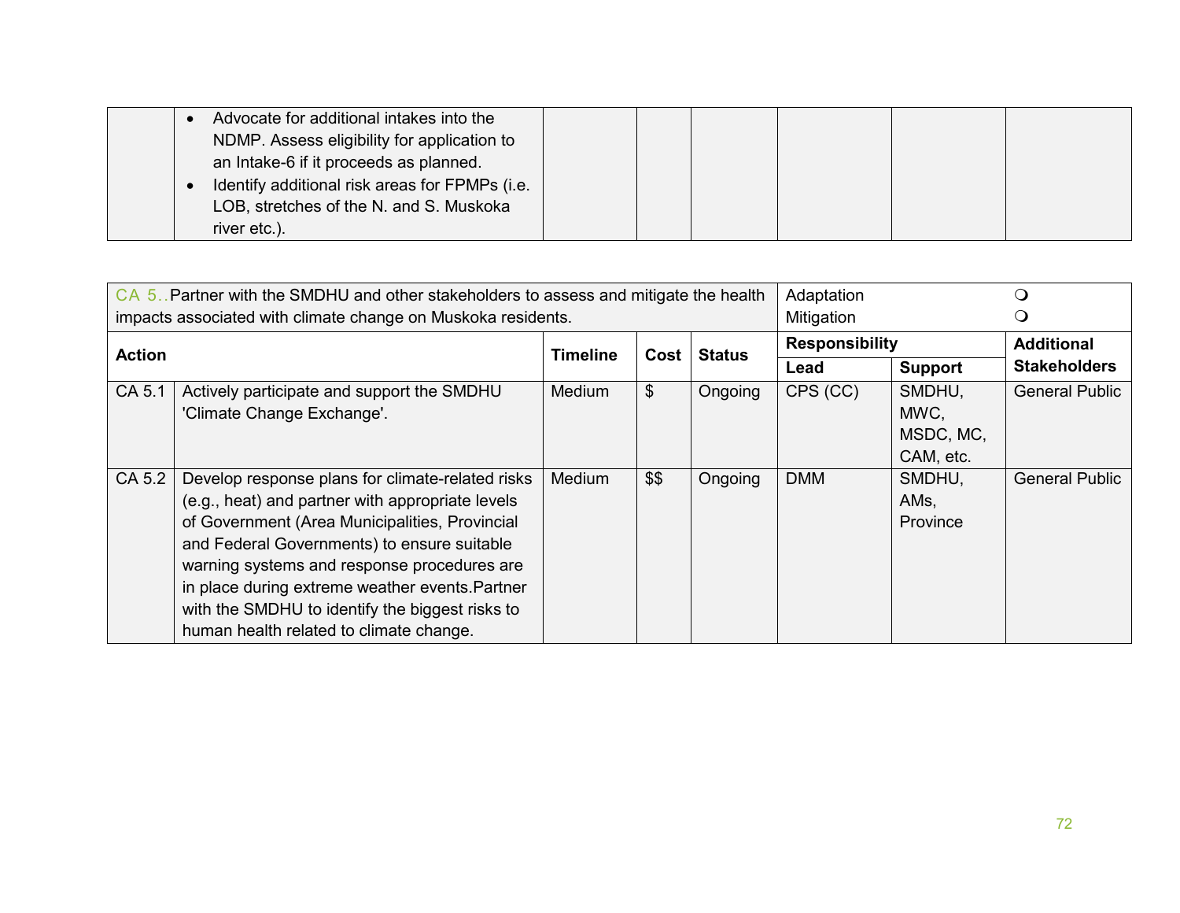| | Action | Timeline | Cost | Status | Lead | Support | Additional Stakeholders |
|---|---|---|---|---|---|---|---|
| | • Advocate for additional intakes into the NDMP. Assess eligibility for application to an Intake-6 if it proceeds as planned.<br>• Identify additional risk areas for FPMPs (i.e. LOB, stretches of the N. and S. Muskoka river etc.). | | | | | | |

| CA 5..Partner with the SMDHU and other stakeholders to assess and mitigate the health impacts associated with climate change on Muskoka residents. | | | | | Adaptation<br>Mitigation | ❍<br>❍ | |
|---|---|---|---|---|---|---|---|
| **Action** | | **Timeline** | **Cost** | **Status** | **Responsibility** | | **Additional Stakeholders** |
| | | | | | **Lead** | **Support** | |
| CA 5.1 | Actively participate and support the SMDHU 'Climate Change Exchange'. | Medium | $ | Ongoing | CPS (CC) | SMDHU, MWC, MSDC, MC, CAM, etc. | General Public |
| CA 5.2 | Develop response plans for climate-related risks (e.g., heat) and partner with appropriate levels of Government (Area Municipalities, Provincial and Federal Governments) to ensure suitable warning systems and response procedures are in place during extreme weather events.Partner with the SMDHU to identify the biggest risks to human health related to climate change. | Medium | $$ | Ongoing | DMM | SMDHU, AMs, Province | General Public |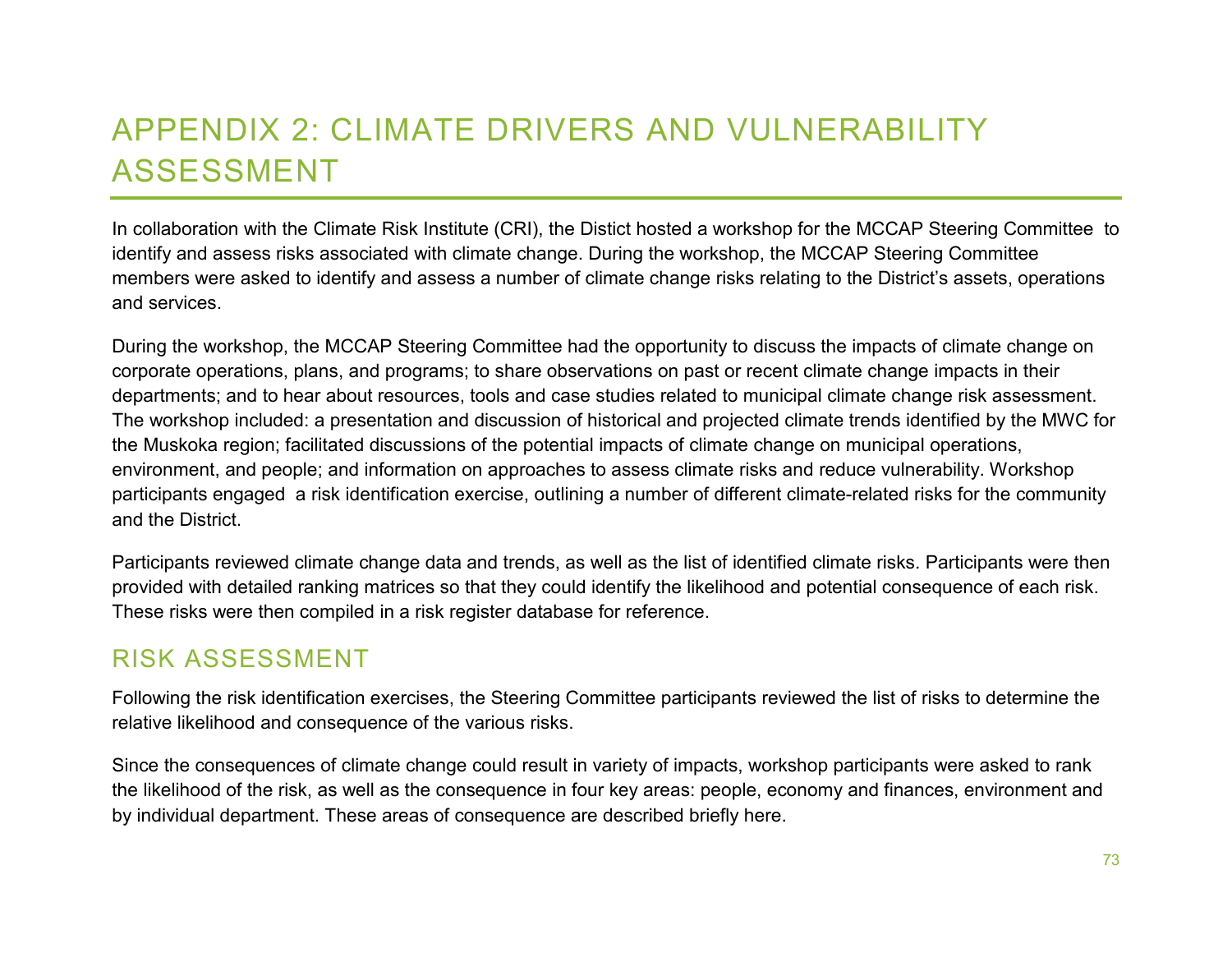# APPENDIX 2: CLIMATE DRIVERS AND VULNERABILITY ASSESSMENT

In collaboration with the Climate Risk Institute (CRI), the Distict hosted a workshop for the MCCAP Steering Committee to identify and assess risks associated with climate change. During the workshop, the MCCAP Steering Committee members were asked to identify and assess a number of climate change risks relating to the District's assets, operations and services.

During the workshop, the MCCAP Steering Committee had the opportunity to discuss the impacts of climate change on corporate operations, plans, and programs; to share observations on past or recent climate change impacts in their departments; and to hear about resources, tools and case studies related to municipal climate change risk assessment. The workshop included: a presentation and discussion of historical and projected climate trends identified by the MWC for the Muskoka region; facilitated discussions of the potential impacts of climate change on municipal operations, environment, and people; and information on approaches to assess climate risks and reduce vulnerability. Workshop participants engaged a risk identification exercise, outlining a number of different climate-related risks for the community and the District.

Participants reviewed climate change data and trends, as well as the list of identified climate risks. Participants were then provided with detailed ranking matrices so that they could identify the likelihood and potential consequence of each risk. These risks were then compiled in a risk register database for reference.

## RISK ASSESSMENT

Following the risk identification exercises, the Steering Committee participants reviewed the list of risks to determine the relative likelihood and consequence of the various risks.

Since the consequences of climate change could result in variety of impacts, workshop participants were asked to rank the likelihood of the risk, as well as the consequence in four key areas: people, economy and finances, environment and by individual department. These areas of consequence are described briefly here.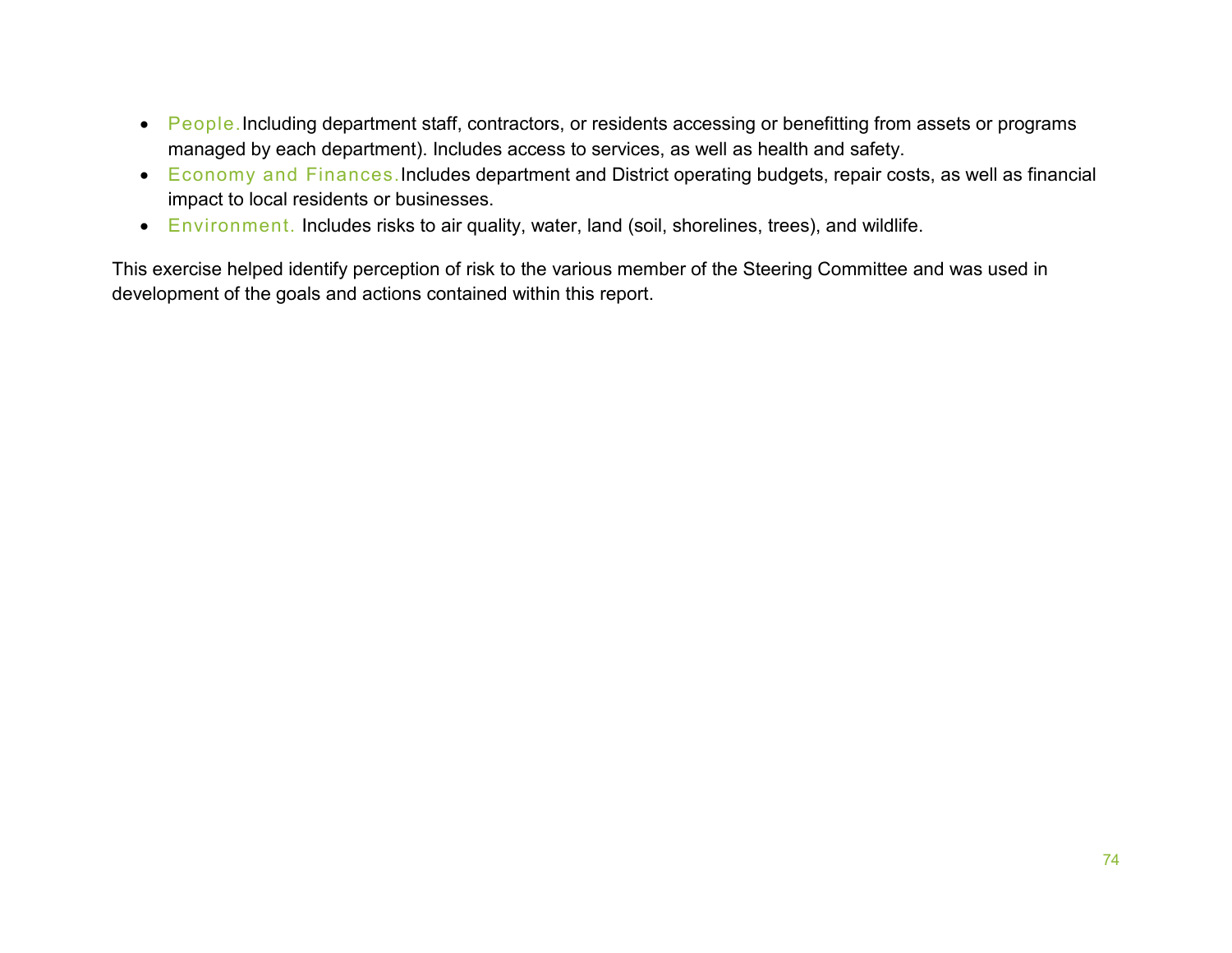- People. Including department staff, contractors, or residents accessing or benefitting from assets or programs managed by each department). Includes access to services, as well as health and safety.
- Economy and Finances. Includes department and District operating budgets, repair costs, as well as financial impact to local residents or businesses.
- Environment. Includes risks to air quality, water, land (soil, shorelines, trees), and wildlife.

This exercise helped identify perception of risk to the various member of the Steering Committee and was used in development of the goals and actions contained within this report.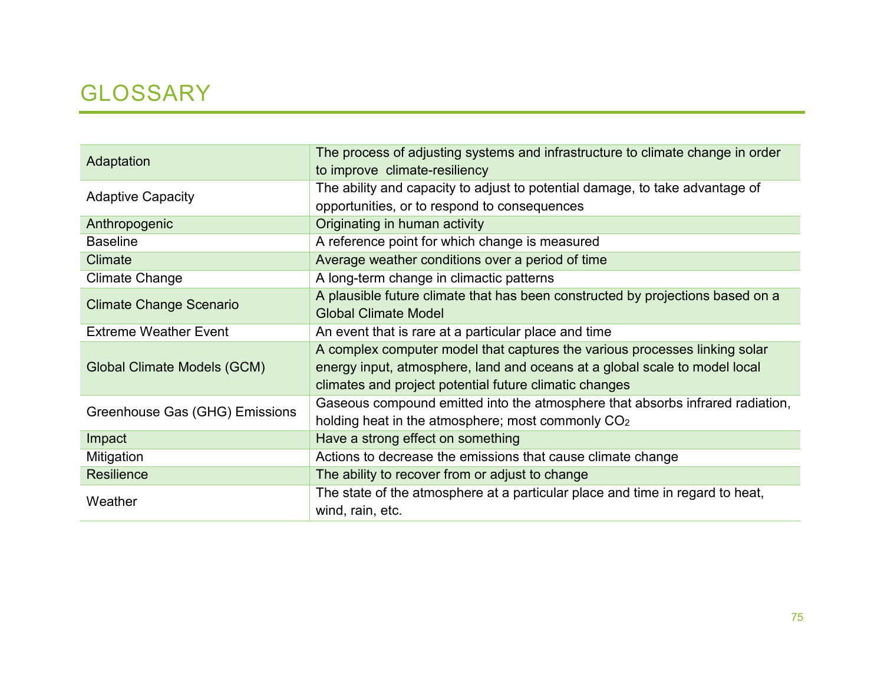# GLOSSARY

| Term | Definition |
|---|---|
| Adaptation | The process of adjusting systems and infrastructure to climate change in order to improve climate-resiliency |
| Adaptive Capacity | The ability and capacity to adjust to potential damage, to take advantage of opportunities, or to respond to consequences |
| Anthropogenic | Originating in human activity |
| Baseline | A reference point for which change is measured |
| Climate | Average weather conditions over a period of time |
| Climate Change | A long-term change in climactic patterns |
| Climate Change Scenario | A plausible future climate that has been constructed by projections based on a Global Climate Model |
| Extreme Weather Event | An event that is rare at a particular place and time |
| Global Climate Models (GCM) | A complex computer model that captures the various processes linking solar energy input, atmosphere, land and oceans at a global scale to model local climates and project potential future climatic changes |
| Greenhouse Gas (GHG) Emissions | Gaseous compound emitted into the atmosphere that absorbs infrared radiation, holding heat in the atmosphere; most commonly $CO_2$ |
| Impact | Have a strong effect on something |
| Mitigation | Actions to decrease the emissions that cause climate change |
| Resilience | The ability to recover from or adjust to change |
| Weather | The state of the atmosphere at a particular place and time in regard to heat, wind, rain, etc. |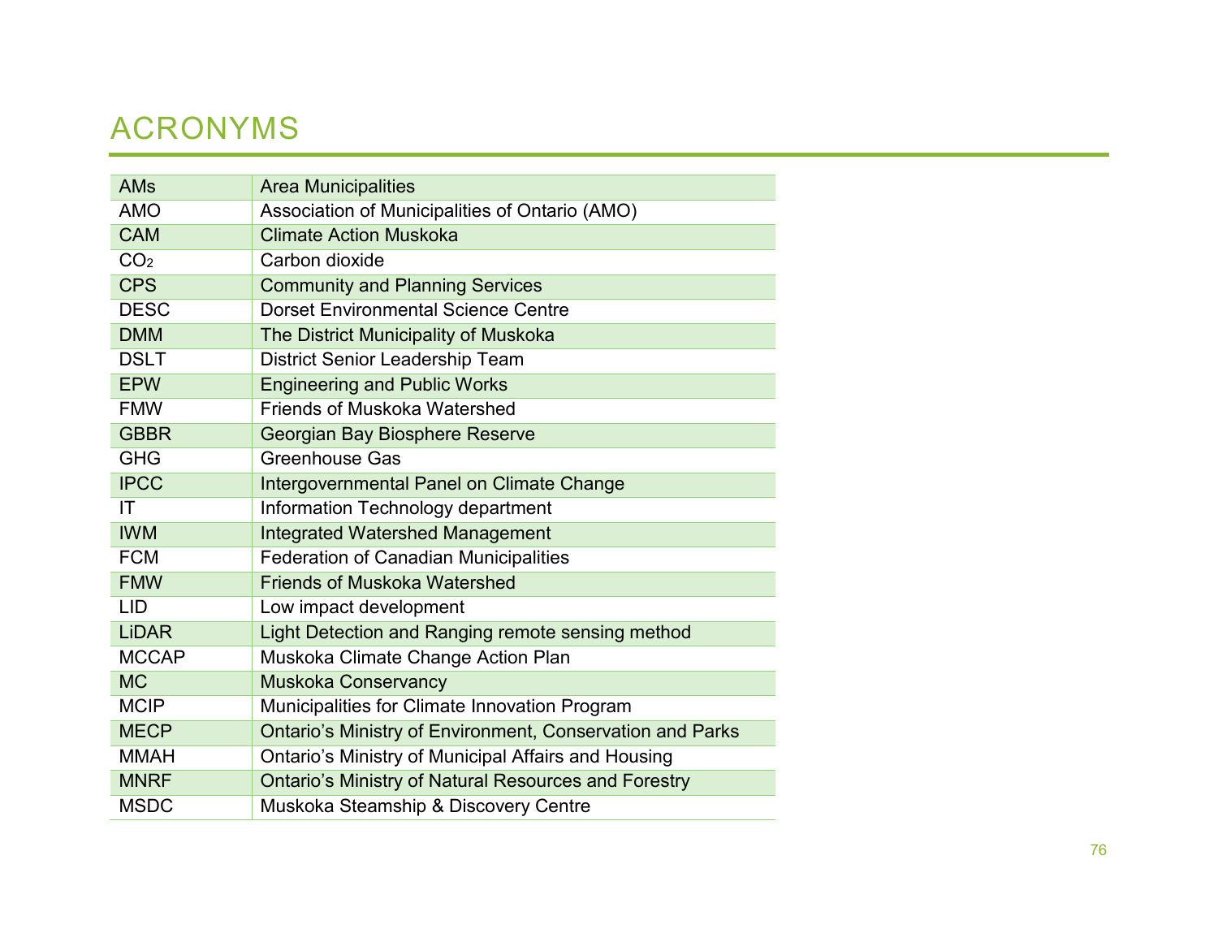# ACRONYMS

| | |
|---|---|
| AMs | Area Municipalities |
| AMO | Association of Municipalities of Ontario (AMO) |
| CAM | Climate Action Muskoka |
| $CO_2$ | Carbon dioxide |
| CPS | Community and Planning Services |
| DESC | Dorset Environmental Science Centre |
| DMM | The District Municipality of Muskoka |
| DSLT | District Senior Leadership Team |
| EPW | Engineering and Public Works |
| FMW | Friends of Muskoka Watershed |
| GBBR | Georgian Bay Biosphere Reserve |
| GHG | Greenhouse Gas |
| IPCC | Intergovernmental Panel on Climate Change |
| IT | Information Technology department |
| IWM | Integrated Watershed Management |
| FCM | Federation of Canadian Municipalities |
| FMW | Friends of Muskoka Watershed |
| LID | Low impact development |
| LiDAR | Light Detection and Ranging remote sensing method |
| MCCAP | Muskoka Climate Change Action Plan |
| MC | Muskoka Conservancy |
| MCIP | Municipalities for Climate Innovation Program |
| MECP | Ontario's Ministry of Environment, Conservation and Parks |
| MMAH | Ontario's Ministry of Municipal Affairs and Housing |
| MNRF | Ontario's Ministry of Natural Resources and Forestry |
| MSDC | Muskoka Steamship & Discovery Centre |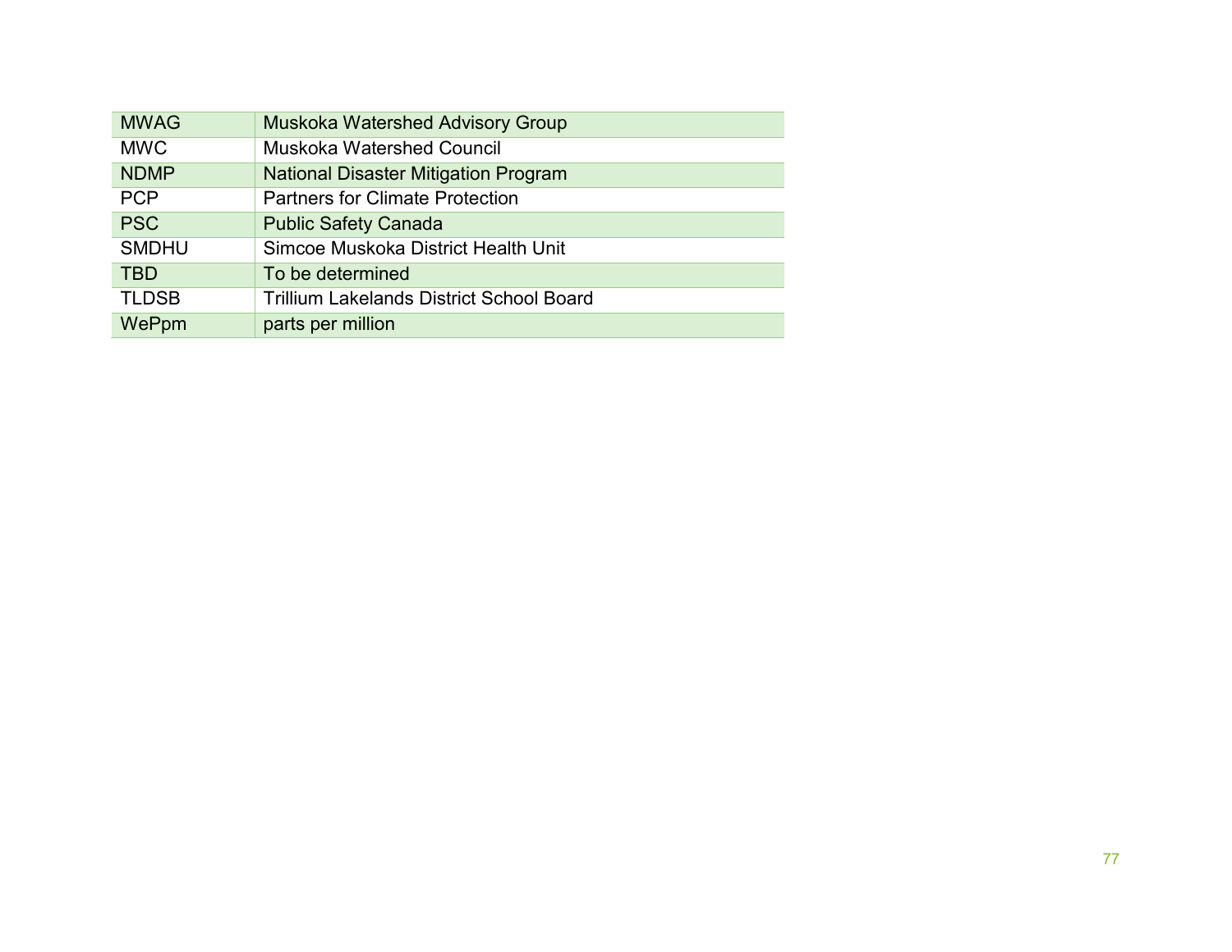| | |
|---|---|
| MWAG | Muskoka Watershed Advisory Group |
| MWC | Muskoka Watershed Council |
| NDMP | National Disaster Mitigation Program |
| PCP | Partners for Climate Protection |
| PSC | Public Safety Canada |
| SMDHU | Simcoe Muskoka District Health Unit |
| TBD | To be determined |
| TLDSB | Trillium Lakelands District School Board |
| WePpm | parts per million |